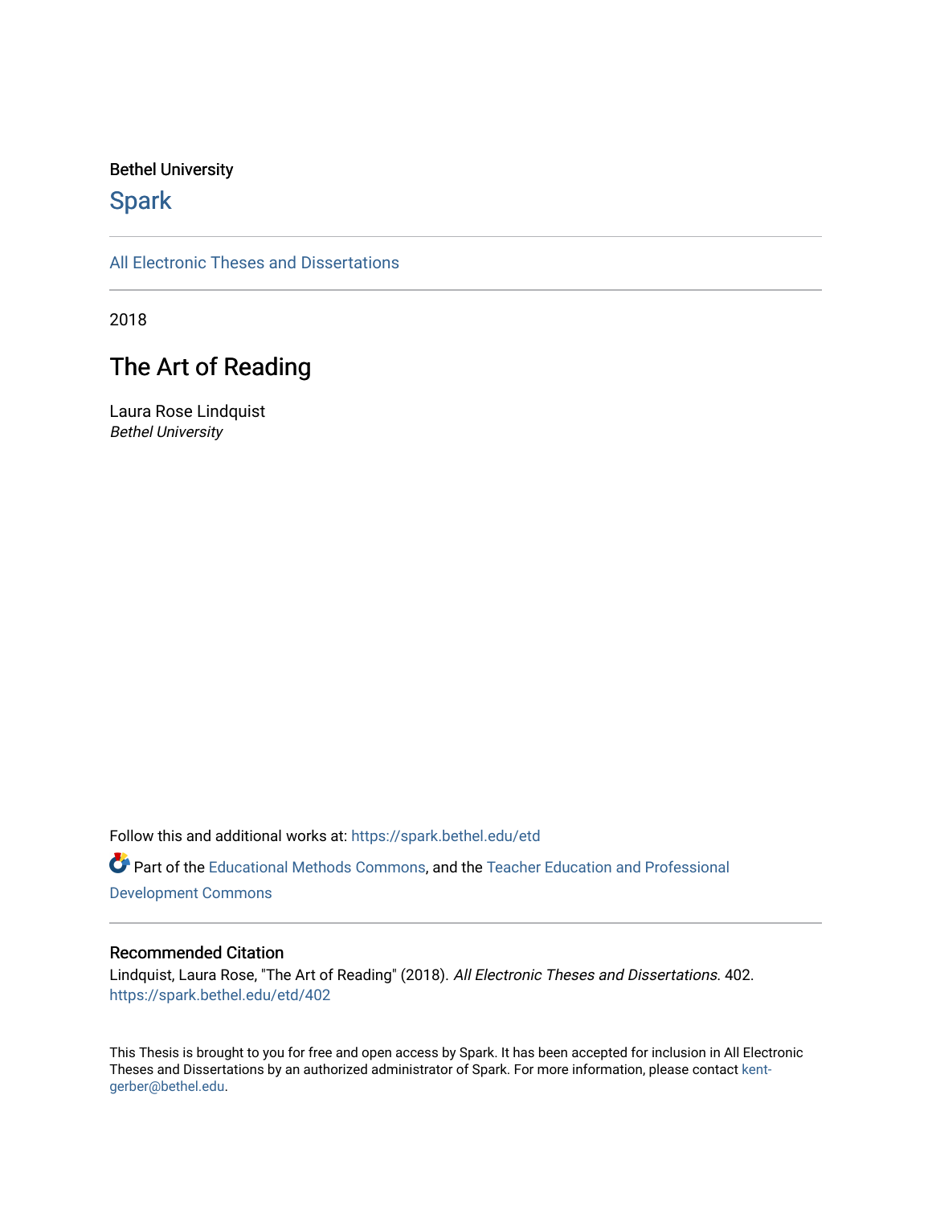Bethel University

# Spark

All Electronic Theses and Dissertations

2018

## The Art of Reading

Laura Rose Lindquist
*Bethel University*

Follow this and additional works at: https://spark.bethel.edu/etd

Part of the Educational Methods Commons, and the Teacher Education and Professional Development Commons

### Recommended Citation

Lindquist, Laura Rose, "The Art of Reading" (2018). *All Electronic Theses and Dissertations*. 402.
https://spark.bethel.edu/etd/402

This Thesis is brought to you for free and open access by Spark. It has been accepted for inclusion in All Electronic Theses and Dissertations by an authorized administrator of Spark. For more information, please contact kent-gerber@bethel.edu.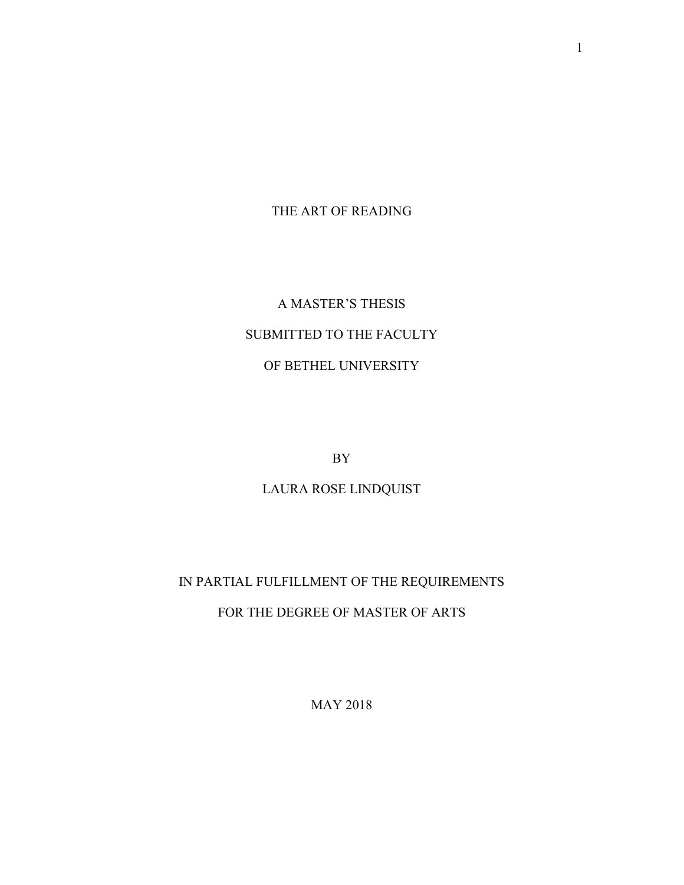# THE ART OF READING

A MASTER'S THESIS

SUBMITTED TO THE FACULTY

OF BETHEL UNIVERSITY

BY

LAURA ROSE LINDQUIST

IN PARTIAL FULFILLMENT OF THE REQUIREMENTS

FOR THE DEGREE OF MASTER OF ARTS

MAY 2018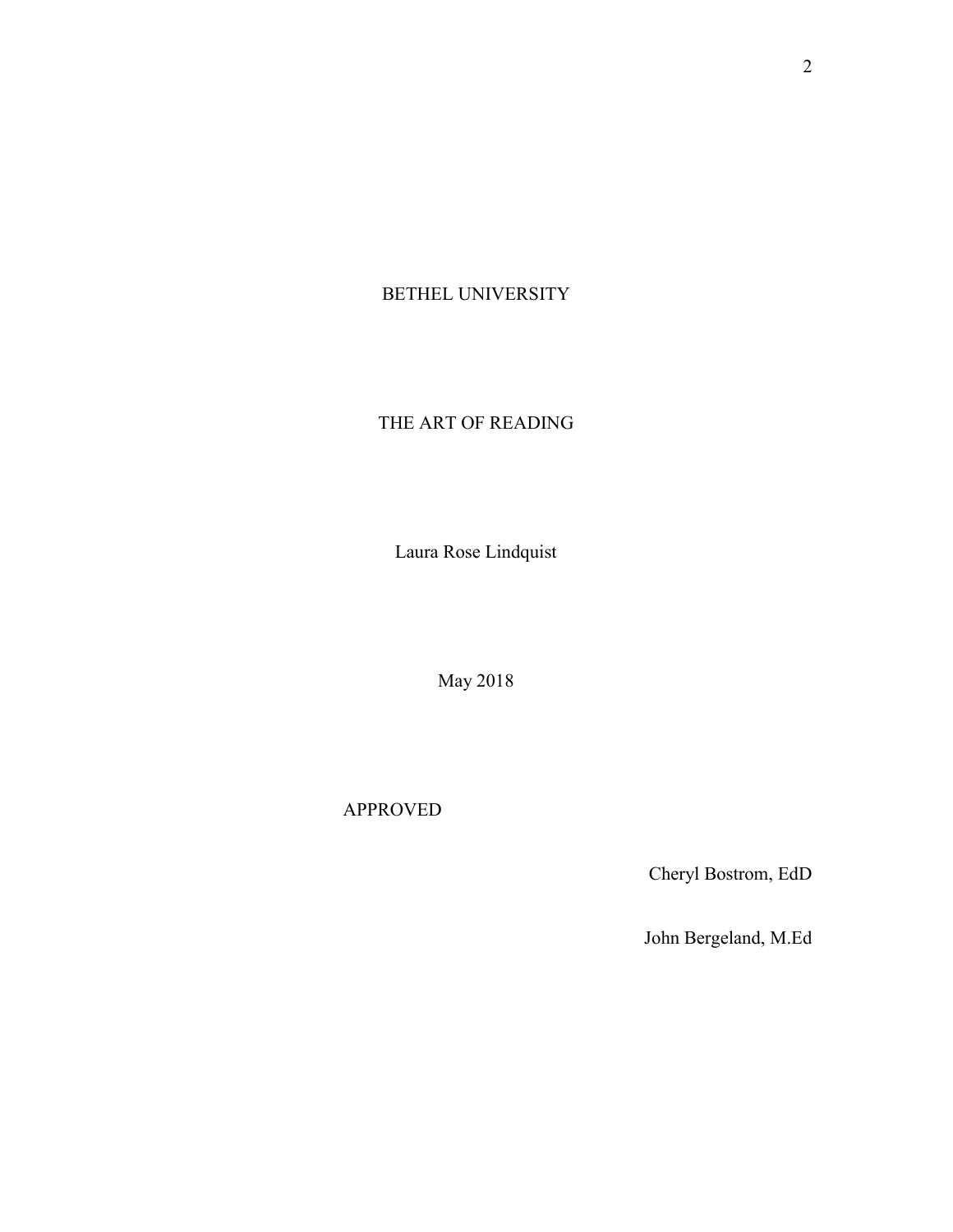BETHEL UNIVERSITY

THE ART OF READING

Laura Rose Lindquist

May 2018

APPROVED

Cheryl Bostrom, EdD

John Bergeland, M.Ed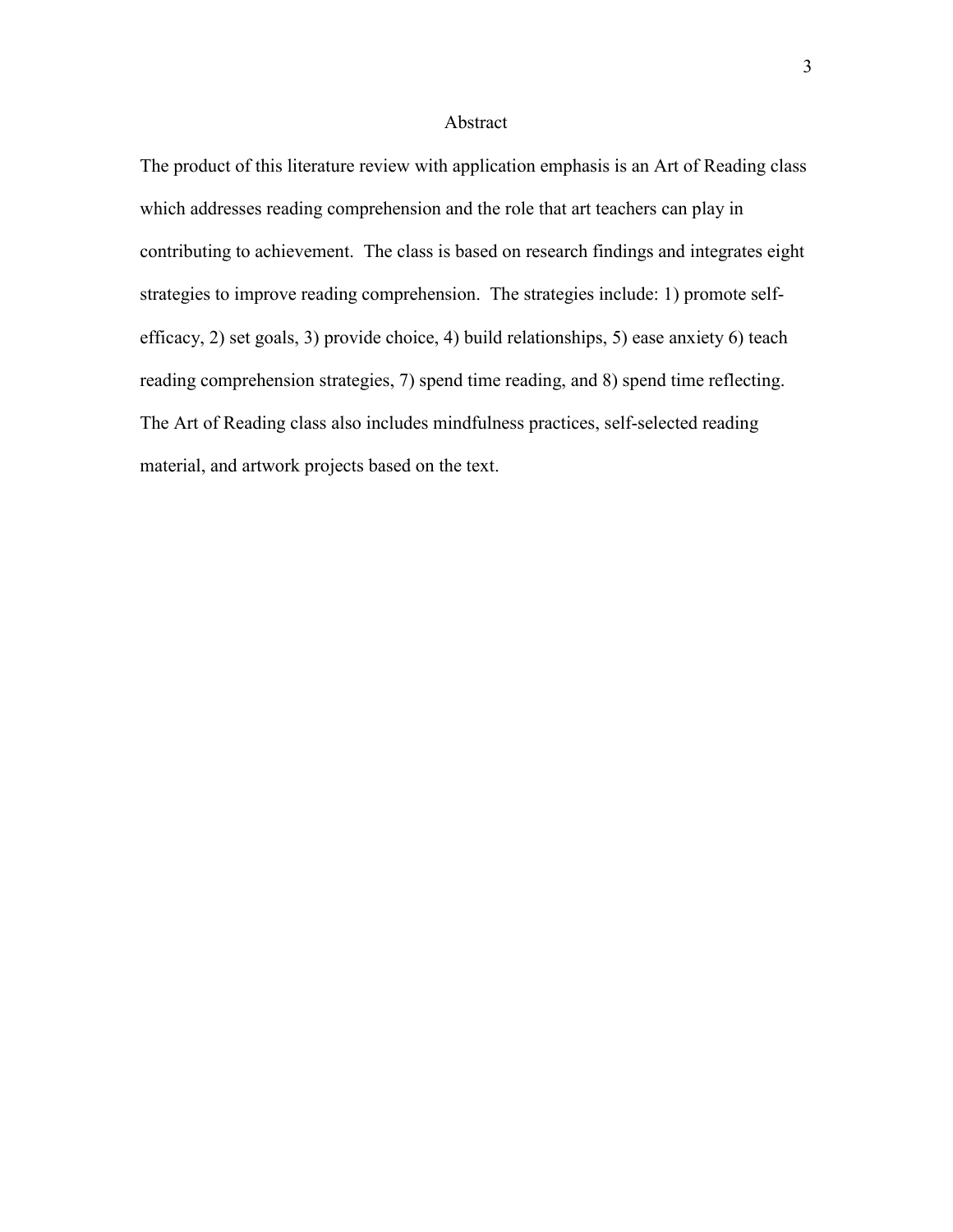# Abstract

The product of this literature review with application emphasis is an Art of Reading class which addresses reading comprehension and the role that art teachers can play in contributing to achievement. The class is based on research findings and integrates eight strategies to improve reading comprehension. The strategies include: 1) promote self-efficacy, 2) set goals, 3) provide choice, 4) build relationships, 5) ease anxiety 6) teach reading comprehension strategies, 7) spend time reading, and 8) spend time reflecting. The Art of Reading class also includes mindfulness practices, self-selected reading material, and artwork projects based on the text.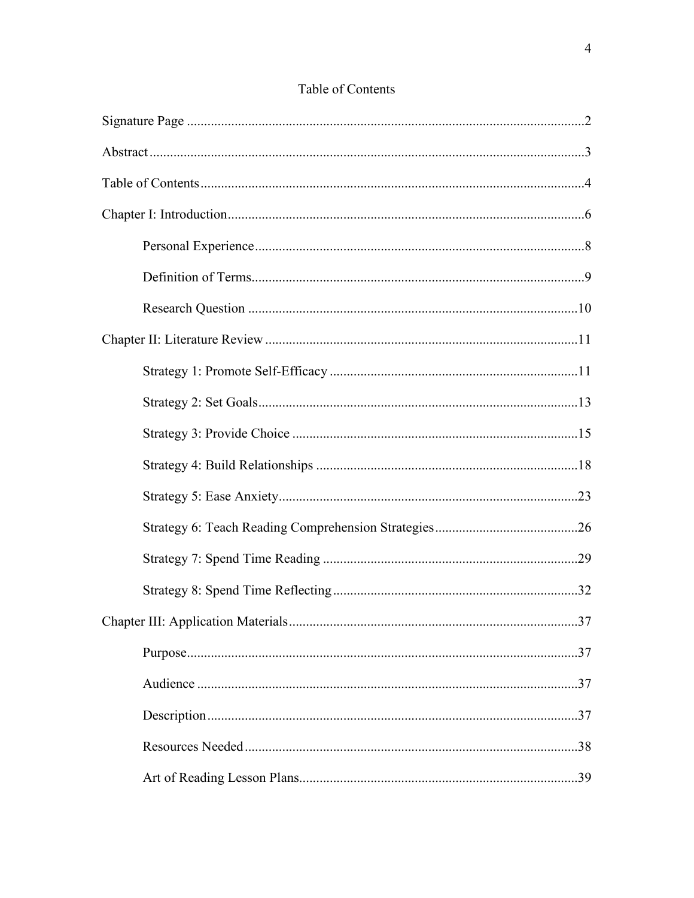# Table of Contents

Signature Page ....................................................................................................................2

Abstract ..............................................................................................................................3

Table of Contents ...............................................................................................................4

Chapter I: Introduction .......................................................................................................6

- Personal Experience ...............................................................................................8
- Definition of Terms ................................................................................................9
- Research Question ................................................................................................10

Chapter II: Literature Review ...........................................................................................11

- Strategy 1: Promote Self-Efficacy .........................................................................11
- Strategy 2: Set Goals .............................................................................................13
- Strategy 3: Provide Choice ...................................................................................15
- Strategy 4: Build Relationships ............................................................................18
- Strategy 5: Ease Anxiety .......................................................................................23
- Strategy 6: Teach Reading Comprehension Strategies ..........................................26
- Strategy 7: Spend Time Reading ..........................................................................29
- Strategy 8: Spend Time Reflecting .......................................................................32

Chapter III: Application Materials ....................................................................................37

- Purpose ..................................................................................................................37
- Audience ...............................................................................................................37
- Description ............................................................................................................37
- Resources Needed .................................................................................................38
- Art of Reading Lesson Plans .................................................................................39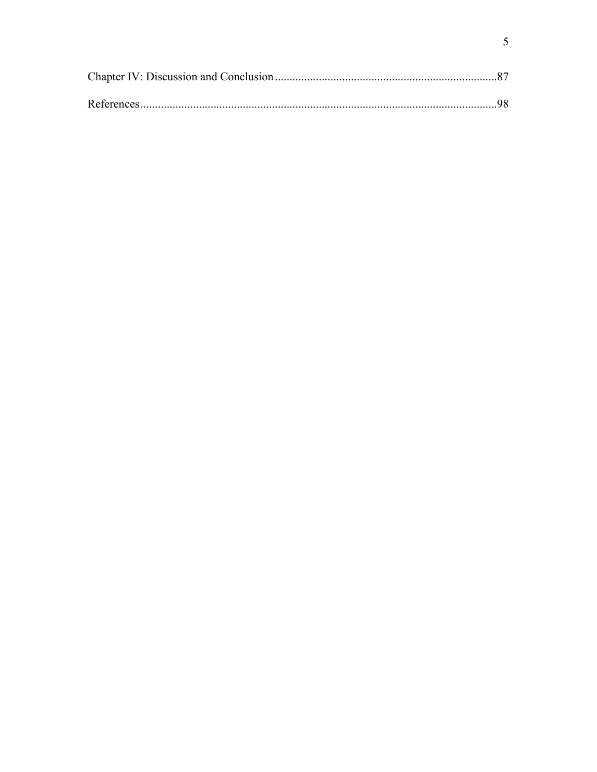Chapter IV: Discussion and Conclusion ........................................................................87

References ........................................................................................................................98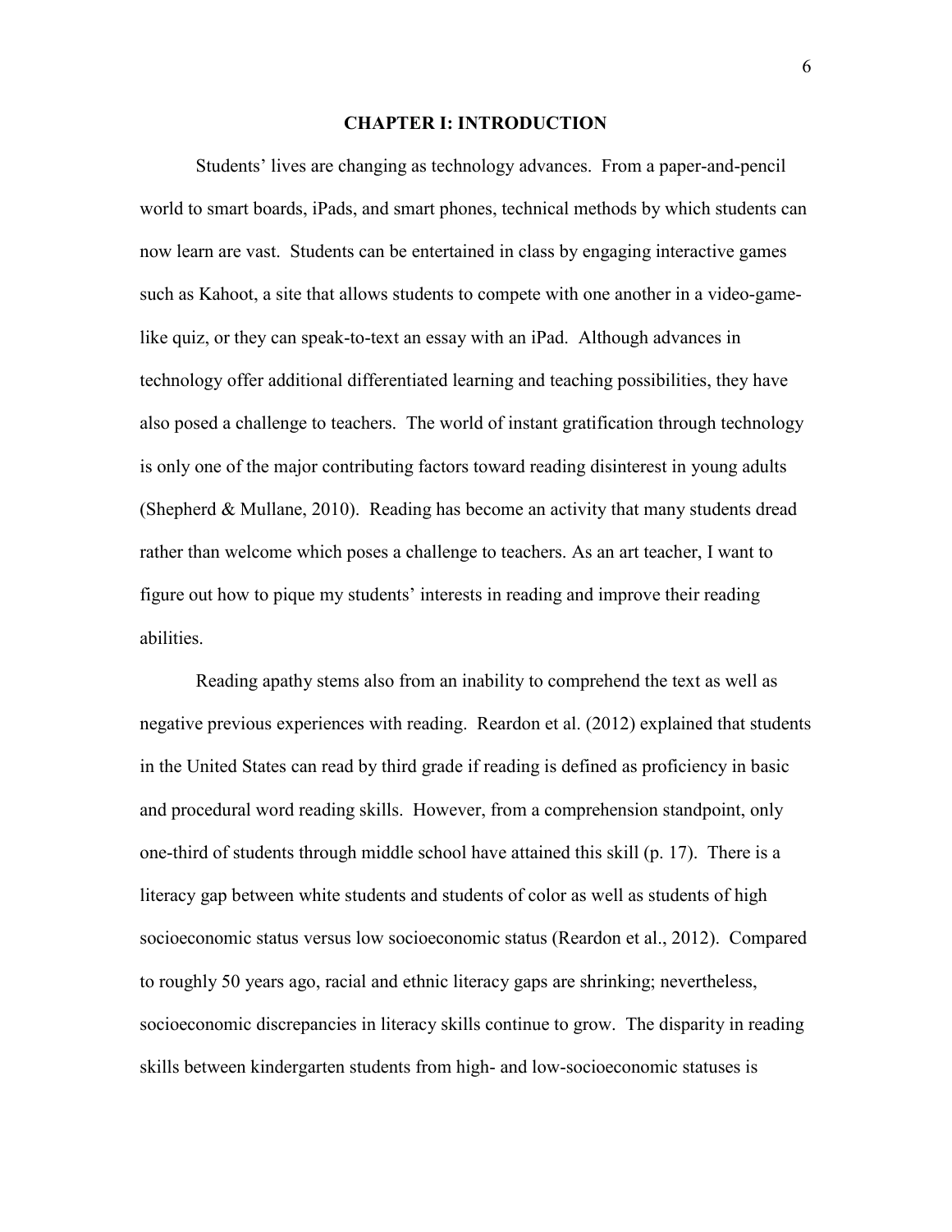# CHAPTER I: INTRODUCTION

Students' lives are changing as technology advances. From a paper-and-pencil world to smart boards, iPads, and smart phones, technical methods by which students can now learn are vast. Students can be entertained in class by engaging interactive games such as Kahoot, a site that allows students to compete with one another in a video-game-like quiz, or they can speak-to-text an essay with an iPad. Although advances in technology offer additional differentiated learning and teaching possibilities, they have also posed a challenge to teachers. The world of instant gratification through technology is only one of the major contributing factors toward reading disinterest in young adults (Shepherd & Mullane, 2010). Reading has become an activity that many students dread rather than welcome which poses a challenge to teachers. As an art teacher, I want to figure out how to pique my students' interests in reading and improve their reading abilities.

Reading apathy stems also from an inability to comprehend the text as well as negative previous experiences with reading. Reardon et al. (2012) explained that students in the United States can read by third grade if reading is defined as proficiency in basic and procedural word reading skills. However, from a comprehension standpoint, only one-third of students through middle school have attained this skill (p. 17). There is a literacy gap between white students and students of color as well as students of high socioeconomic status versus low socioeconomic status (Reardon et al., 2012). Compared to roughly 50 years ago, racial and ethnic literacy gaps are shrinking; nevertheless, socioeconomic discrepancies in literacy skills continue to grow. The disparity in reading skills between kindergarten students from high- and low-socioeconomic statuses is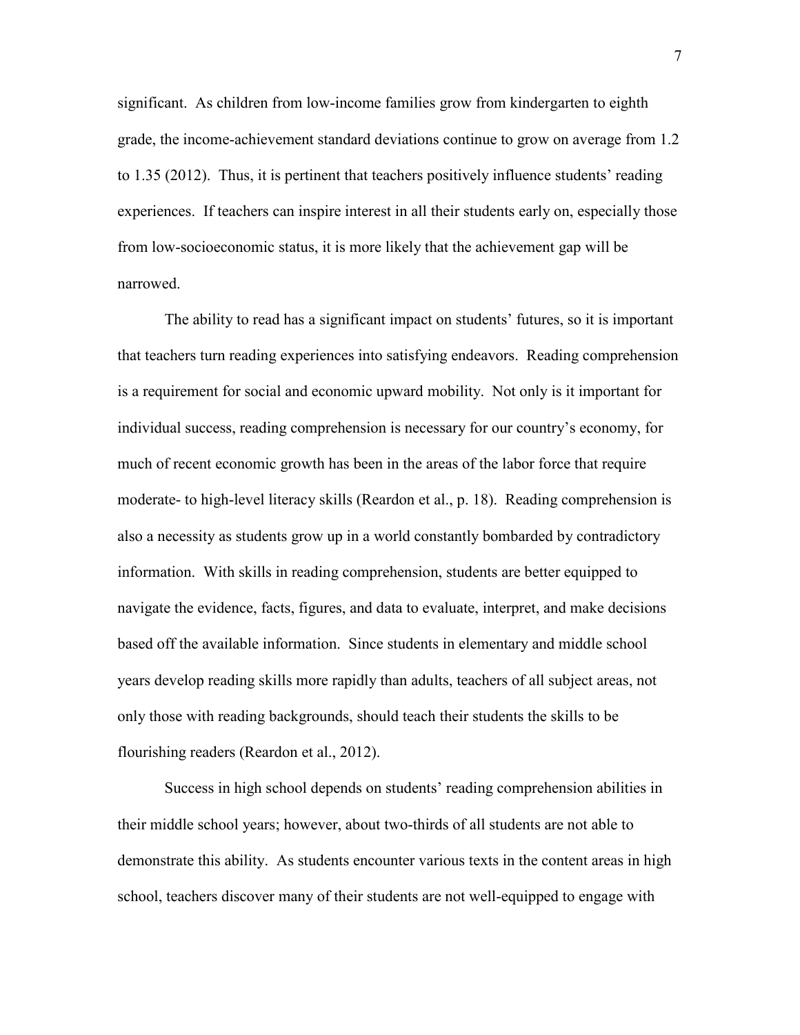significant. As children from low-income families grow from kindergarten to eighth grade, the income-achievement standard deviations continue to grow on average from 1.2 to 1.35 (2012). Thus, it is pertinent that teachers positively influence students' reading experiences. If teachers can inspire interest in all their students early on, especially those from low-socioeconomic status, it is more likely that the achievement gap will be narrowed.

The ability to read has a significant impact on students' futures, so it is important that teachers turn reading experiences into satisfying endeavors. Reading comprehension is a requirement for social and economic upward mobility. Not only is it important for individual success, reading comprehension is necessary for our country's economy, for much of recent economic growth has been in the areas of the labor force that require moderate- to high-level literacy skills (Reardon et al., p. 18). Reading comprehension is also a necessity as students grow up in a world constantly bombarded by contradictory information. With skills in reading comprehension, students are better equipped to navigate the evidence, facts, figures, and data to evaluate, interpret, and make decisions based off the available information. Since students in elementary and middle school years develop reading skills more rapidly than adults, teachers of all subject areas, not only those with reading backgrounds, should teach their students the skills to be flourishing readers (Reardon et al., 2012).

Success in high school depends on students' reading comprehension abilities in their middle school years; however, about two-thirds of all students are not able to demonstrate this ability. As students encounter various texts in the content areas in high school, teachers discover many of their students are not well-equipped to engage with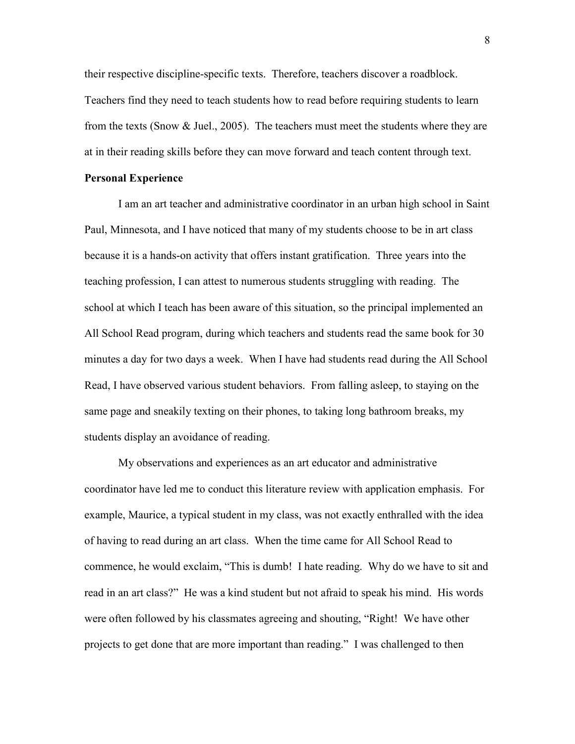their respective discipline-specific texts. Therefore, teachers discover a roadblock. Teachers find they need to teach students how to read before requiring students to learn from the texts (Snow & Juel., 2005). The teachers must meet the students where they are at in their reading skills before they can move forward and teach content through text.

**Personal Experience**

I am an art teacher and administrative coordinator in an urban high school in Saint Paul, Minnesota, and I have noticed that many of my students choose to be in art class because it is a hands-on activity that offers instant gratification. Three years into the teaching profession, I can attest to numerous students struggling with reading. The school at which I teach has been aware of this situation, so the principal implemented an All School Read program, during which teachers and students read the same book for 30 minutes a day for two days a week. When I have had students read during the All School Read, I have observed various student behaviors. From falling asleep, to staying on the same page and sneakily texting on their phones, to taking long bathroom breaks, my students display an avoidance of reading.

My observations and experiences as an art educator and administrative coordinator have led me to conduct this literature review with application emphasis. For example, Maurice, a typical student in my class, was not exactly enthralled with the idea of having to read during an art class. When the time came for All School Read to commence, he would exclaim, "This is dumb! I hate reading. Why do we have to sit and read in an art class?" He was a kind student but not afraid to speak his mind. His words were often followed by his classmates agreeing and shouting, "Right! We have other projects to get done that are more important than reading." I was challenged to then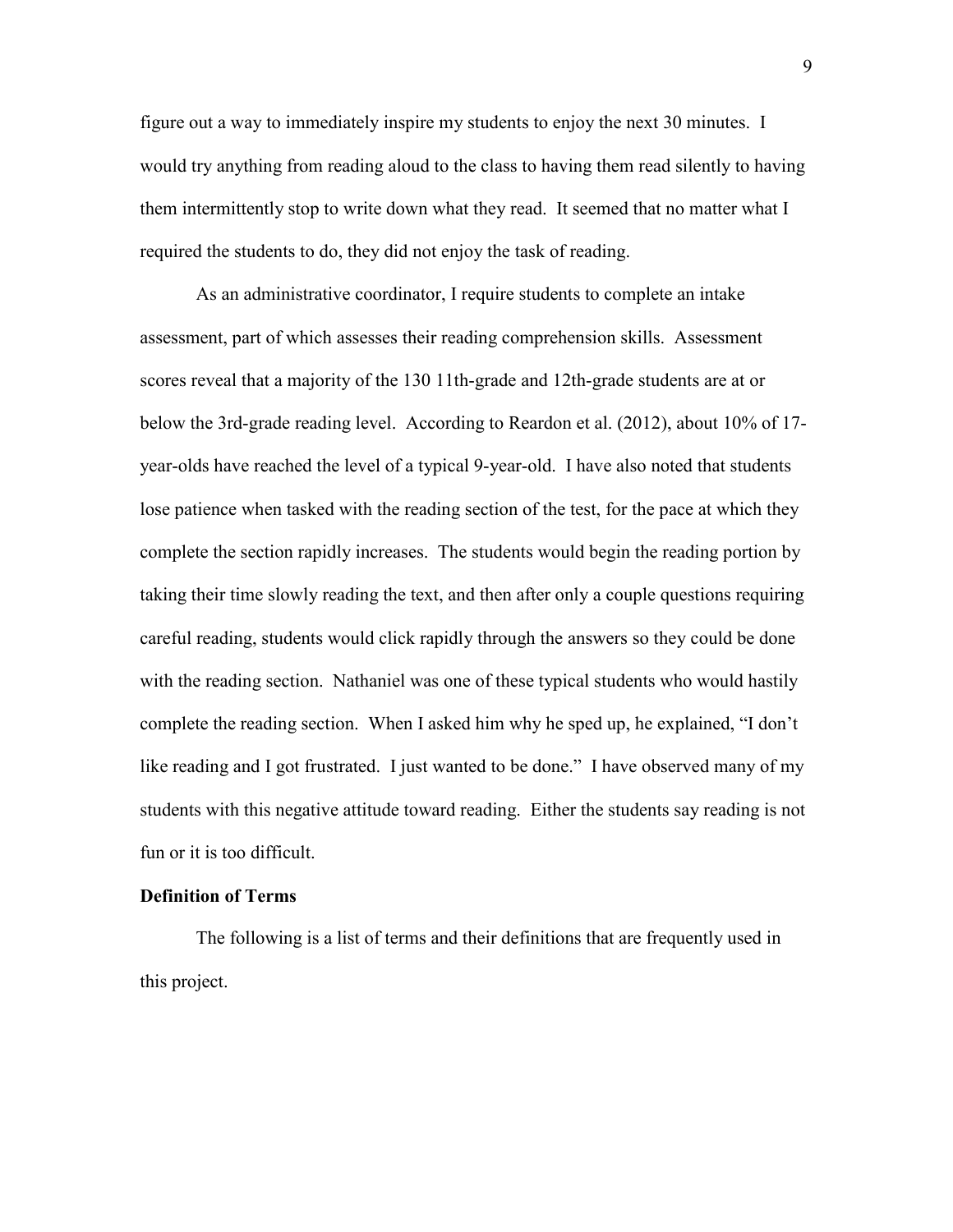figure out a way to immediately inspire my students to enjoy the next 30 minutes. I would try anything from reading aloud to the class to having them read silently to having them intermittently stop to write down what they read. It seemed that no matter what I required the students to do, they did not enjoy the task of reading.

As an administrative coordinator, I require students to complete an intake assessment, part of which assesses their reading comprehension skills. Assessment scores reveal that a majority of the 130 11th-grade and 12th-grade students are at or below the 3rd-grade reading level. According to Reardon et al. (2012), about 10% of 17-year-olds have reached the level of a typical 9-year-old. I have also noted that students lose patience when tasked with the reading section of the test, for the pace at which they complete the section rapidly increases. The students would begin the reading portion by taking their time slowly reading the text, and then after only a couple questions requiring careful reading, students would click rapidly through the answers so they could be done with the reading section. Nathaniel was one of these typical students who would hastily complete the reading section. When I asked him why he sped up, he explained, "I don't like reading and I got frustrated. I just wanted to be done." I have observed many of my students with this negative attitude toward reading. Either the students say reading is not fun or it is too difficult.

## Definition of Terms

The following is a list of terms and their definitions that are frequently used in this project.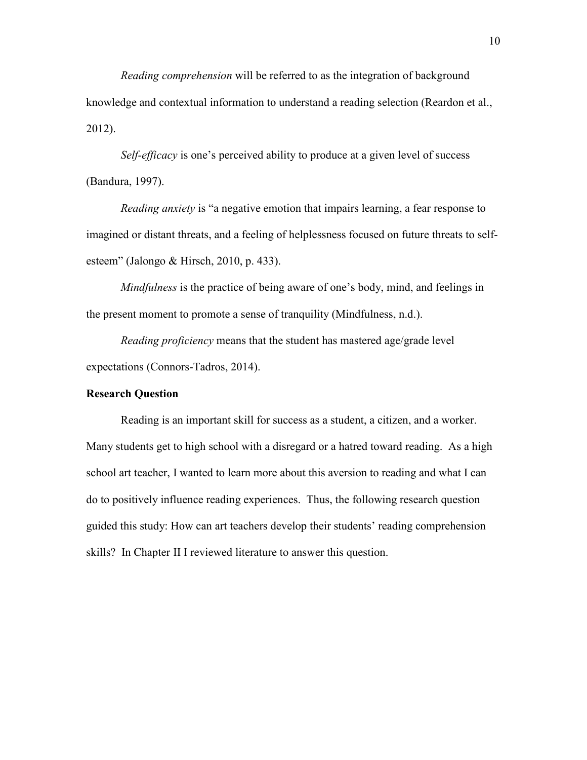*Reading comprehension* will be referred to as the integration of background knowledge and contextual information to understand a reading selection (Reardon et al., 2012).

*Self-efficacy* is one's perceived ability to produce at a given level of success (Bandura, 1997).

*Reading anxiety* is "a negative emotion that impairs learning, a fear response to imagined or distant threats, and a feeling of helplessness focused on future threats to self-esteem" (Jalongo & Hirsch, 2010, p. 433).

*Mindfulness* is the practice of being aware of one's body, mind, and feelings in the present moment to promote a sense of tranquility (Mindfulness, n.d.).

*Reading proficiency* means that the student has mastered age/grade level expectations (Connors-Tadros, 2014).

## Research Question

Reading is an important skill for success as a student, a citizen, and a worker. Many students get to high school with a disregard or a hatred toward reading. As a high school art teacher, I wanted to learn more about this aversion to reading and what I can do to positively influence reading experiences. Thus, the following research question guided this study: How can art teachers develop their students' reading comprehension skills? In Chapter II I reviewed literature to answer this question.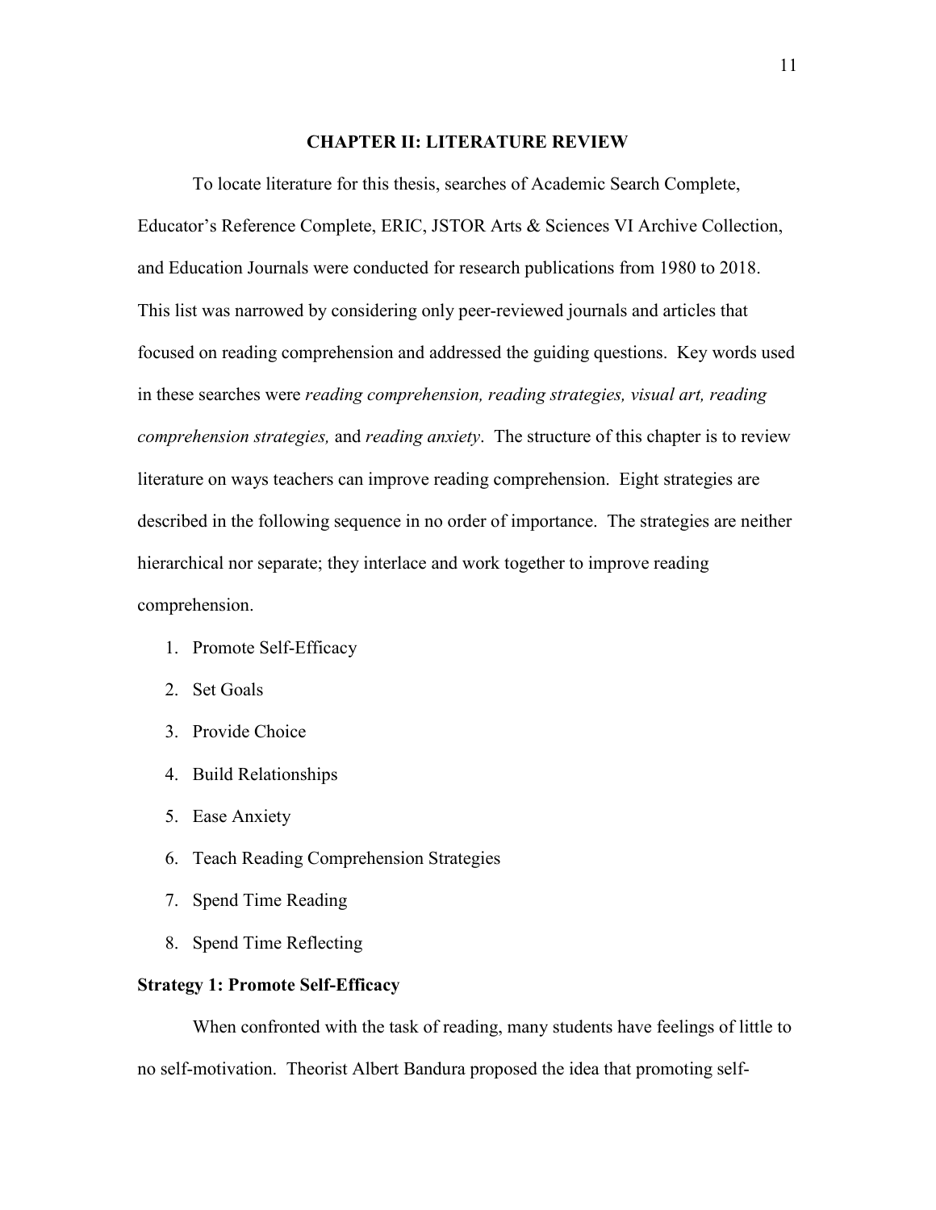## CHAPTER II: LITERATURE REVIEW

To locate literature for this thesis, searches of Academic Search Complete, Educator's Reference Complete, ERIC, JSTOR Arts & Sciences VI Archive Collection, and Education Journals were conducted for research publications from 1980 to 2018. This list was narrowed by considering only peer-reviewed journals and articles that focused on reading comprehension and addressed the guiding questions. Key words used in these searches were *reading comprehension, reading strategies, visual art, reading comprehension strategies,* and *reading anxiety*. The structure of this chapter is to review literature on ways teachers can improve reading comprehension. Eight strategies are described in the following sequence in no order of importance. The strategies are neither hierarchical nor separate; they interlace and work together to improve reading comprehension.

1. Promote Self-Efficacy
2. Set Goals
3. Provide Choice
4. Build Relationships
5. Ease Anxiety
6. Teach Reading Comprehension Strategies
7. Spend Time Reading
8. Spend Time Reflecting

### Strategy 1: Promote Self-Efficacy

When confronted with the task of reading, many students have feelings of little to no self-motivation. Theorist Albert Bandura proposed the idea that promoting self-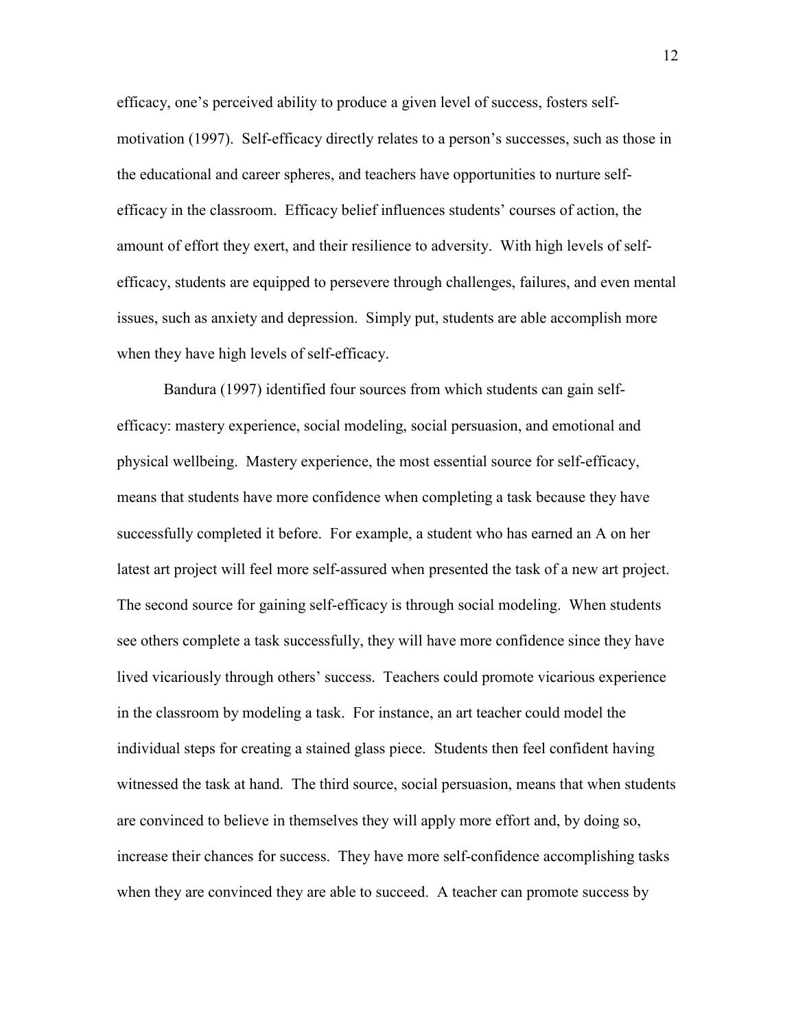efficacy, one's perceived ability to produce a given level of success, fosters self-motivation (1997). Self-efficacy directly relates to a person's successes, such as those in the educational and career spheres, and teachers have opportunities to nurture self-efficacy in the classroom. Efficacy belief influences students' courses of action, the amount of effort they exert, and their resilience to adversity. With high levels of self-efficacy, students are equipped to persevere through challenges, failures, and even mental issues, such as anxiety and depression. Simply put, students are able accomplish more when they have high levels of self-efficacy.

Bandura (1997) identified four sources from which students can gain self-efficacy: mastery experience, social modeling, social persuasion, and emotional and physical wellbeing. Mastery experience, the most essential source for self-efficacy, means that students have more confidence when completing a task because they have successfully completed it before. For example, a student who has earned an A on her latest art project will feel more self-assured when presented the task of a new art project. The second source for gaining self-efficacy is through social modeling. When students see others complete a task successfully, they will have more confidence since they have lived vicariously through others' success. Teachers could promote vicarious experience in the classroom by modeling a task. For instance, an art teacher could model the individual steps for creating a stained glass piece. Students then feel confident having witnessed the task at hand. The third source, social persuasion, means that when students are convinced to believe in themselves they will apply more effort and, by doing so, increase their chances for success. They have more self-confidence accomplishing tasks when they are convinced they are able to succeed. A teacher can promote success by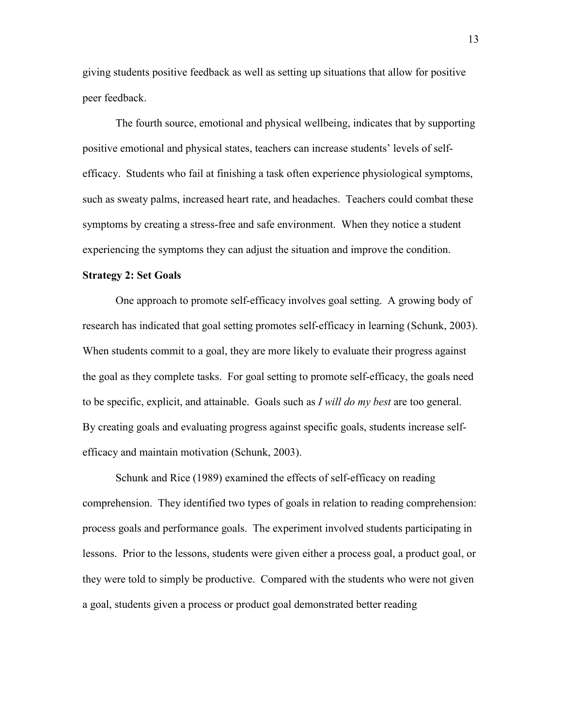giving students positive feedback as well as setting up situations that allow for positive peer feedback.

The fourth source, emotional and physical wellbeing, indicates that by supporting positive emotional and physical states, teachers can increase students' levels of self-efficacy. Students who fail at finishing a task often experience physiological symptoms, such as sweaty palms, increased heart rate, and headaches. Teachers could combat these symptoms by creating a stress-free and safe environment. When they notice a student experiencing the symptoms they can adjust the situation and improve the condition.

**Strategy 2: Set Goals**

One approach to promote self-efficacy involves goal setting. A growing body of research has indicated that goal setting promotes self-efficacy in learning (Schunk, 2003). When students commit to a goal, they are more likely to evaluate their progress against the goal as they complete tasks. For goal setting to promote self-efficacy, the goals need to be specific, explicit, and attainable. Goals such as *I will do my best* are too general. By creating goals and evaluating progress against specific goals, students increase self-efficacy and maintain motivation (Schunk, 2003).

Schunk and Rice (1989) examined the effects of self-efficacy on reading comprehension. They identified two types of goals in relation to reading comprehension: process goals and performance goals. The experiment involved students participating in lessons. Prior to the lessons, students were given either a process goal, a product goal, or they were told to simply be productive. Compared with the students who were not given a goal, students given a process or product goal demonstrated better reading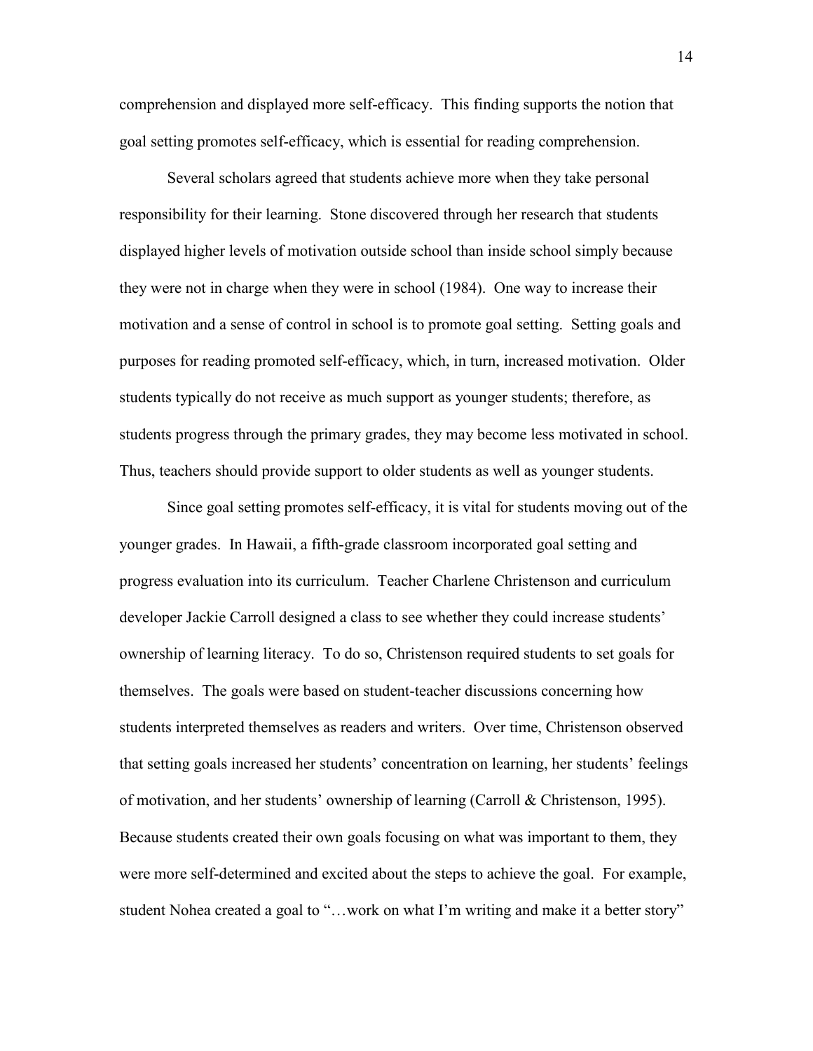comprehension and displayed more self-efficacy. This finding supports the notion that goal setting promotes self-efficacy, which is essential for reading comprehension.

Several scholars agreed that students achieve more when they take personal responsibility for their learning. Stone discovered through her research that students displayed higher levels of motivation outside school than inside school simply because they were not in charge when they were in school (1984). One way to increase their motivation and a sense of control in school is to promote goal setting. Setting goals and purposes for reading promoted self-efficacy, which, in turn, increased motivation. Older students typically do not receive as much support as younger students; therefore, as students progress through the primary grades, they may become less motivated in school. Thus, teachers should provide support to older students as well as younger students.

Since goal setting promotes self-efficacy, it is vital for students moving out of the younger grades. In Hawaii, a fifth-grade classroom incorporated goal setting and progress evaluation into its curriculum. Teacher Charlene Christenson and curriculum developer Jackie Carroll designed a class to see whether they could increase students' ownership of learning literacy. To do so, Christenson required students to set goals for themselves. The goals were based on student-teacher discussions concerning how students interpreted themselves as readers and writers. Over time, Christenson observed that setting goals increased her students' concentration on learning, her students' feelings of motivation, and her students' ownership of learning (Carroll & Christenson, 1995). Because students created their own goals focusing on what was important to them, they were more self-determined and excited about the steps to achieve the goal. For example, student Nohea created a goal to "…work on what I'm writing and make it a better story"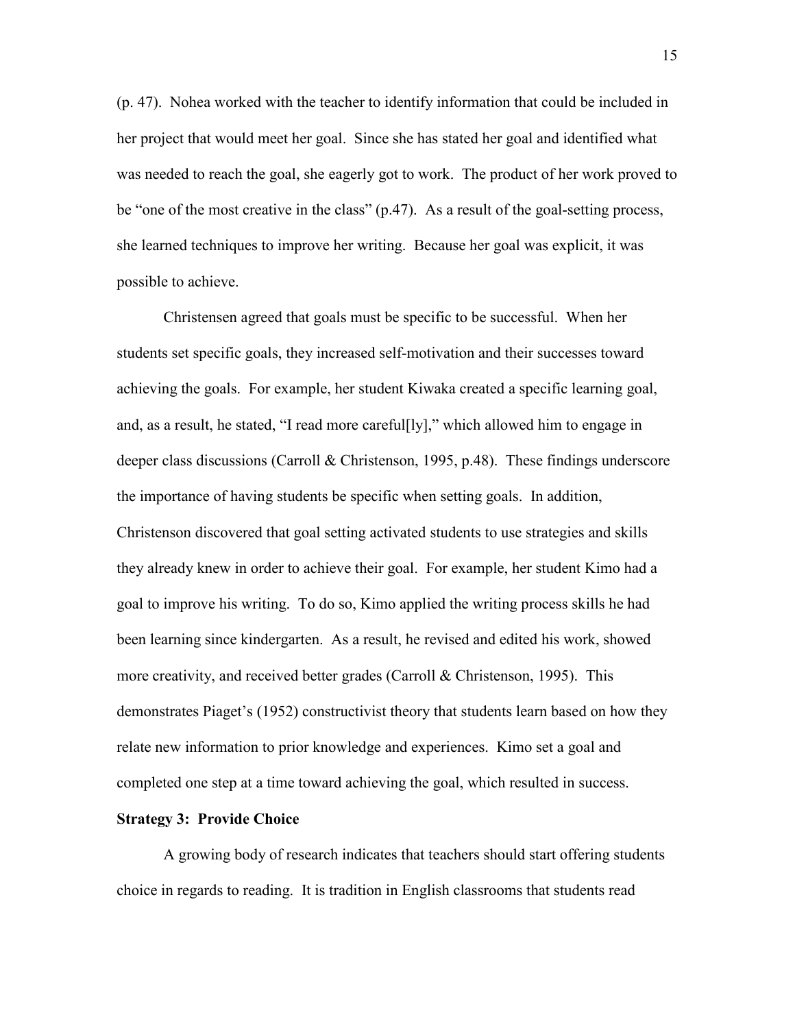(p. 47). Nohea worked with the teacher to identify information that could be included in her project that would meet her goal. Since she has stated her goal and identified what was needed to reach the goal, she eagerly got to work. The product of her work proved to be "one of the most creative in the class" (p.47). As a result of the goal-setting process, she learned techniques to improve her writing. Because her goal was explicit, it was possible to achieve.

Christensen agreed that goals must be specific to be successful. When her students set specific goals, they increased self-motivation and their successes toward achieving the goals. For example, her student Kiwaka created a specific learning goal, and, as a result, he stated, "I read more careful[ly]," which allowed him to engage in deeper class discussions (Carroll & Christenson, 1995, p.48). These findings underscore the importance of having students be specific when setting goals. In addition, Christenson discovered that goal setting activated students to use strategies and skills they already knew in order to achieve their goal. For example, her student Kimo had a goal to improve his writing. To do so, Kimo applied the writing process skills he had been learning since kindergarten. As a result, he revised and edited his work, showed more creativity, and received better grades (Carroll & Christenson, 1995). This demonstrates Piaget's (1952) constructivist theory that students learn based on how they relate new information to prior knowledge and experiences. Kimo set a goal and completed one step at a time toward achieving the goal, which resulted in success.

**Strategy 3: Provide Choice**

A growing body of research indicates that teachers should start offering students choice in regards to reading. It is tradition in English classrooms that students read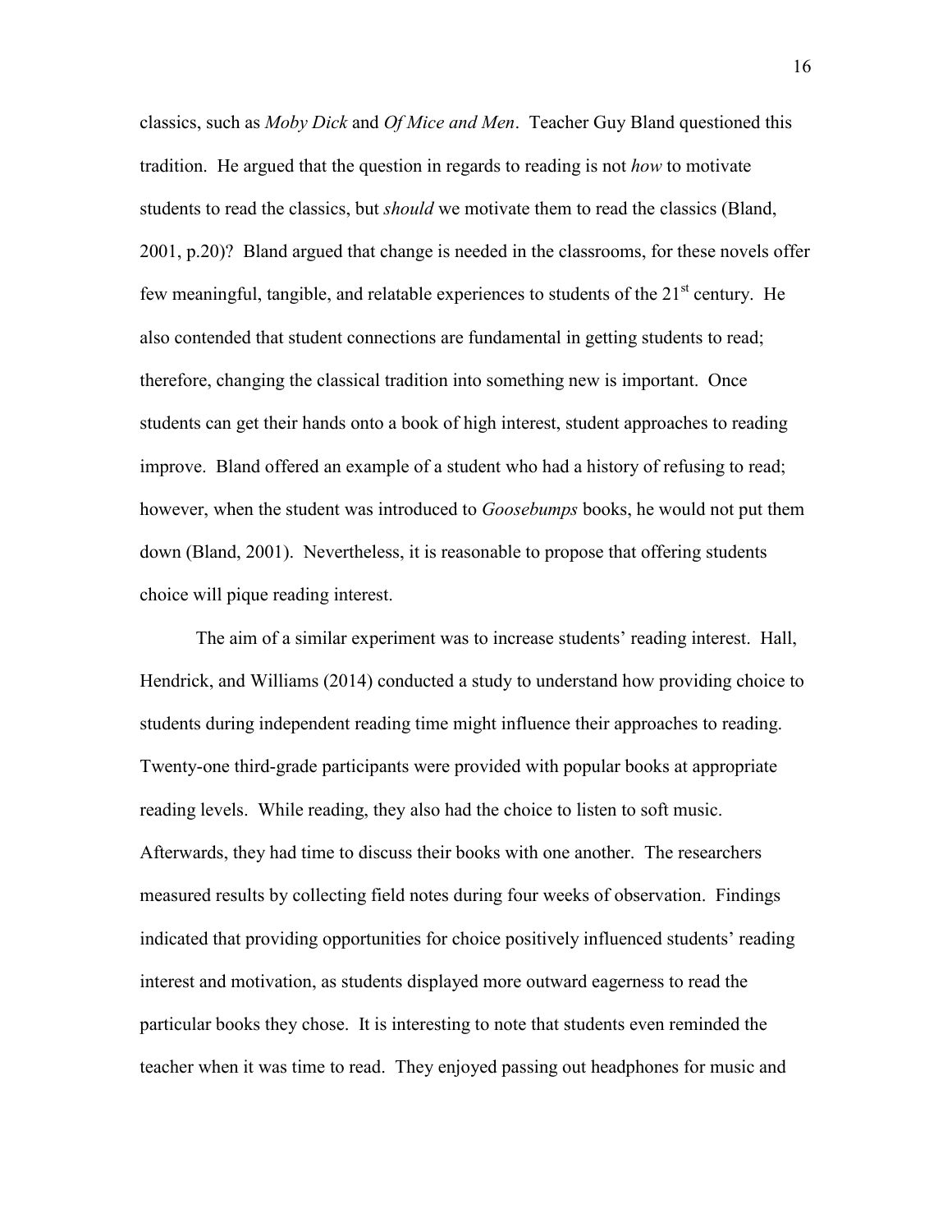classics, such as *Moby Dick* and *Of Mice and Men*. Teacher Guy Bland questioned this tradition. He argued that the question in regards to reading is not *how* to motivate students to read the classics, but *should* we motivate them to read the classics (Bland, 2001, p.20)? Bland argued that change is needed in the classrooms, for these novels offer few meaningful, tangible, and relatable experiences to students of the 21st century. He also contended that student connections are fundamental in getting students to read; therefore, changing the classical tradition into something new is important. Once students can get their hands onto a book of high interest, student approaches to reading improve. Bland offered an example of a student who had a history of refusing to read; however, when the student was introduced to *Goosebumps* books, he would not put them down (Bland, 2001). Nevertheless, it is reasonable to propose that offering students choice will pique reading interest.

The aim of a similar experiment was to increase students' reading interest. Hall, Hendrick, and Williams (2014) conducted a study to understand how providing choice to students during independent reading time might influence their approaches to reading. Twenty-one third-grade participants were provided with popular books at appropriate reading levels. While reading, they also had the choice to listen to soft music. Afterwards, they had time to discuss their books with one another. The researchers measured results by collecting field notes during four weeks of observation. Findings indicated that providing opportunities for choice positively influenced students' reading interest and motivation, as students displayed more outward eagerness to read the particular books they chose. It is interesting to note that students even reminded the teacher when it was time to read. They enjoyed passing out headphones for music and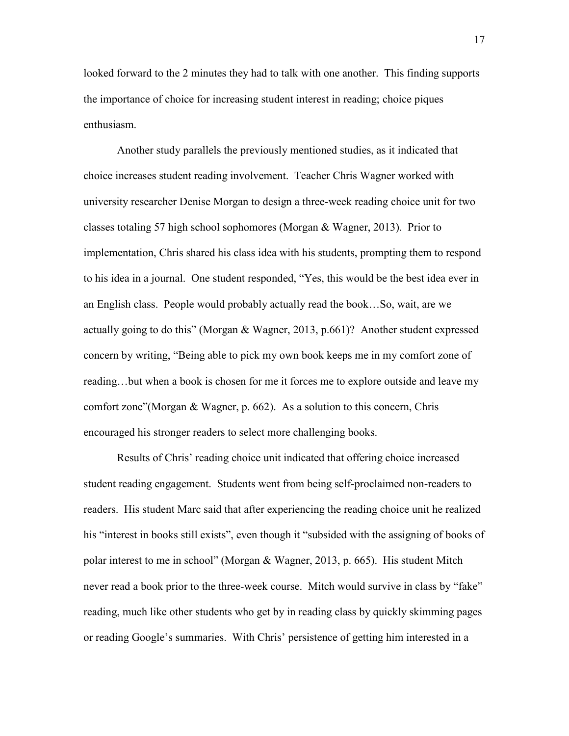looked forward to the 2 minutes they had to talk with one another. This finding supports the importance of choice for increasing student interest in reading; choice piques enthusiasm.

Another study parallels the previously mentioned studies, as it indicated that choice increases student reading involvement. Teacher Chris Wagner worked with university researcher Denise Morgan to design a three-week reading choice unit for two classes totaling 57 high school sophomores (Morgan & Wagner, 2013). Prior to implementation, Chris shared his class idea with his students, prompting them to respond to his idea in a journal. One student responded, "Yes, this would be the best idea ever in an English class. People would probably actually read the book…So, wait, are we actually going to do this" (Morgan & Wagner, 2013, p.661)? Another student expressed concern by writing, "Being able to pick my own book keeps me in my comfort zone of reading…but when a book is chosen for me it forces me to explore outside and leave my comfort zone"(Morgan & Wagner, p. 662). As a solution to this concern, Chris encouraged his stronger readers to select more challenging books.

Results of Chris' reading choice unit indicated that offering choice increased student reading engagement. Students went from being self-proclaimed non-readers to readers. His student Marc said that after experiencing the reading choice unit he realized his "interest in books still exists", even though it "subsided with the assigning of books of polar interest to me in school" (Morgan & Wagner, 2013, p. 665). His student Mitch never read a book prior to the three-week course. Mitch would survive in class by "fake" reading, much like other students who get by in reading class by quickly skimming pages or reading Google's summaries. With Chris' persistence of getting him interested in a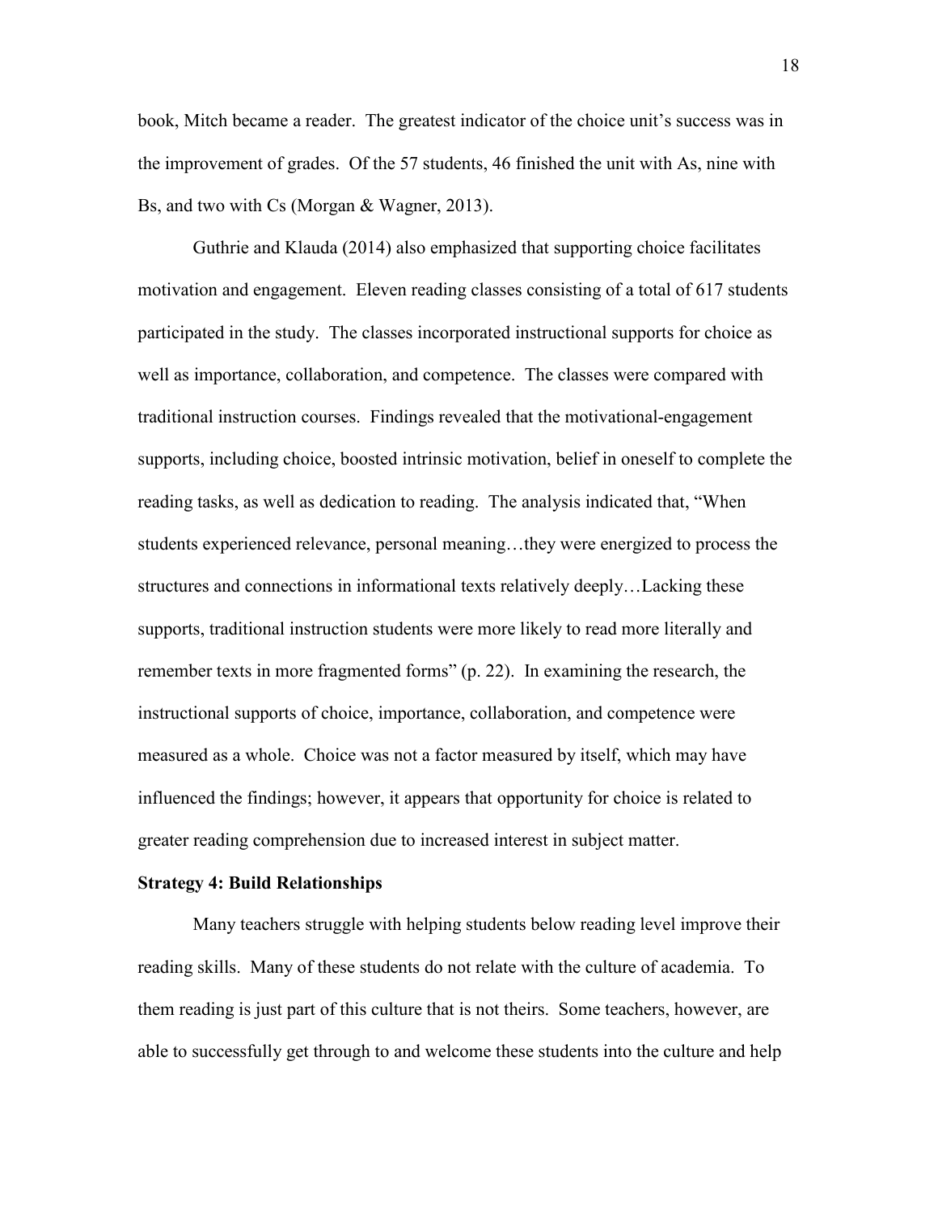book, Mitch became a reader. The greatest indicator of the choice unit's success was in the improvement of grades. Of the 57 students, 46 finished the unit with As, nine with Bs, and two with Cs (Morgan & Wagner, 2013).

Guthrie and Klauda (2014) also emphasized that supporting choice facilitates motivation and engagement. Eleven reading classes consisting of a total of 617 students participated in the study. The classes incorporated instructional supports for choice as well as importance, collaboration, and competence. The classes were compared with traditional instruction courses. Findings revealed that the motivational-engagement supports, including choice, boosted intrinsic motivation, belief in oneself to complete the reading tasks, as well as dedication to reading. The analysis indicated that, "When students experienced relevance, personal meaning…they were energized to process the structures and connections in informational texts relatively deeply…Lacking these supports, traditional instruction students were more likely to read more literally and remember texts in more fragmented forms" (p. 22). In examining the research, the instructional supports of choice, importance, collaboration, and competence were measured as a whole. Choice was not a factor measured by itself, which may have influenced the findings; however, it appears that opportunity for choice is related to greater reading comprehension due to increased interest in subject matter.

**Strategy 4: Build Relationships**

Many teachers struggle with helping students below reading level improve their reading skills. Many of these students do not relate with the culture of academia. To them reading is just part of this culture that is not theirs. Some teachers, however, are able to successfully get through to and welcome these students into the culture and help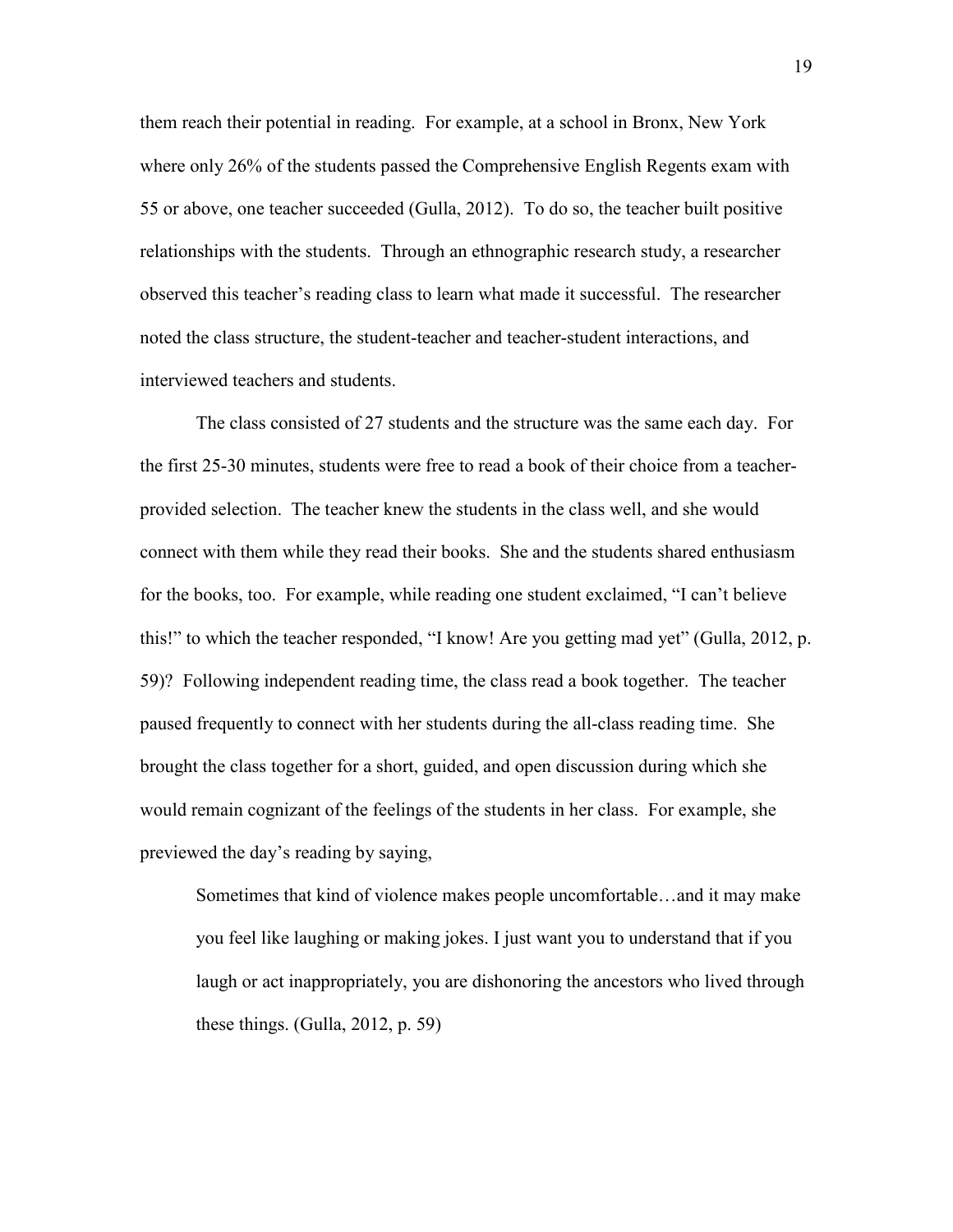them reach their potential in reading. For example, at a school in Bronx, New York where only 26% of the students passed the Comprehensive English Regents exam with 55 or above, one teacher succeeded (Gulla, 2012). To do so, the teacher built positive relationships with the students. Through an ethnographic research study, a researcher observed this teacher's reading class to learn what made it successful. The researcher noted the class structure, the student-teacher and teacher-student interactions, and interviewed teachers and students.

The class consisted of 27 students and the structure was the same each day. For the first 25-30 minutes, students were free to read a book of their choice from a teacher-provided selection. The teacher knew the students in the class well, and she would connect with them while they read their books. She and the students shared enthusiasm for the books, too. For example, while reading one student exclaimed, "I can't believe this!" to which the teacher responded, "I know! Are you getting mad yet" (Gulla, 2012, p. 59)? Following independent reading time, the class read a book together. The teacher paused frequently to connect with her students during the all-class reading time. She brought the class together for a short, guided, and open discussion during which she would remain cognizant of the feelings of the students in her class. For example, she previewed the day's reading by saying,

> Sometimes that kind of violence makes people uncomfortable…and it may make you feel like laughing or making jokes. I just want you to understand that if you laugh or act inappropriately, you are dishonoring the ancestors who lived through these things. (Gulla, 2012, p. 59)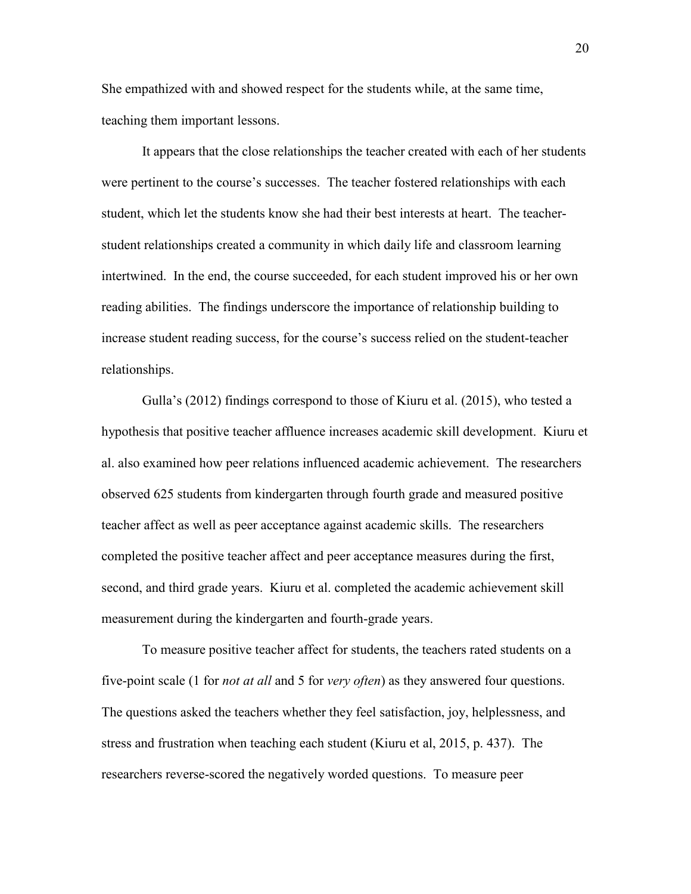She empathized with and showed respect for the students while, at the same time, teaching them important lessons.

It appears that the close relationships the teacher created with each of her students were pertinent to the course's successes. The teacher fostered relationships with each student, which let the students know she had their best interests at heart. The teacher-student relationships created a community in which daily life and classroom learning intertwined. In the end, the course succeeded, for each student improved his or her own reading abilities. The findings underscore the importance of relationship building to increase student reading success, for the course's success relied on the student-teacher relationships.

Gulla's (2012) findings correspond to those of Kiuru et al. (2015), who tested a hypothesis that positive teacher affluence increases academic skill development. Kiuru et al. also examined how peer relations influenced academic achievement. The researchers observed 625 students from kindergarten through fourth grade and measured positive teacher affect as well as peer acceptance against academic skills. The researchers completed the positive teacher affect and peer acceptance measures during the first, second, and third grade years. Kiuru et al. completed the academic achievement skill measurement during the kindergarten and fourth-grade years.

To measure positive teacher affect for students, the teachers rated students on a five-point scale (1 for *not at all* and 5 for *very often*) as they answered four questions. The questions asked the teachers whether they feel satisfaction, joy, helplessness, and stress and frustration when teaching each student (Kiuru et al, 2015, p. 437). The researchers reverse-scored the negatively worded questions. To measure peer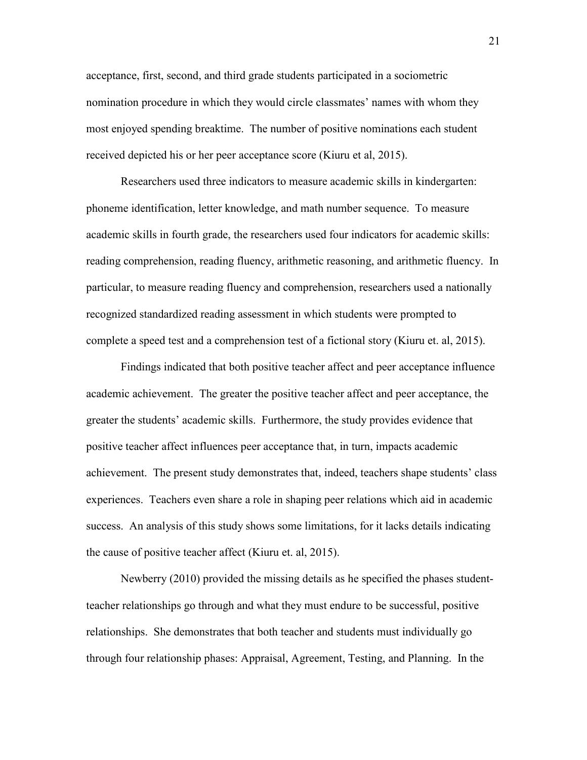acceptance, first, second, and third grade students participated in a sociometric nomination procedure in which they would circle classmates' names with whom they most enjoyed spending breaktime. The number of positive nominations each student received depicted his or her peer acceptance score (Kiuru et al, 2015).

Researchers used three indicators to measure academic skills in kindergarten: phoneme identification, letter knowledge, and math number sequence. To measure academic skills in fourth grade, the researchers used four indicators for academic skills: reading comprehension, reading fluency, arithmetic reasoning, and arithmetic fluency. In particular, to measure reading fluency and comprehension, researchers used a nationally recognized standardized reading assessment in which students were prompted to complete a speed test and a comprehension test of a fictional story (Kiuru et. al, 2015).

Findings indicated that both positive teacher affect and peer acceptance influence academic achievement. The greater the positive teacher affect and peer acceptance, the greater the students' academic skills. Furthermore, the study provides evidence that positive teacher affect influences peer acceptance that, in turn, impacts academic achievement. The present study demonstrates that, indeed, teachers shape students' class experiences. Teachers even share a role in shaping peer relations which aid in academic success. An analysis of this study shows some limitations, for it lacks details indicating the cause of positive teacher affect (Kiuru et. al, 2015).

Newberry (2010) provided the missing details as he specified the phases student-teacher relationships go through and what they must endure to be successful, positive relationships. She demonstrates that both teacher and students must individually go through four relationship phases: Appraisal, Agreement, Testing, and Planning. In the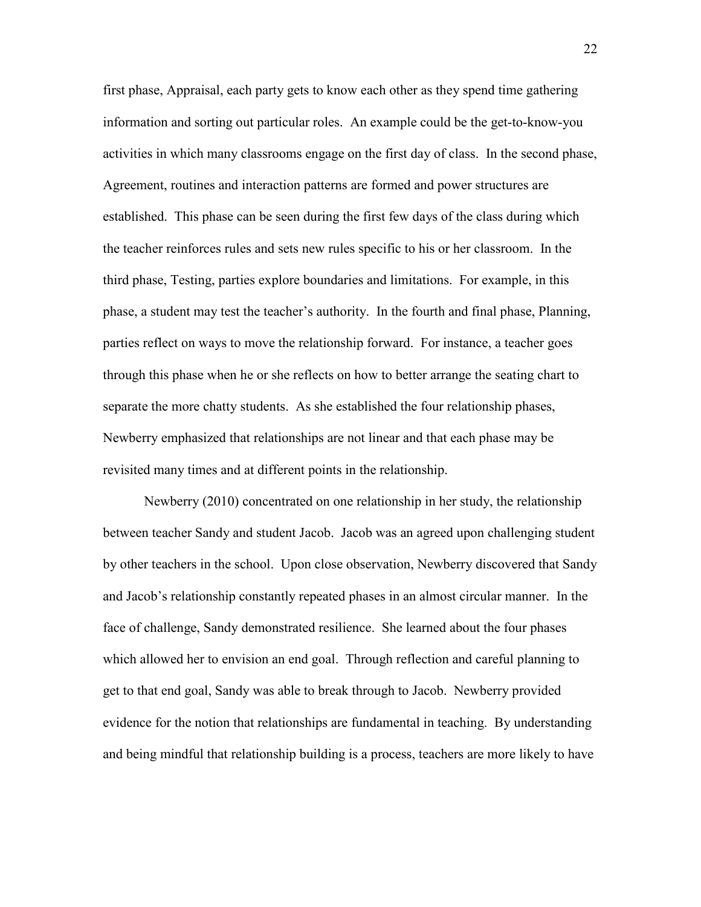first phase, Appraisal, each party gets to know each other as they spend time gathering information and sorting out particular roles. An example could be the get-to-know-you activities in which many classrooms engage on the first day of class. In the second phase, Agreement, routines and interaction patterns are formed and power structures are established. This phase can be seen during the first few days of the class during which the teacher reinforces rules and sets new rules specific to his or her classroom. In the third phase, Testing, parties explore boundaries and limitations. For example, in this phase, a student may test the teacher's authority. In the fourth and final phase, Planning, parties reflect on ways to move the relationship forward. For instance, a teacher goes through this phase when he or she reflects on how to better arrange the seating chart to separate the more chatty students. As she established the four relationship phases, Newberry emphasized that relationships are not linear and that each phase may be revisited many times and at different points in the relationship.

Newberry (2010) concentrated on one relationship in her study, the relationship between teacher Sandy and student Jacob. Jacob was an agreed upon challenging student by other teachers in the school. Upon close observation, Newberry discovered that Sandy and Jacob's relationship constantly repeated phases in an almost circular manner. In the face of challenge, Sandy demonstrated resilience. She learned about the four phases which allowed her to envision an end goal. Through reflection and careful planning to get to that end goal, Sandy was able to break through to Jacob. Newberry provided evidence for the notion that relationships are fundamental in teaching. By understanding and being mindful that relationship building is a process, teachers are more likely to have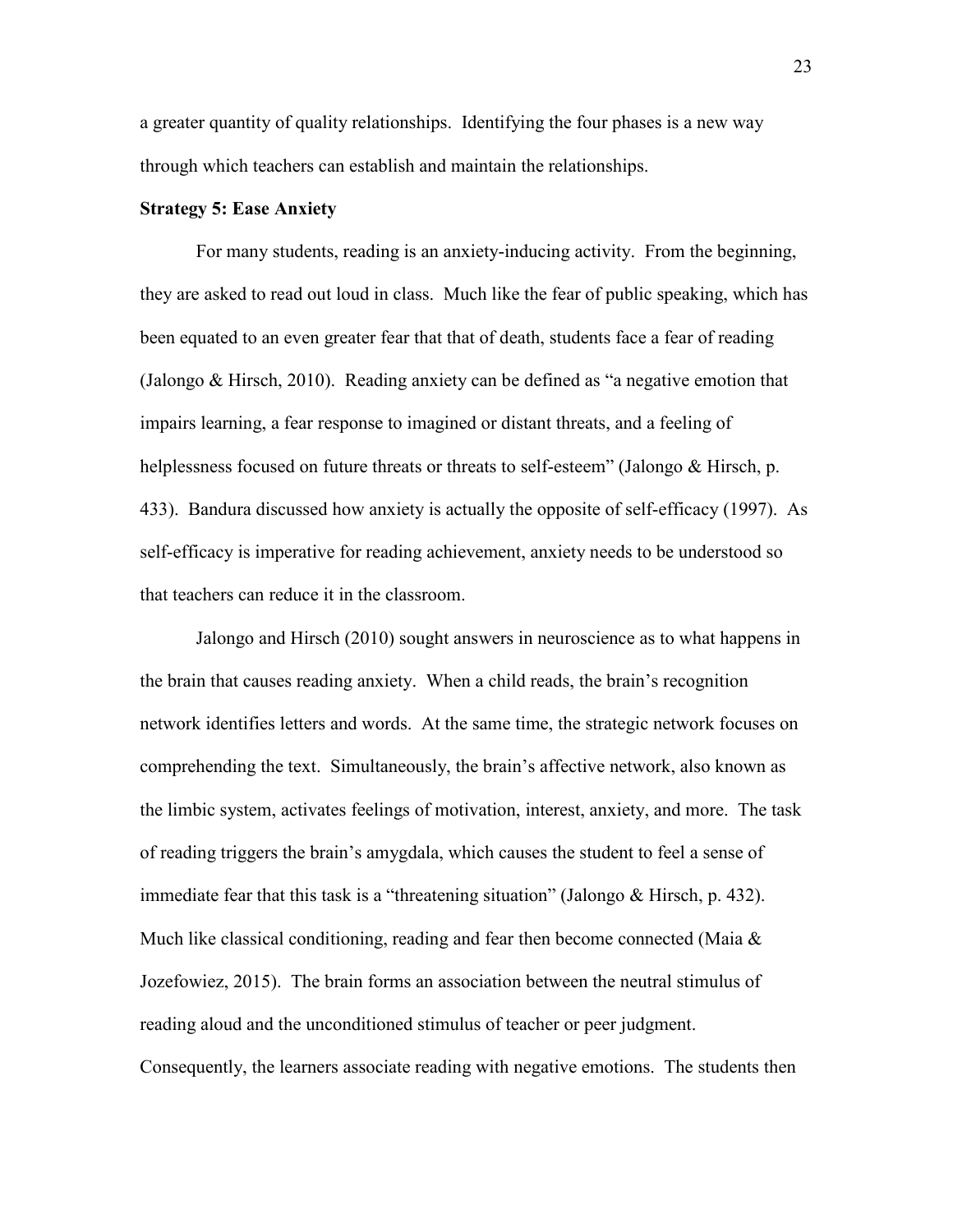a greater quantity of quality relationships. Identifying the four phases is a new way through which teachers can establish and maintain the relationships.

**Strategy 5: Ease Anxiety**

For many students, reading is an anxiety-inducing activity. From the beginning, they are asked to read out loud in class. Much like the fear of public speaking, which has been equated to an even greater fear that that of death, students face a fear of reading (Jalongo & Hirsch, 2010). Reading anxiety can be defined as "a negative emotion that impairs learning, a fear response to imagined or distant threats, and a feeling of helplessness focused on future threats or threats to self-esteem" (Jalongo & Hirsch, p. 433). Bandura discussed how anxiety is actually the opposite of self-efficacy (1997). As self-efficacy is imperative for reading achievement, anxiety needs to be understood so that teachers can reduce it in the classroom.

Jalongo and Hirsch (2010) sought answers in neuroscience as to what happens in the brain that causes reading anxiety. When a child reads, the brain's recognition network identifies letters and words. At the same time, the strategic network focuses on comprehending the text. Simultaneously, the brain's affective network, also known as the limbic system, activates feelings of motivation, interest, anxiety, and more. The task of reading triggers the brain's amygdala, which causes the student to feel a sense of immediate fear that this task is a "threatening situation" (Jalongo & Hirsch, p. 432). Much like classical conditioning, reading and fear then become connected (Maia & Jozefowiez, 2015). The brain forms an association between the neutral stimulus of reading aloud and the unconditioned stimulus of teacher or peer judgment. Consequently, the learners associate reading with negative emotions. The students then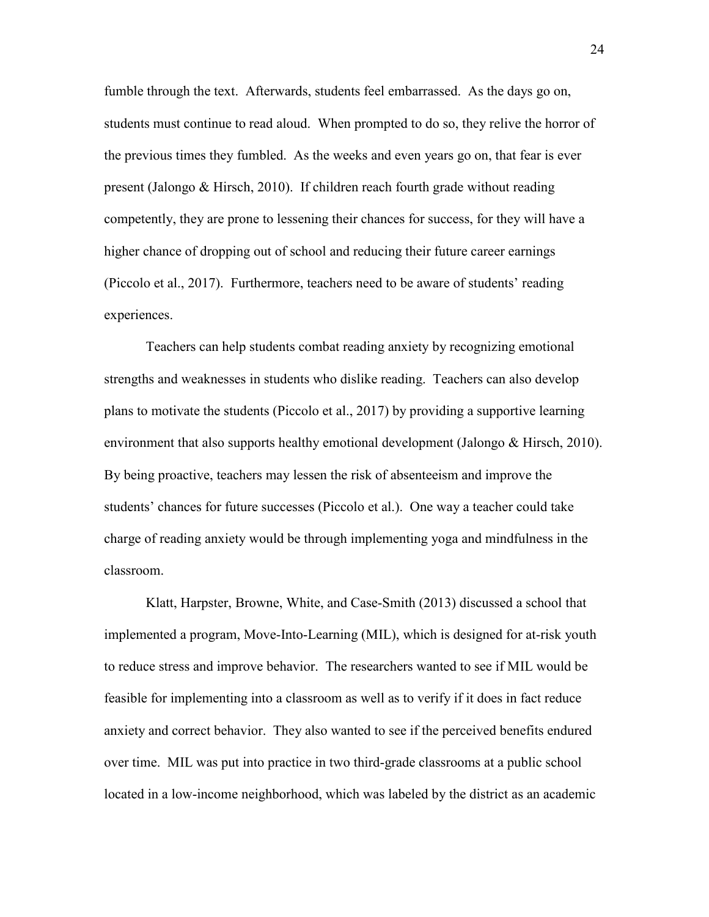fumble through the text. Afterwards, students feel embarrassed. As the days go on, students must continue to read aloud. When prompted to do so, they relive the horror of the previous times they fumbled. As the weeks and even years go on, that fear is ever present (Jalongo & Hirsch, 2010). If children reach fourth grade without reading competently, they are prone to lessening their chances for success, for they will have a higher chance of dropping out of school and reducing their future career earnings (Piccolo et al., 2017). Furthermore, teachers need to be aware of students' reading experiences.

Teachers can help students combat reading anxiety by recognizing emotional strengths and weaknesses in students who dislike reading. Teachers can also develop plans to motivate the students (Piccolo et al., 2017) by providing a supportive learning environment that also supports healthy emotional development (Jalongo & Hirsch, 2010). By being proactive, teachers may lessen the risk of absenteeism and improve the students' chances for future successes (Piccolo et al.). One way a teacher could take charge of reading anxiety would be through implementing yoga and mindfulness in the classroom.

Klatt, Harpster, Browne, White, and Case-Smith (2013) discussed a school that implemented a program, Move-Into-Learning (MIL), which is designed for at-risk youth to reduce stress and improve behavior. The researchers wanted to see if MIL would be feasible for implementing into a classroom as well as to verify if it does in fact reduce anxiety and correct behavior. They also wanted to see if the perceived benefits endured over time. MIL was put into practice in two third-grade classrooms at a public school located in a low-income neighborhood, which was labeled by the district as an academic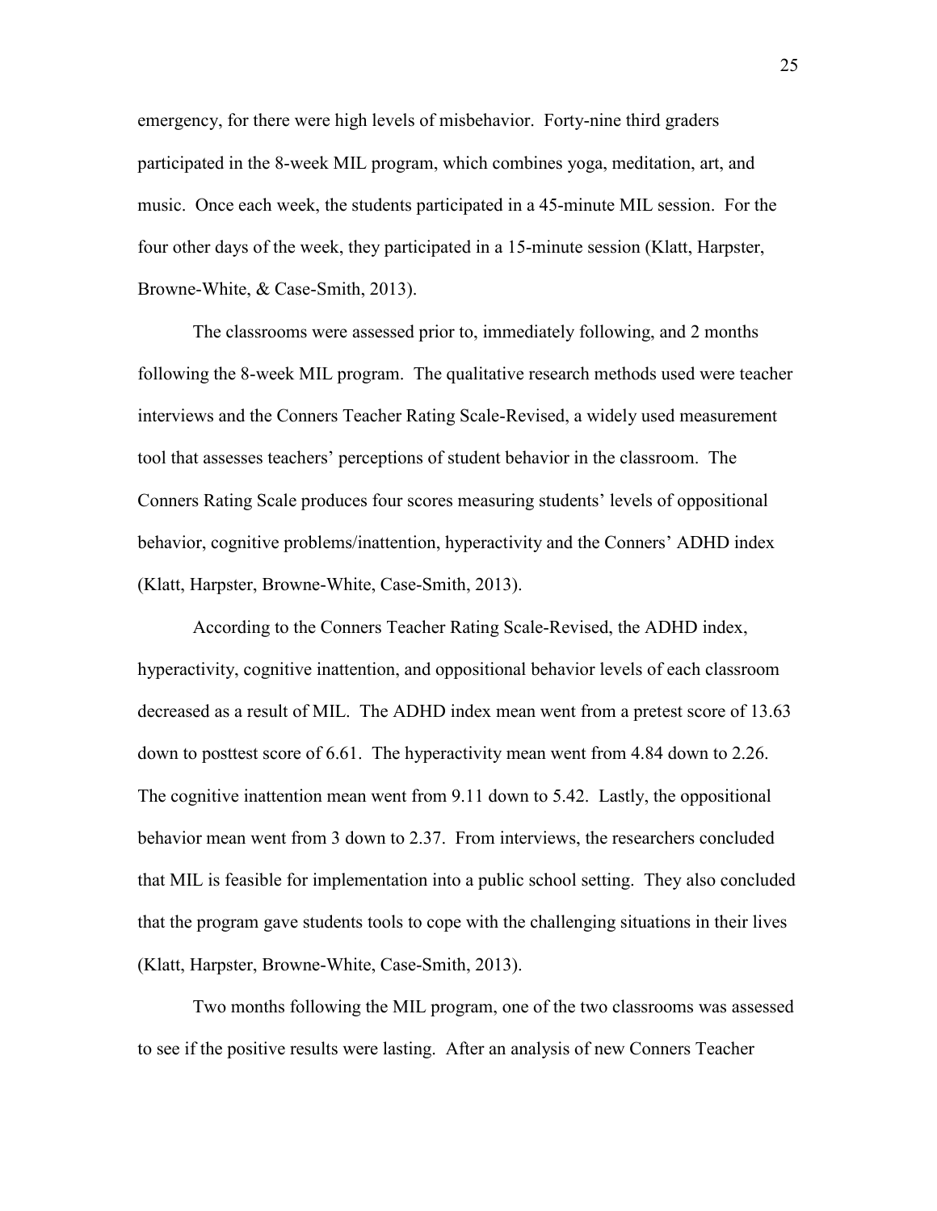emergency, for there were high levels of misbehavior. Forty-nine third graders participated in the 8-week MIL program, which combines yoga, meditation, art, and music. Once each week, the students participated in a 45-minute MIL session. For the four other days of the week, they participated in a 15-minute session (Klatt, Harpster, Browne-White, & Case-Smith, 2013).

The classrooms were assessed prior to, immediately following, and 2 months following the 8-week MIL program. The qualitative research methods used were teacher interviews and the Conners Teacher Rating Scale-Revised, a widely used measurement tool that assesses teachers' perceptions of student behavior in the classroom. The Conners Rating Scale produces four scores measuring students' levels of oppositional behavior, cognitive problems/inattention, hyperactivity and the Conners' ADHD index (Klatt, Harpster, Browne-White, Case-Smith, 2013).

According to the Conners Teacher Rating Scale-Revised, the ADHD index, hyperactivity, cognitive inattention, and oppositional behavior levels of each classroom decreased as a result of MIL. The ADHD index mean went from a pretest score of 13.63 down to posttest score of 6.61. The hyperactivity mean went from 4.84 down to 2.26. The cognitive inattention mean went from 9.11 down to 5.42. Lastly, the oppositional behavior mean went from 3 down to 2.37. From interviews, the researchers concluded that MIL is feasible for implementation into a public school setting. They also concluded that the program gave students tools to cope with the challenging situations in their lives (Klatt, Harpster, Browne-White, Case-Smith, 2013).

Two months following the MIL program, one of the two classrooms was assessed to see if the positive results were lasting. After an analysis of new Conners Teacher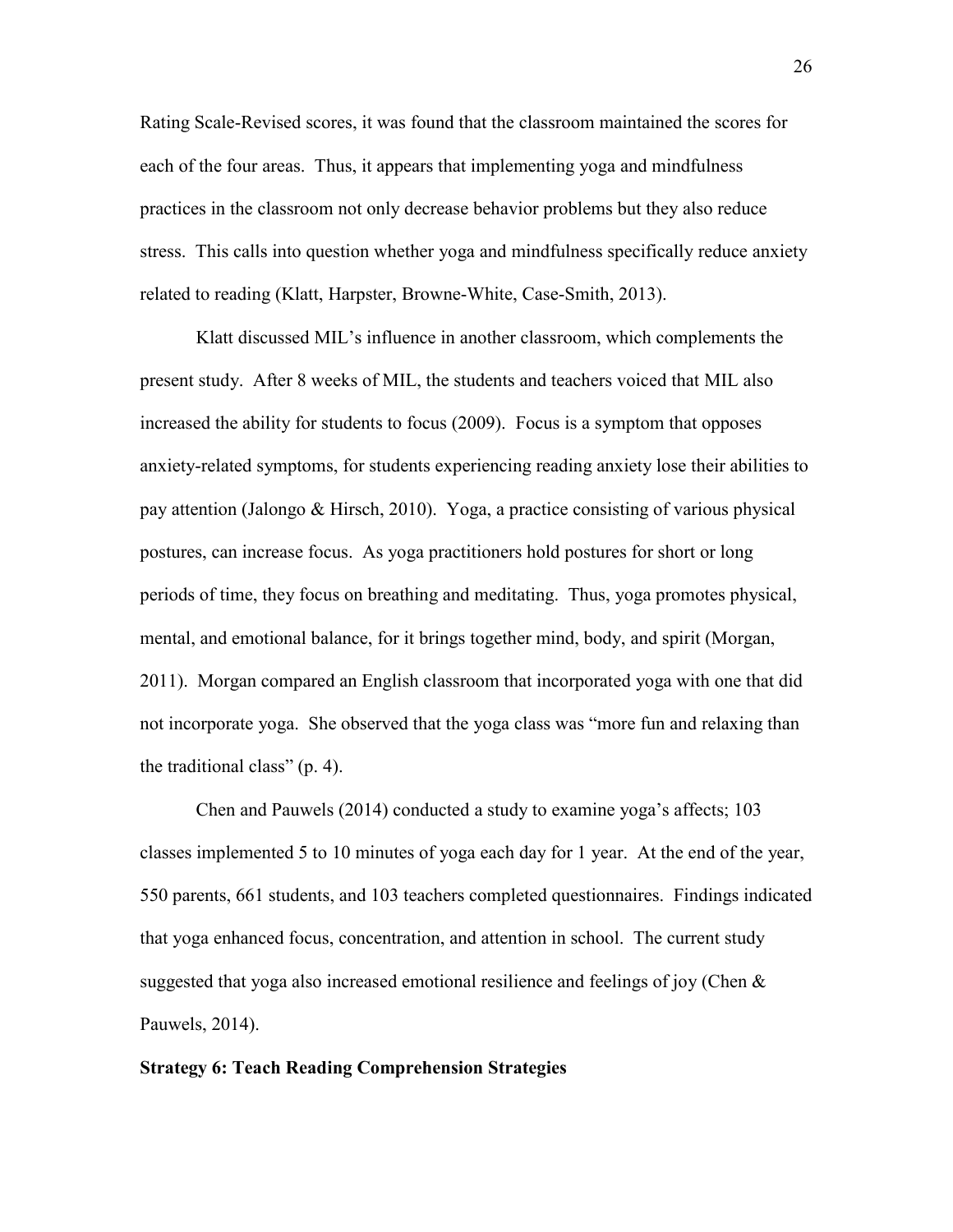Rating Scale-Revised scores, it was found that the classroom maintained the scores for each of the four areas. Thus, it appears that implementing yoga and mindfulness practices in the classroom not only decrease behavior problems but they also reduce stress. This calls into question whether yoga and mindfulness specifically reduce anxiety related to reading (Klatt, Harpster, Browne-White, Case-Smith, 2013).

Klatt discussed MIL's influence in another classroom, which complements the present study. After 8 weeks of MIL, the students and teachers voiced that MIL also increased the ability for students to focus (2009). Focus is a symptom that opposes anxiety-related symptoms, for students experiencing reading anxiety lose their abilities to pay attention (Jalongo & Hirsch, 2010). Yoga, a practice consisting of various physical postures, can increase focus. As yoga practitioners hold postures for short or long periods of time, they focus on breathing and meditating. Thus, yoga promotes physical, mental, and emotional balance, for it brings together mind, body, and spirit (Morgan, 2011). Morgan compared an English classroom that incorporated yoga with one that did not incorporate yoga. She observed that the yoga class was "more fun and relaxing than the traditional class" (p. 4).

Chen and Pauwels (2014) conducted a study to examine yoga's affects; 103 classes implemented 5 to 10 minutes of yoga each day for 1 year. At the end of the year, 550 parents, 661 students, and 103 teachers completed questionnaires. Findings indicated that yoga enhanced focus, concentration, and attention in school. The current study suggested that yoga also increased emotional resilience and feelings of joy (Chen & Pauwels, 2014).

**Strategy 6: Teach Reading Comprehension Strategies**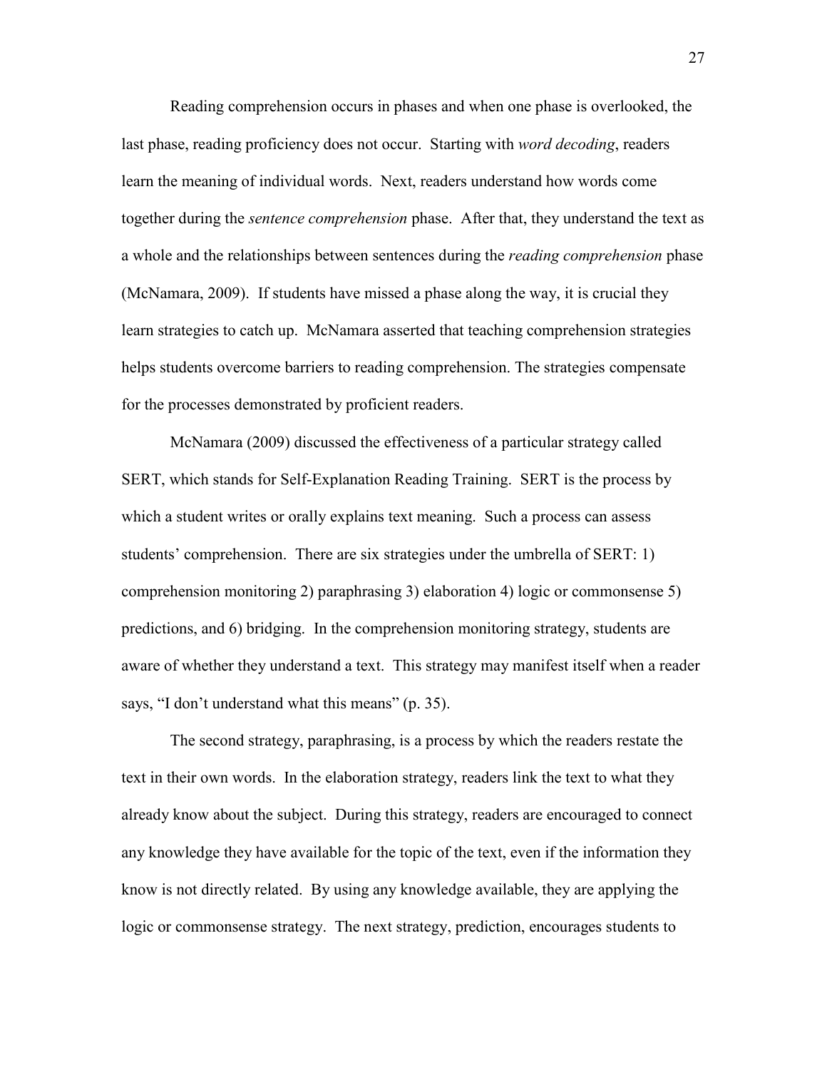Reading comprehension occurs in phases and when one phase is overlooked, the last phase, reading proficiency does not occur. Starting with *word decoding*, readers learn the meaning of individual words. Next, readers understand how words come together during the *sentence comprehension* phase. After that, they understand the text as a whole and the relationships between sentences during the *reading comprehension* phase (McNamara, 2009). If students have missed a phase along the way, it is crucial they learn strategies to catch up. McNamara asserted that teaching comprehension strategies helps students overcome barriers to reading comprehension. The strategies compensate for the processes demonstrated by proficient readers.

McNamara (2009) discussed the effectiveness of a particular strategy called SERT, which stands for Self-Explanation Reading Training. SERT is the process by which a student writes or orally explains text meaning. Such a process can assess students' comprehension. There are six strategies under the umbrella of SERT: 1) comprehension monitoring 2) paraphrasing 3) elaboration 4) logic or commonsense 5) predictions, and 6) bridging. In the comprehension monitoring strategy, students are aware of whether they understand a text. This strategy may manifest itself when a reader says, "I don't understand what this means" (p. 35).

The second strategy, paraphrasing, is a process by which the readers restate the text in their own words. In the elaboration strategy, readers link the text to what they already know about the subject. During this strategy, readers are encouraged to connect any knowledge they have available for the topic of the text, even if the information they know is not directly related. By using any knowledge available, they are applying the logic or commonsense strategy. The next strategy, prediction, encourages students to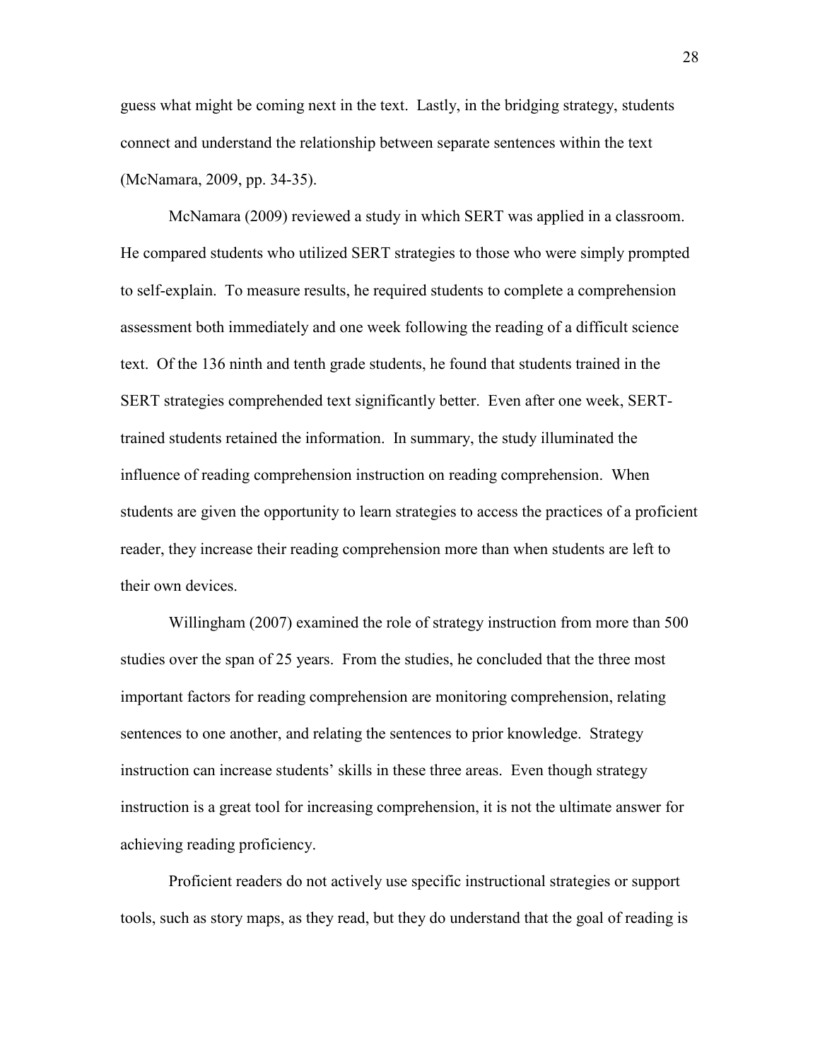guess what might be coming next in the text. Lastly, in the bridging strategy, students connect and understand the relationship between separate sentences within the text (McNamara, 2009, pp. 34-35).

McNamara (2009) reviewed a study in which SERT was applied in a classroom. He compared students who utilized SERT strategies to those who were simply prompted to self-explain. To measure results, he required students to complete a comprehension assessment both immediately and one week following the reading of a difficult science text. Of the 136 ninth and tenth grade students, he found that students trained in the SERT strategies comprehended text significantly better. Even after one week, SERT-trained students retained the information. In summary, the study illuminated the influence of reading comprehension instruction on reading comprehension. When students are given the opportunity to learn strategies to access the practices of a proficient reader, they increase their reading comprehension more than when students are left to their own devices.

Willingham (2007) examined the role of strategy instruction from more than 500 studies over the span of 25 years. From the studies, he concluded that the three most important factors for reading comprehension are monitoring comprehension, relating sentences to one another, and relating the sentences to prior knowledge. Strategy instruction can increase students' skills in these three areas. Even though strategy instruction is a great tool for increasing comprehension, it is not the ultimate answer for achieving reading proficiency.

Proficient readers do not actively use specific instructional strategies or support tools, such as story maps, as they read, but they do understand that the goal of reading is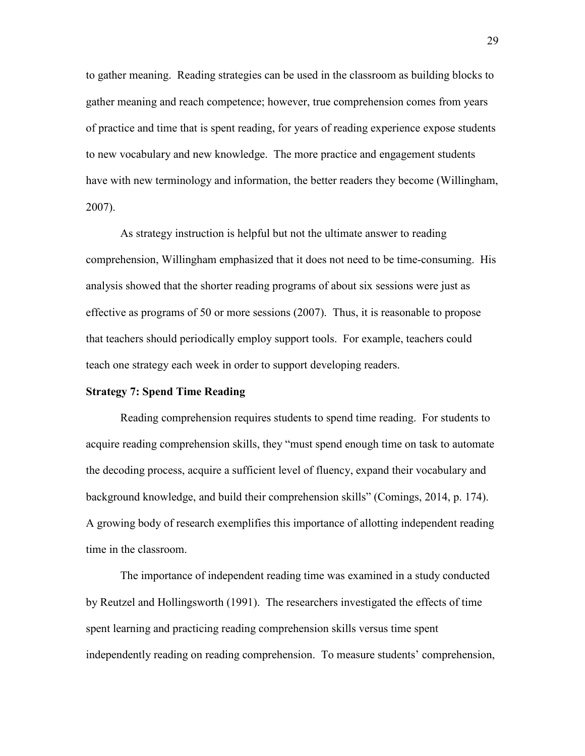to gather meaning. Reading strategies can be used in the classroom as building blocks to gather meaning and reach competence; however, true comprehension comes from years of practice and time that is spent reading, for years of reading experience expose students to new vocabulary and new knowledge. The more practice and engagement students have with new terminology and information, the better readers they become (Willingham, 2007).

As strategy instruction is helpful but not the ultimate answer to reading comprehension, Willingham emphasized that it does not need to be time-consuming. His analysis showed that the shorter reading programs of about six sessions were just as effective as programs of 50 or more sessions (2007). Thus, it is reasonable to propose that teachers should periodically employ support tools. For example, teachers could teach one strategy each week in order to support developing readers.

**Strategy 7: Spend Time Reading**

Reading comprehension requires students to spend time reading. For students to acquire reading comprehension skills, they "must spend enough time on task to automate the decoding process, acquire a sufficient level of fluency, expand their vocabulary and background knowledge, and build their comprehension skills" (Comings, 2014, p. 174). A growing body of research exemplifies this importance of allotting independent reading time in the classroom.

The importance of independent reading time was examined in a study conducted by Reutzel and Hollingsworth (1991). The researchers investigated the effects of time spent learning and practicing reading comprehension skills versus time spent independently reading on reading comprehension. To measure students' comprehension,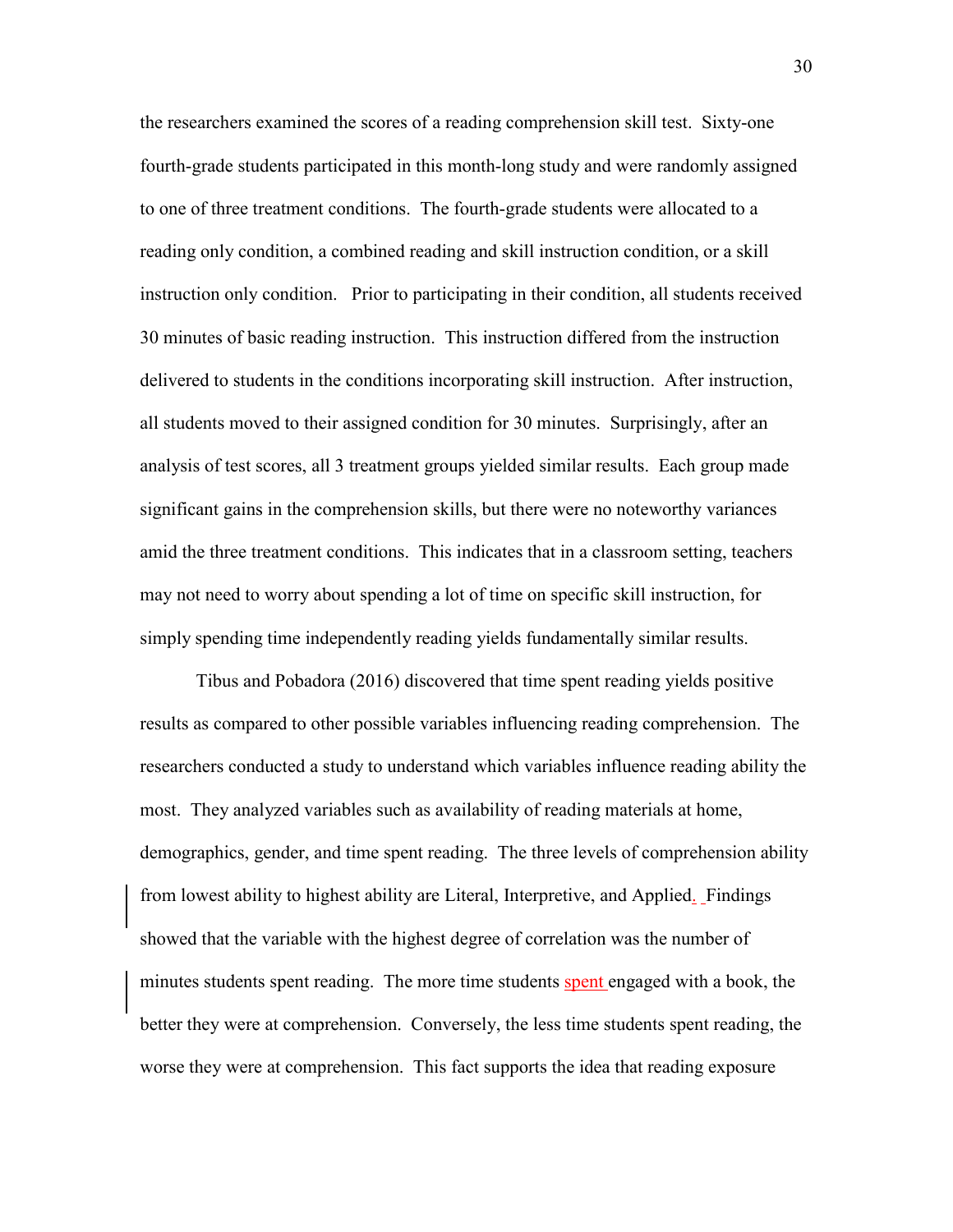the researchers examined the scores of a reading comprehension skill test. Sixty-one fourth-grade students participated in this month-long study and were randomly assigned to one of three treatment conditions. The fourth-grade students were allocated to a reading only condition, a combined reading and skill instruction condition, or a skill instruction only condition. Prior to participating in their condition, all students received 30 minutes of basic reading instruction. This instruction differed from the instruction delivered to students in the conditions incorporating skill instruction. After instruction, all students moved to their assigned condition for 30 minutes. Surprisingly, after an analysis of test scores, all 3 treatment groups yielded similar results. Each group made significant gains in the comprehension skills, but there were no noteworthy variances amid the three treatment conditions. This indicates that in a classroom setting, teachers may not need to worry about spending a lot of time on specific skill instruction, for simply spending time independently reading yields fundamentally similar results.

Tibus and Pobadora (2016) discovered that time spent reading yields positive results as compared to other possible variables influencing reading comprehension. The researchers conducted a study to understand which variables influence reading ability the most. They analyzed variables such as availability of reading materials at home, demographics, gender, and time spent reading. The three levels of comprehension ability from lowest ability to highest ability are Literal, Interpretive, and Applied. Findings showed that the variable with the highest degree of correlation was the number of minutes students spent reading. The more time students spent engaged with a book, the better they were at comprehension. Conversely, the less time students spent reading, the worse they were at comprehension. This fact supports the idea that reading exposure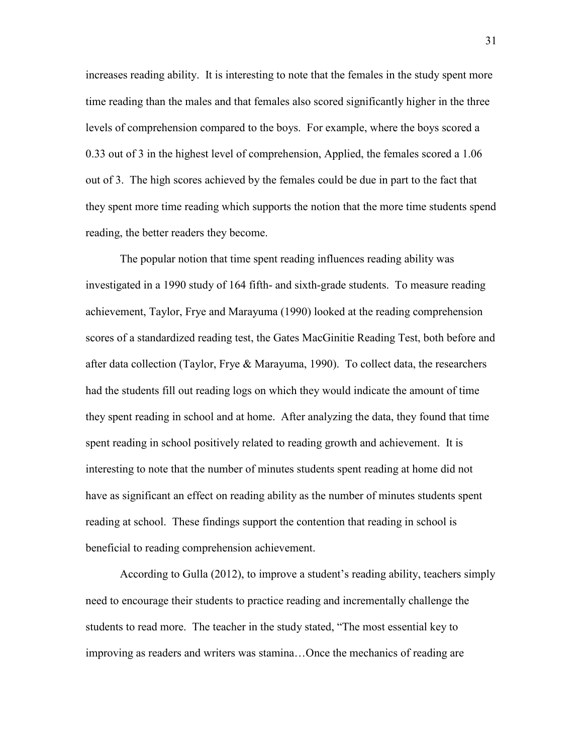increases reading ability. It is interesting to note that the females in the study spent more time reading than the males and that females also scored significantly higher in the three levels of comprehension compared to the boys. For example, where the boys scored a 0.33 out of 3 in the highest level of comprehension, Applied, the females scored a 1.06 out of 3. The high scores achieved by the females could be due in part to the fact that they spent more time reading which supports the notion that the more time students spend reading, the better readers they become.

The popular notion that time spent reading influences reading ability was investigated in a 1990 study of 164 fifth- and sixth-grade students. To measure reading achievement, Taylor, Frye and Marayuma (1990) looked at the reading comprehension scores of a standardized reading test, the Gates MacGinitie Reading Test, both before and after data collection (Taylor, Frye & Marayuma, 1990). To collect data, the researchers had the students fill out reading logs on which they would indicate the amount of time they spent reading in school and at home. After analyzing the data, they found that time spent reading in school positively related to reading growth and achievement. It is interesting to note that the number of minutes students spent reading at home did not have as significant an effect on reading ability as the number of minutes students spent reading at school. These findings support the contention that reading in school is beneficial to reading comprehension achievement.

According to Gulla (2012), to improve a student's reading ability, teachers simply need to encourage their students to practice reading and incrementally challenge the students to read more. The teacher in the study stated, "The most essential key to improving as readers and writers was stamina…Once the mechanics of reading are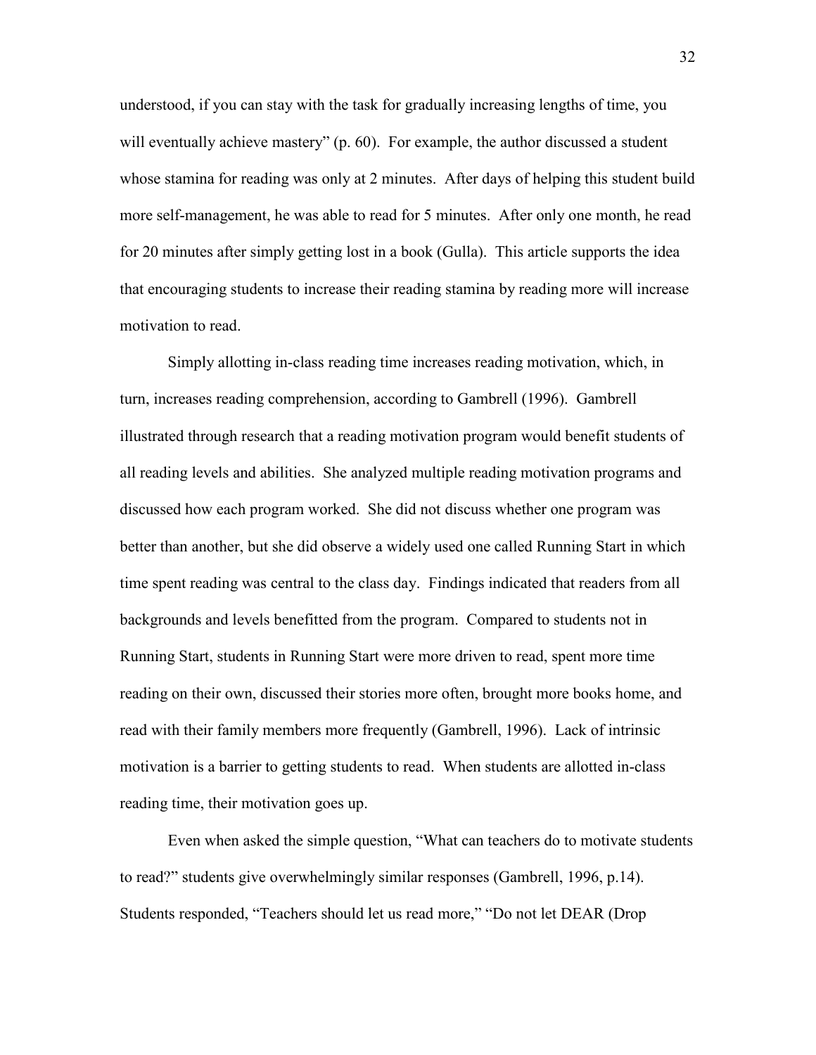understood, if you can stay with the task for gradually increasing lengths of time, you will eventually achieve mastery" (p. 60). For example, the author discussed a student whose stamina for reading was only at 2 minutes. After days of helping this student build more self-management, he was able to read for 5 minutes. After only one month, he read for 20 minutes after simply getting lost in a book (Gulla). This article supports the idea that encouraging students to increase their reading stamina by reading more will increase motivation to read.

Simply allotting in-class reading time increases reading motivation, which, in turn, increases reading comprehension, according to Gambrell (1996). Gambrell illustrated through research that a reading motivation program would benefit students of all reading levels and abilities. She analyzed multiple reading motivation programs and discussed how each program worked. She did not discuss whether one program was better than another, but she did observe a widely used one called Running Start in which time spent reading was central to the class day. Findings indicated that readers from all backgrounds and levels benefitted from the program. Compared to students not in Running Start, students in Running Start were more driven to read, spent more time reading on their own, discussed their stories more often, brought more books home, and read with their family members more frequently (Gambrell, 1996). Lack of intrinsic motivation is a barrier to getting students to read. When students are allotted in-class reading time, their motivation goes up.

Even when asked the simple question, "What can teachers do to motivate students to read?" students give overwhelmingly similar responses (Gambrell, 1996, p.14). Students responded, "Teachers should let us read more," "Do not let DEAR (Drop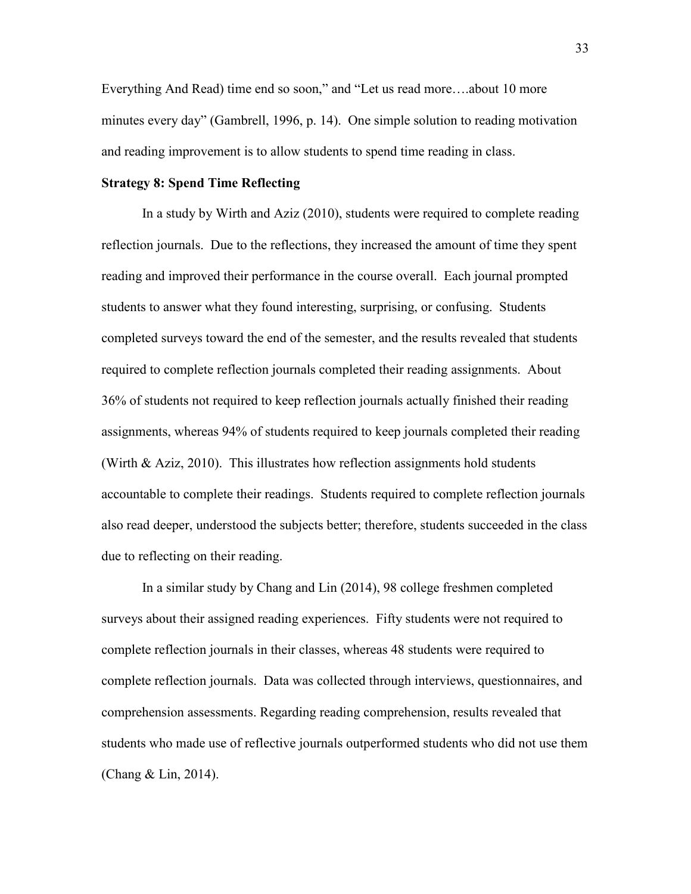Everything And Read) time end so soon," and "Let us read more….about 10 more minutes every day" (Gambrell, 1996, p. 14). One simple solution to reading motivation and reading improvement is to allow students to spend time reading in class.

**Strategy 8: Spend Time Reflecting**

In a study by Wirth and Aziz (2010), students were required to complete reading reflection journals. Due to the reflections, they increased the amount of time they spent reading and improved their performance in the course overall. Each journal prompted students to answer what they found interesting, surprising, or confusing. Students completed surveys toward the end of the semester, and the results revealed that students required to complete reflection journals completed their reading assignments. About 36% of students not required to keep reflection journals actually finished their reading assignments, whereas 94% of students required to keep journals completed their reading (Wirth & Aziz, 2010). This illustrates how reflection assignments hold students accountable to complete their readings. Students required to complete reflection journals also read deeper, understood the subjects better; therefore, students succeeded in the class due to reflecting on their reading.

In a similar study by Chang and Lin (2014), 98 college freshmen completed surveys about their assigned reading experiences. Fifty students were not required to complete reflection journals in their classes, whereas 48 students were required to complete reflection journals. Data was collected through interviews, questionnaires, and comprehension assessments. Regarding reading comprehension, results revealed that students who made use of reflective journals outperformed students who did not use them (Chang & Lin, 2014).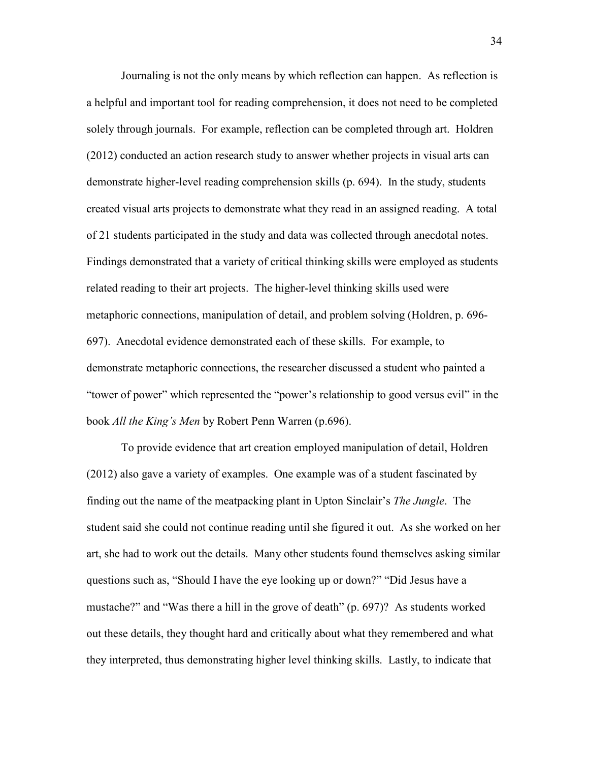Journaling is not the only means by which reflection can happen. As reflection is a helpful and important tool for reading comprehension, it does not need to be completed solely through journals. For example, reflection can be completed through art. Holdren (2012) conducted an action research study to answer whether projects in visual arts can demonstrate higher-level reading comprehension skills (p. 694). In the study, students created visual arts projects to demonstrate what they read in an assigned reading. A total of 21 students participated in the study and data was collected through anecdotal notes. Findings demonstrated that a variety of critical thinking skills were employed as students related reading to their art projects. The higher-level thinking skills used were metaphoric connections, manipulation of detail, and problem solving (Holdren, p. 696-697). Anecdotal evidence demonstrated each of these skills. For example, to demonstrate metaphoric connections, the researcher discussed a student who painted a "tower of power" which represented the "power's relationship to good versus evil" in the book *All the King's Men* by Robert Penn Warren (p.696).

To provide evidence that art creation employed manipulation of detail, Holdren (2012) also gave a variety of examples. One example was of a student fascinated by finding out the name of the meatpacking plant in Upton Sinclair's *The Jungle*. The student said she could not continue reading until she figured it out. As she worked on her art, she had to work out the details. Many other students found themselves asking similar questions such as, "Should I have the eye looking up or down?" "Did Jesus have a mustache?" and "Was there a hill in the grove of death" (p. 697)? As students worked out these details, they thought hard and critically about what they remembered and what they interpreted, thus demonstrating higher level thinking skills. Lastly, to indicate that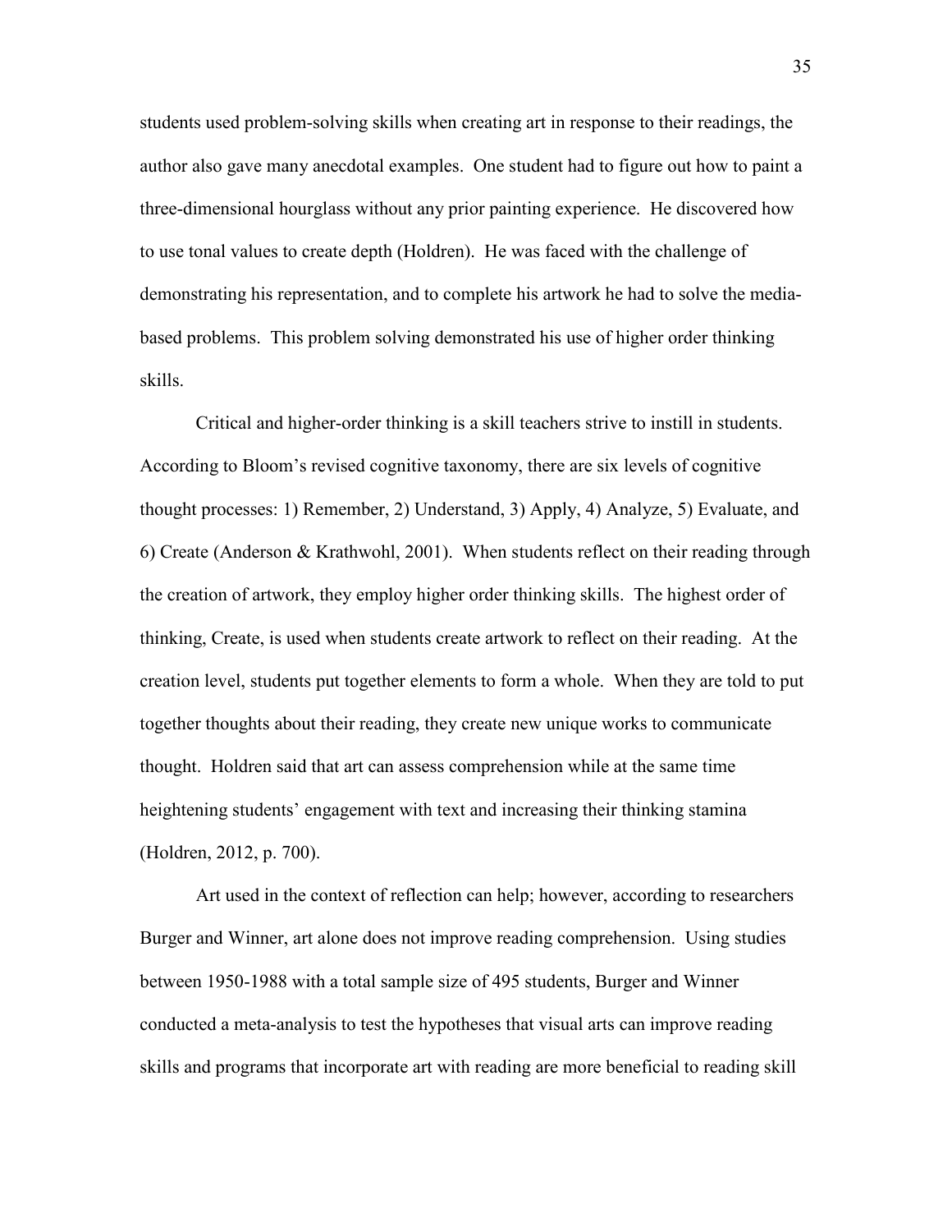students used problem-solving skills when creating art in response to their readings, the author also gave many anecdotal examples. One student had to figure out how to paint a three-dimensional hourglass without any prior painting experience. He discovered how to use tonal values to create depth (Holdren). He was faced with the challenge of demonstrating his representation, and to complete his artwork he had to solve the media-based problems. This problem solving demonstrated his use of higher order thinking skills.

Critical and higher-order thinking is a skill teachers strive to instill in students. According to Bloom's revised cognitive taxonomy, there are six levels of cognitive thought processes: 1) Remember, 2) Understand, 3) Apply, 4) Analyze, 5) Evaluate, and 6) Create (Anderson & Krathwohl, 2001). When students reflect on their reading through the creation of artwork, they employ higher order thinking skills. The highest order of thinking, Create, is used when students create artwork to reflect on their reading. At the creation level, students put together elements to form a whole. When they are told to put together thoughts about their reading, they create new unique works to communicate thought. Holdren said that art can assess comprehension while at the same time heightening students' engagement with text and increasing their thinking stamina (Holdren, 2012, p. 700).

Art used in the context of reflection can help; however, according to researchers Burger and Winner, art alone does not improve reading comprehension. Using studies between 1950-1988 with a total sample size of 495 students, Burger and Winner conducted a meta-analysis to test the hypotheses that visual arts can improve reading skills and programs that incorporate art with reading are more beneficial to reading skill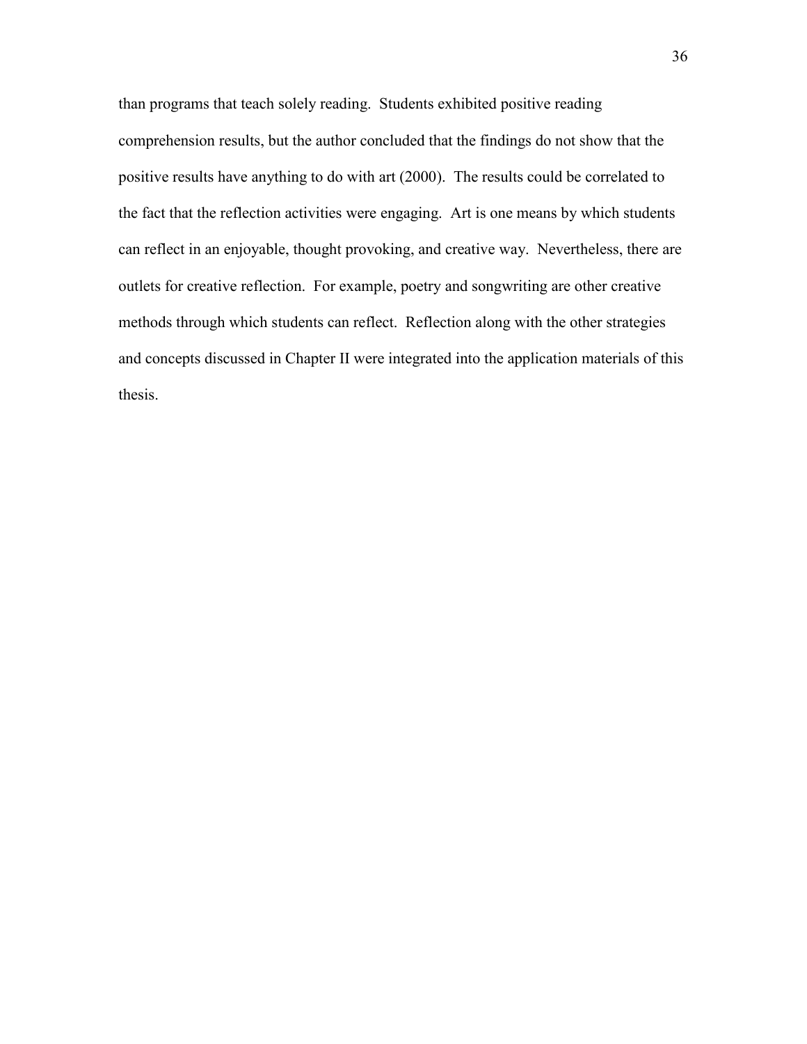than programs that teach solely reading. Students exhibited positive reading comprehension results, but the author concluded that the findings do not show that the positive results have anything to do with art (2000). The results could be correlated to the fact that the reflection activities were engaging. Art is one means by which students can reflect in an enjoyable, thought provoking, and creative way. Nevertheless, there are outlets for creative reflection. For example, poetry and songwriting are other creative methods through which students can reflect. Reflection along with the other strategies and concepts discussed in Chapter II were integrated into the application materials of this thesis.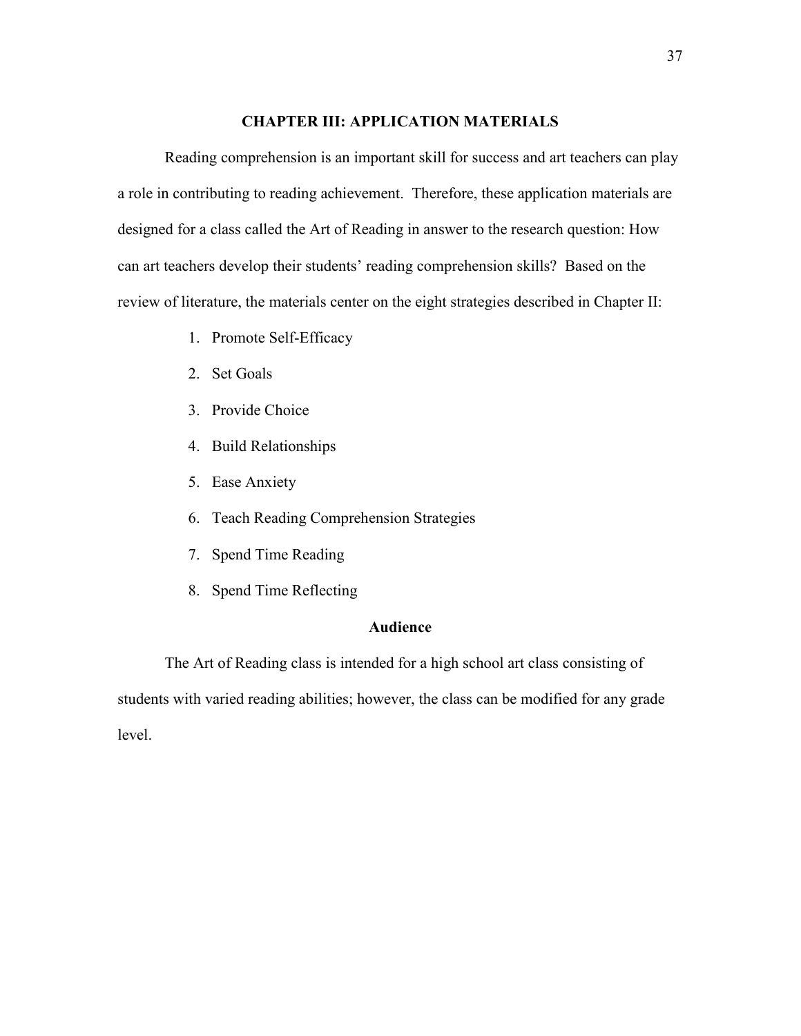# CHAPTER III: APPLICATION MATERIALS

Reading comprehension is an important skill for success and art teachers can play a role in contributing to reading achievement. Therefore, these application materials are designed for a class called the Art of Reading in answer to the research question: How can art teachers develop their students' reading comprehension skills? Based on the review of literature, the materials center on the eight strategies described in Chapter II:

1. Promote Self-Efficacy
2. Set Goals
3. Provide Choice
4. Build Relationships
5. Ease Anxiety
6. Teach Reading Comprehension Strategies
7. Spend Time Reading
8. Spend Time Reflecting

## Audience

The Art of Reading class is intended for a high school art class consisting of students with varied reading abilities; however, the class can be modified for any grade level.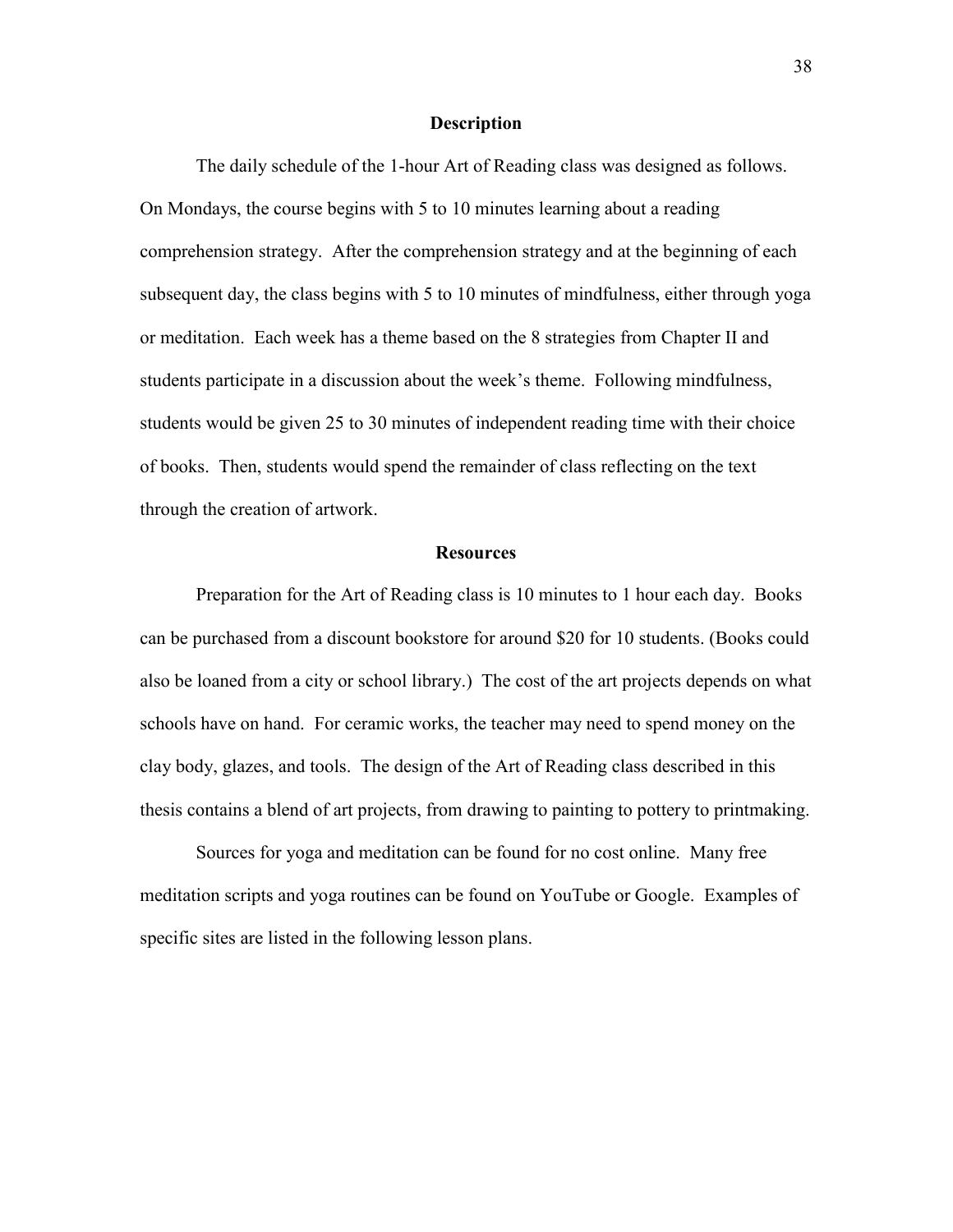## Description

The daily schedule of the 1-hour Art of Reading class was designed as follows. On Mondays, the course begins with 5 to 10 minutes learning about a reading comprehension strategy. After the comprehension strategy and at the beginning of each subsequent day, the class begins with 5 to 10 minutes of mindfulness, either through yoga or meditation. Each week has a theme based on the 8 strategies from Chapter II and students participate in a discussion about the week's theme. Following mindfulness, students would be given 25 to 30 minutes of independent reading time with their choice of books. Then, students would spend the remainder of class reflecting on the text through the creation of artwork.

## Resources

Preparation for the Art of Reading class is 10 minutes to 1 hour each day. Books can be purchased from a discount bookstore for around $20 for 10 students. (Books could also be loaned from a city or school library.) The cost of the art projects depends on what schools have on hand. For ceramic works, the teacher may need to spend money on the clay body, glazes, and tools. The design of the Art of Reading class described in this thesis contains a blend of art projects, from drawing to painting to pottery to printmaking.

Sources for yoga and meditation can be found for no cost online. Many free meditation scripts and yoga routines can be found on YouTube or Google. Examples of specific sites are listed in the following lesson plans.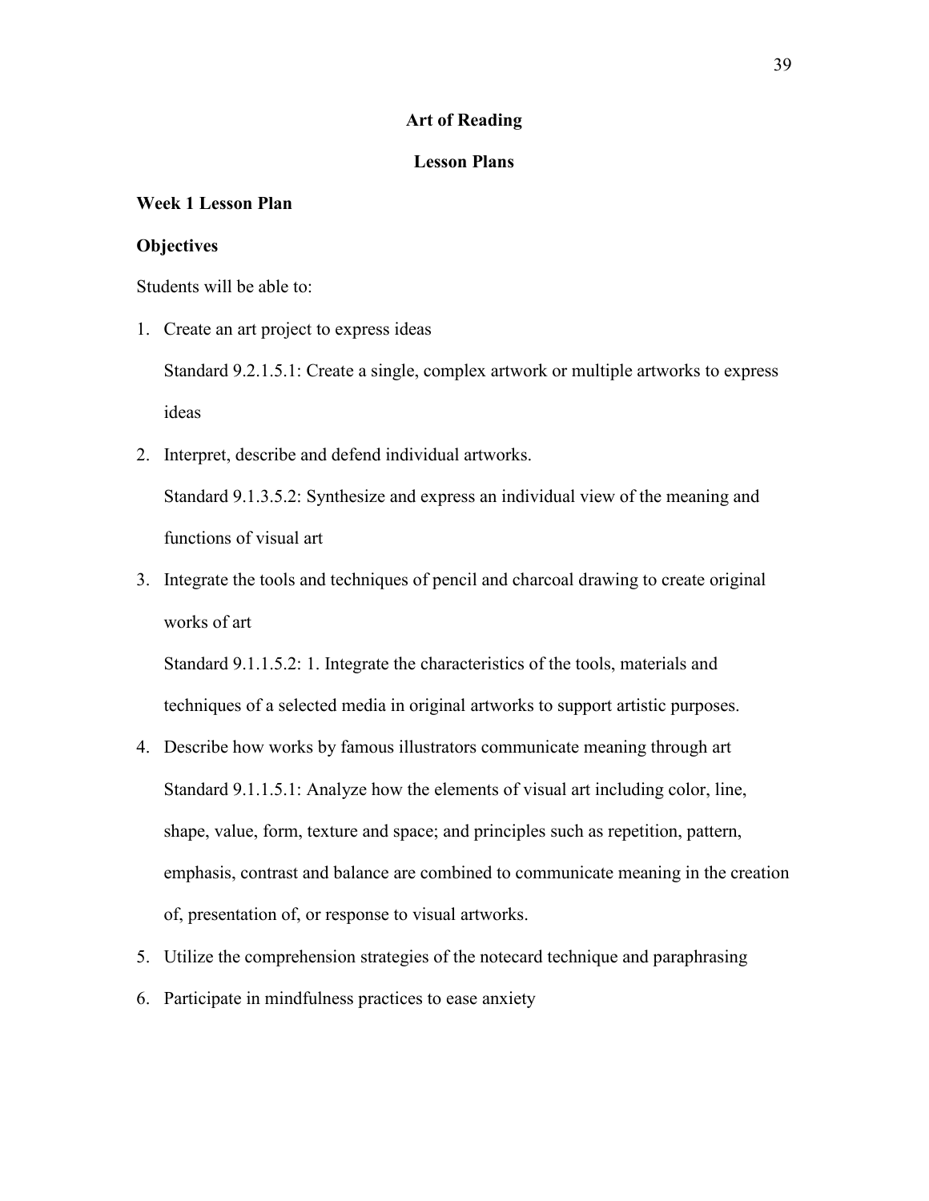## Art of Reading

## Lesson Plans

### Week 1 Lesson Plan

#### Objectives

Students will be able to:

1. Create an art project to express ideas

   Standard 9.2.1.5.1: Create a single, complex artwork or multiple artworks to express ideas

2. Interpret, describe and defend individual artworks.

   Standard 9.1.3.5.2: Synthesize and express an individual view of the meaning and functions of visual art

3. Integrate the tools and techniques of pencil and charcoal drawing to create original works of art

   Standard 9.1.1.5.2: 1. Integrate the characteristics of the tools, materials and techniques of a selected media in original artworks to support artistic purposes.

4. Describe how works by famous illustrators communicate meaning through art

   Standard 9.1.1.5.1: Analyze how the elements of visual art including color, line, shape, value, form, texture and space; and principles such as repetition, pattern, emphasis, contrast and balance are combined to communicate meaning in the creation of, presentation of, or response to visual artworks.

5. Utilize the comprehension strategies of the notecard technique and paraphrasing
6. Participate in mindfulness practices to ease anxiety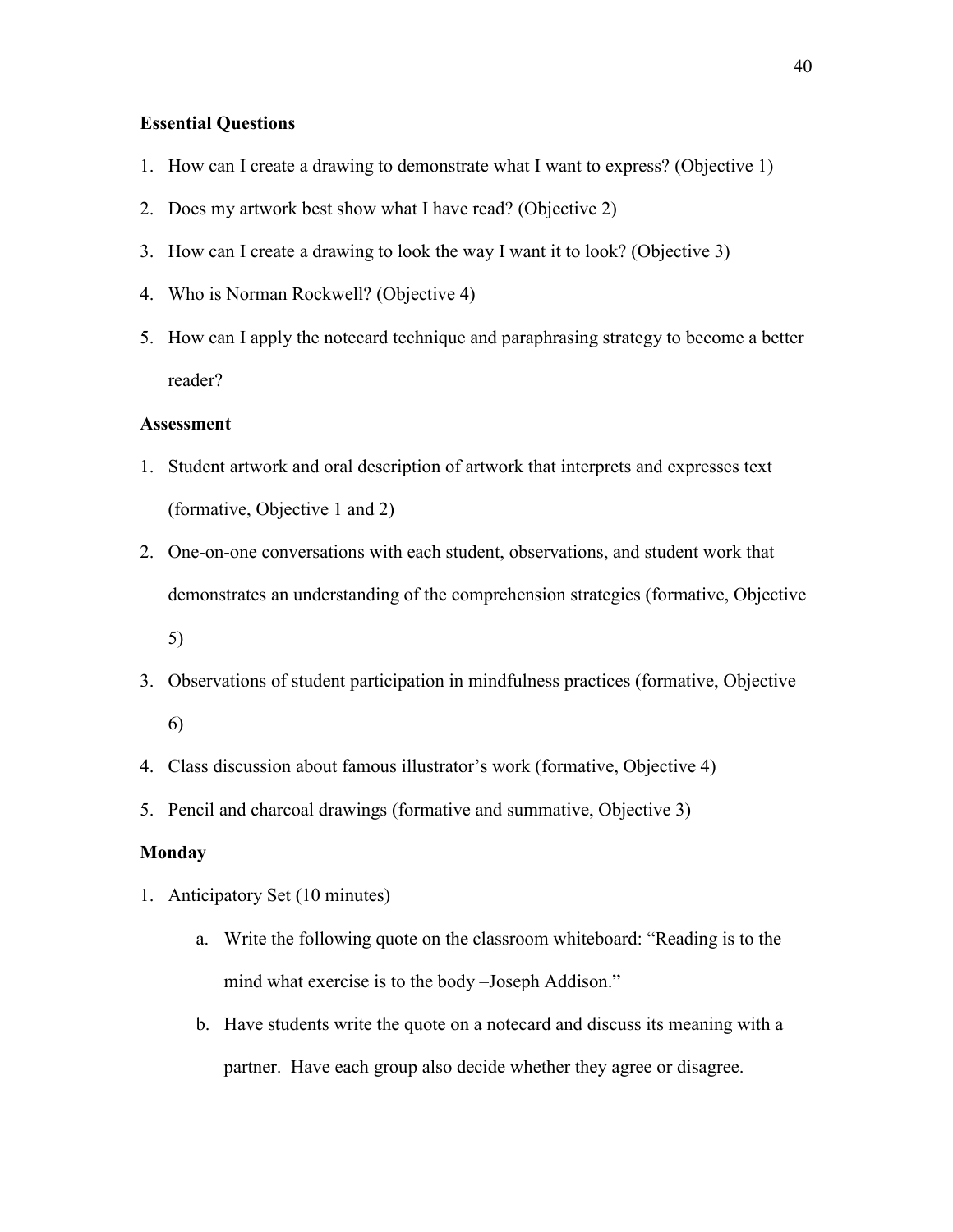**Essential Questions**

1. How can I create a drawing to demonstrate what I want to express? (Objective 1)
2. Does my artwork best show what I have read? (Objective 2)
3. How can I create a drawing to look the way I want it to look? (Objective 3)
4. Who is Norman Rockwell? (Objective 4)
5. How can I apply the notecard technique and paraphrasing strategy to become a better reader?

**Assessment**

1. Student artwork and oral description of artwork that interprets and expresses text (formative, Objective 1 and 2)
2. One-on-one conversations with each student, observations, and student work that demonstrates an understanding of the comprehension strategies (formative, Objective 5)
3. Observations of student participation in mindfulness practices (formative, Objective 6)
4. Class discussion about famous illustrator's work (formative, Objective 4)
5. Pencil and charcoal drawings (formative and summative, Objective 3)

**Monday**

1. Anticipatory Set (10 minutes)
    a. Write the following quote on the classroom whiteboard: "Reading is to the mind what exercise is to the body –Joseph Addison."
    b. Have students write the quote on a notecard and discuss its meaning with a partner. Have each group also decide whether they agree or disagree.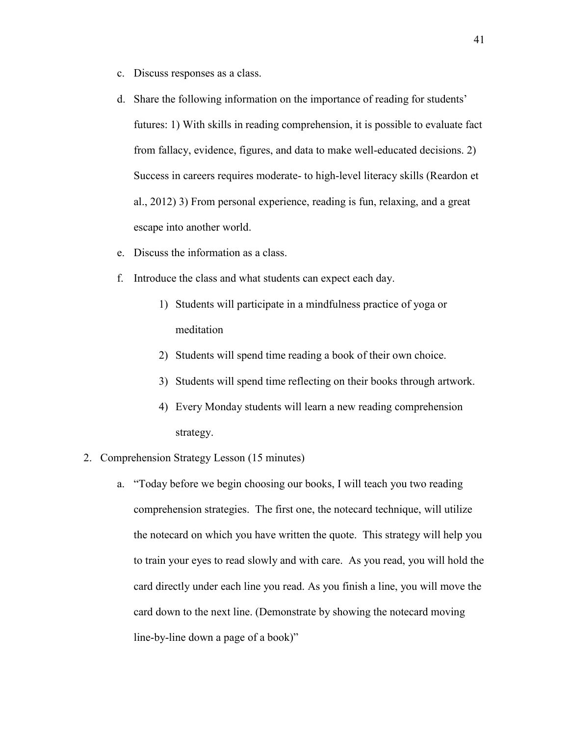c. Discuss responses as a class.

d. Share the following information on the importance of reading for students' futures: 1) With skills in reading comprehension, it is possible to evaluate fact from fallacy, evidence, figures, and data to make well-educated decisions. 2) Success in careers requires moderate- to high-level literacy skills (Reardon et al., 2012) 3) From personal experience, reading is fun, relaxing, and a great escape into another world.

e. Discuss the information as a class.

f. Introduce the class and what students can expect each day.

    1) Students will participate in a mindfulness practice of yoga or meditation

    2) Students will spend time reading a book of their own choice.

    3) Students will spend time reflecting on their books through artwork.

    4) Every Monday students will learn a new reading comprehension strategy.

2. Comprehension Strategy Lesson (15 minutes)

    a. "Today before we begin choosing our books, I will teach you two reading comprehension strategies. The first one, the notecard technique, will utilize the notecard on which you have written the quote. This strategy will help you to train your eyes to read slowly and with care. As you read, you will hold the card directly under each line you read. As you finish a line, you will move the card down to the next line. (Demonstrate by showing the notecard moving line-by-line down a page of a book)"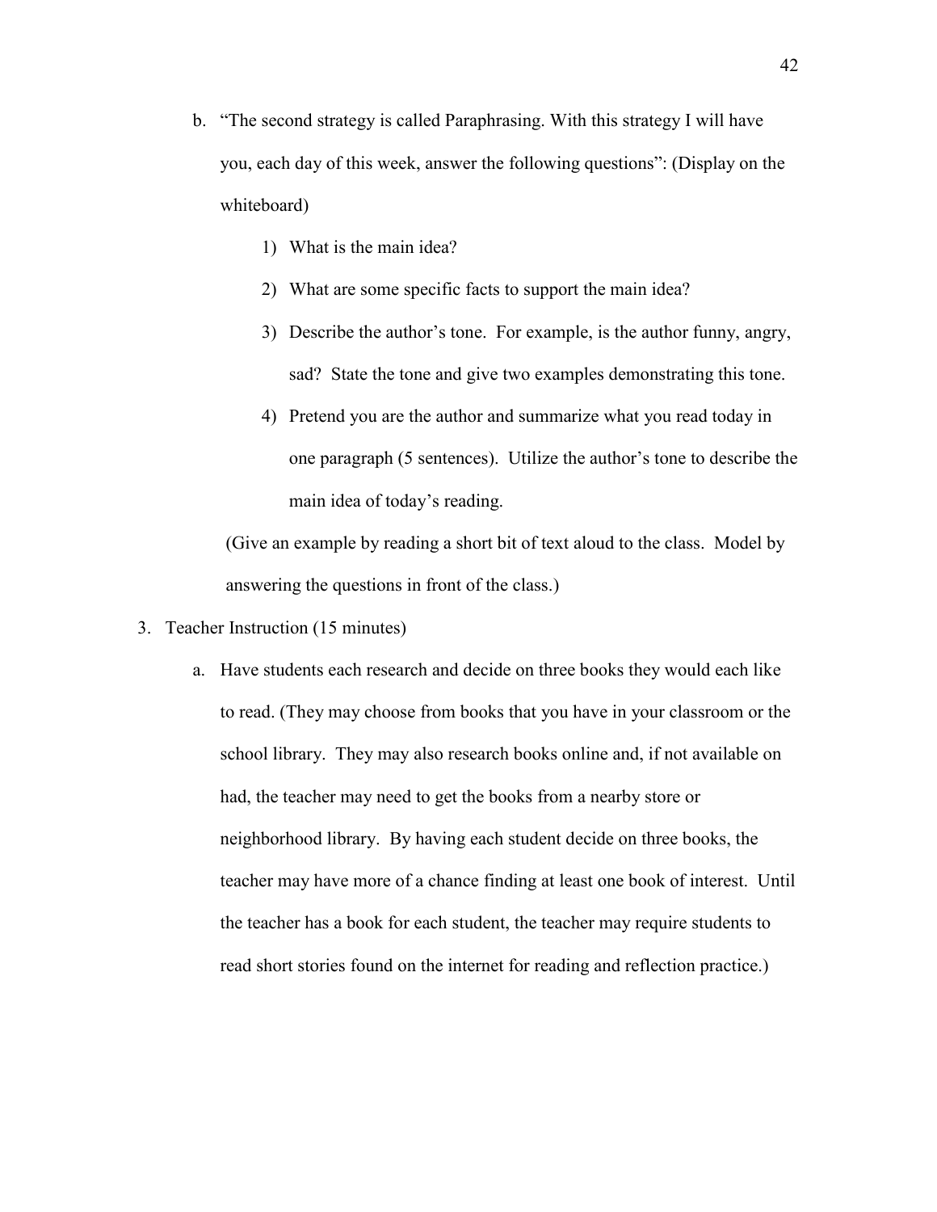b. "The second strategy is called Paraphrasing. With this strategy I will have you, each day of this week, answer the following questions": (Display on the whiteboard)

    1) What is the main idea?

    2) What are some specific facts to support the main idea?

    3) Describe the author's tone. For example, is the author funny, angry, sad? State the tone and give two examples demonstrating this tone.

    4) Pretend you are the author and summarize what you read today in one paragraph (5 sentences). Utilize the author's tone to describe the main idea of today's reading.

   (Give an example by reading a short bit of text aloud to the class. Model by answering the questions in front of the class.)

3. Teacher Instruction (15 minutes)

   a. Have students each research and decide on three books they would each like to read. (They may choose from books that you have in your classroom or the school library. They may also research books online and, if not available on had, the teacher may need to get the books from a nearby store or neighborhood library. By having each student decide on three books, the teacher may have more of a chance finding at least one book of interest. Until the teacher has a book for each student, the teacher may require students to read short stories found on the internet for reading and reflection practice.)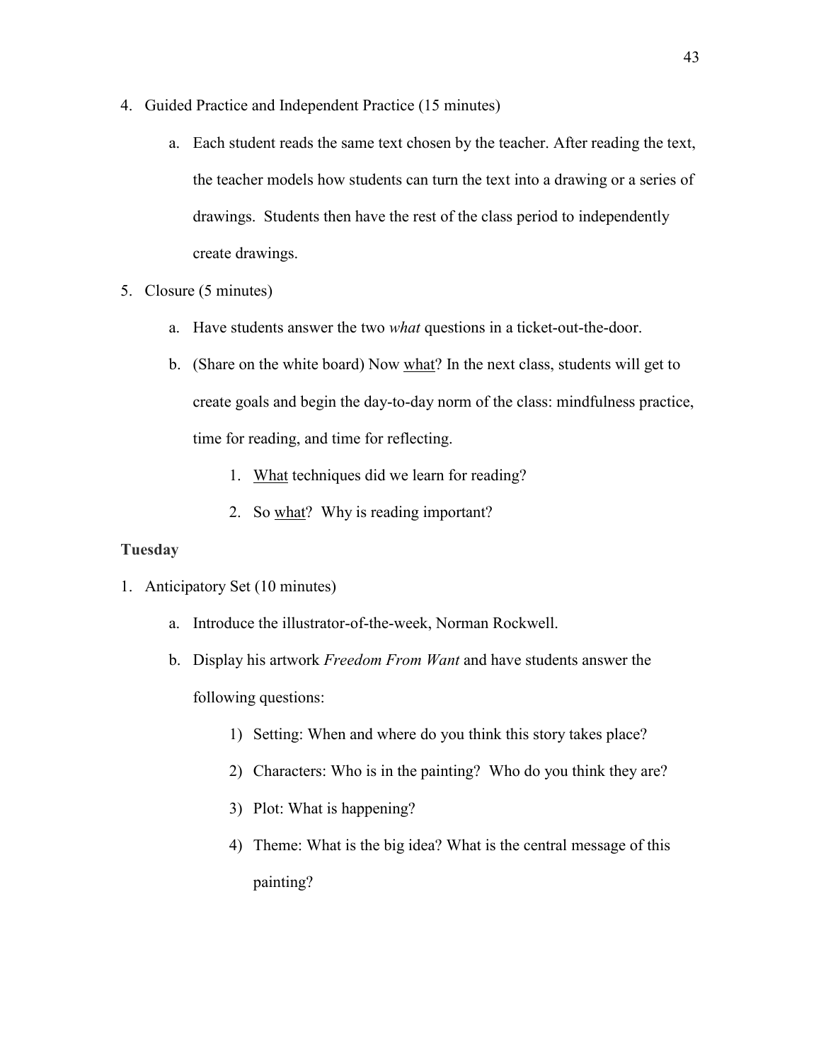4. Guided Practice and Independent Practice (15 minutes)

    a. Each student reads the same text chosen by the teacher. After reading the text, the teacher models how students can turn the text into a drawing or a series of drawings. Students then have the rest of the class period to independently create drawings.

5. Closure (5 minutes)

    a. Have students answer the two *what* questions in a ticket-out-the-door.

    b. (Share on the white board) Now <u>what</u>? In the next class, students will get to create goals and begin the day-to-day norm of the class: mindfulness practice, time for reading, and time for reflecting.

        1. <u>What</u> techniques did we learn for reading?

        2. So <u>what</u>? Why is reading important?

**Tuesday**

1. Anticipatory Set (10 minutes)

    a. Introduce the illustrator-of-the-week, Norman Rockwell.

    b. Display his artwork *Freedom From Want* and have students answer the following questions:

        1) Setting: When and where do you think this story takes place?

        2) Characters: Who is in the painting? Who do you think they are?

        3) Plot: What is happening?

        4) Theme: What is the big idea? What is the central message of this painting?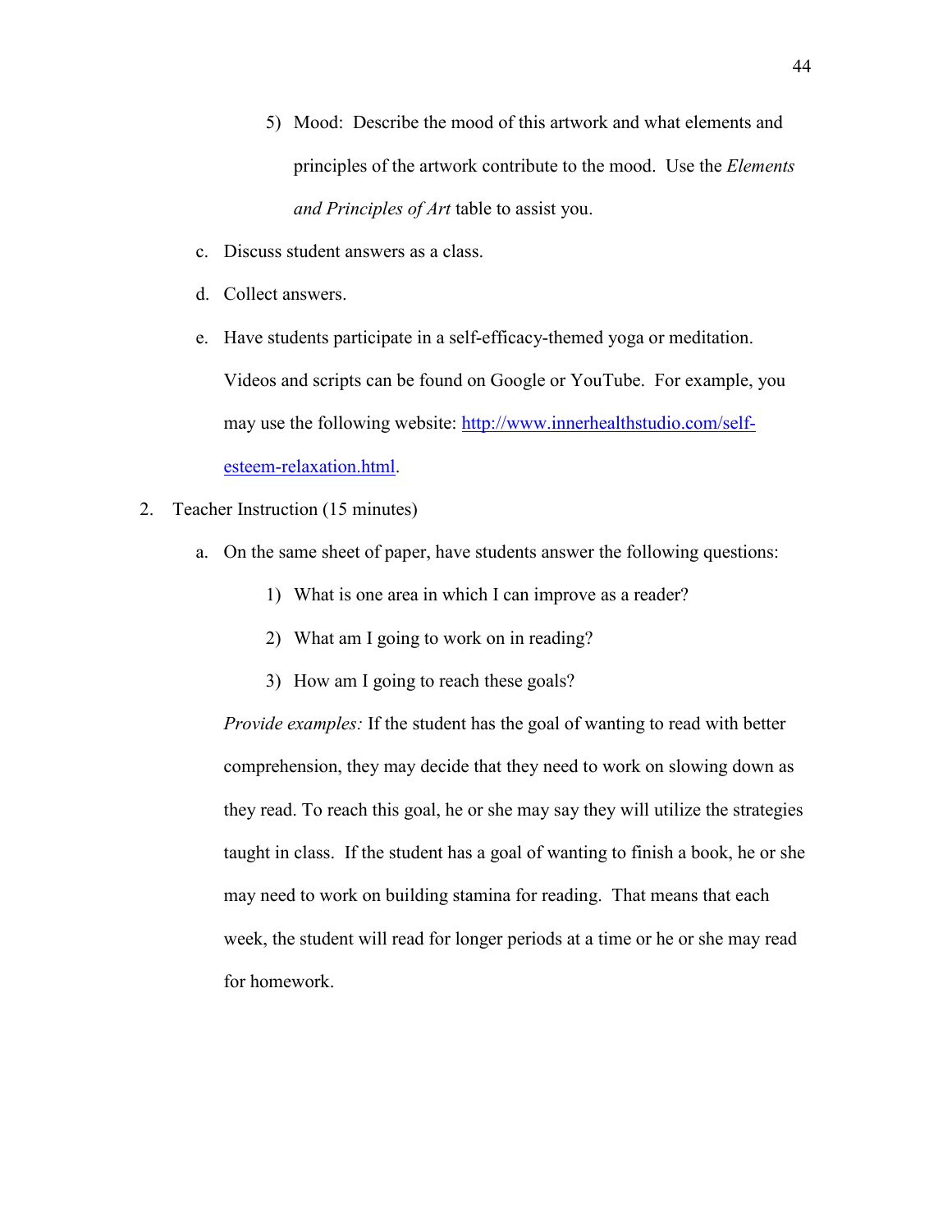5) Mood: Describe the mood of this artwork and what elements and principles of the artwork contribute to the mood. Use the *Elements and Principles of Art* table to assist you.

c. Discuss student answers as a class.

d. Collect answers.

e. Have students participate in a self-efficacy-themed yoga or meditation. Videos and scripts can be found on Google or YouTube. For example, you may use the following website: [http://www.innerhealthstudio.com/self-esteem-relaxation.html](http://www.innerhealthstudio.com/self-esteem-relaxation.html).

2. Teacher Instruction (15 minutes)

   a. On the same sheet of paper, have students answer the following questions:

      1) What is one area in which I can improve as a reader?

      2) What am I going to work on in reading?

      3) How am I going to reach these goals?

   *Provide examples:* If the student has the goal of wanting to read with better comprehension, they may decide that they need to work on slowing down as they read. To reach this goal, he or she may say they will utilize the strategies taught in class. If the student has a goal of wanting to finish a book, he or she may need to work on building stamina for reading. That means that each week, the student will read for longer periods at a time or he or she may read for homework.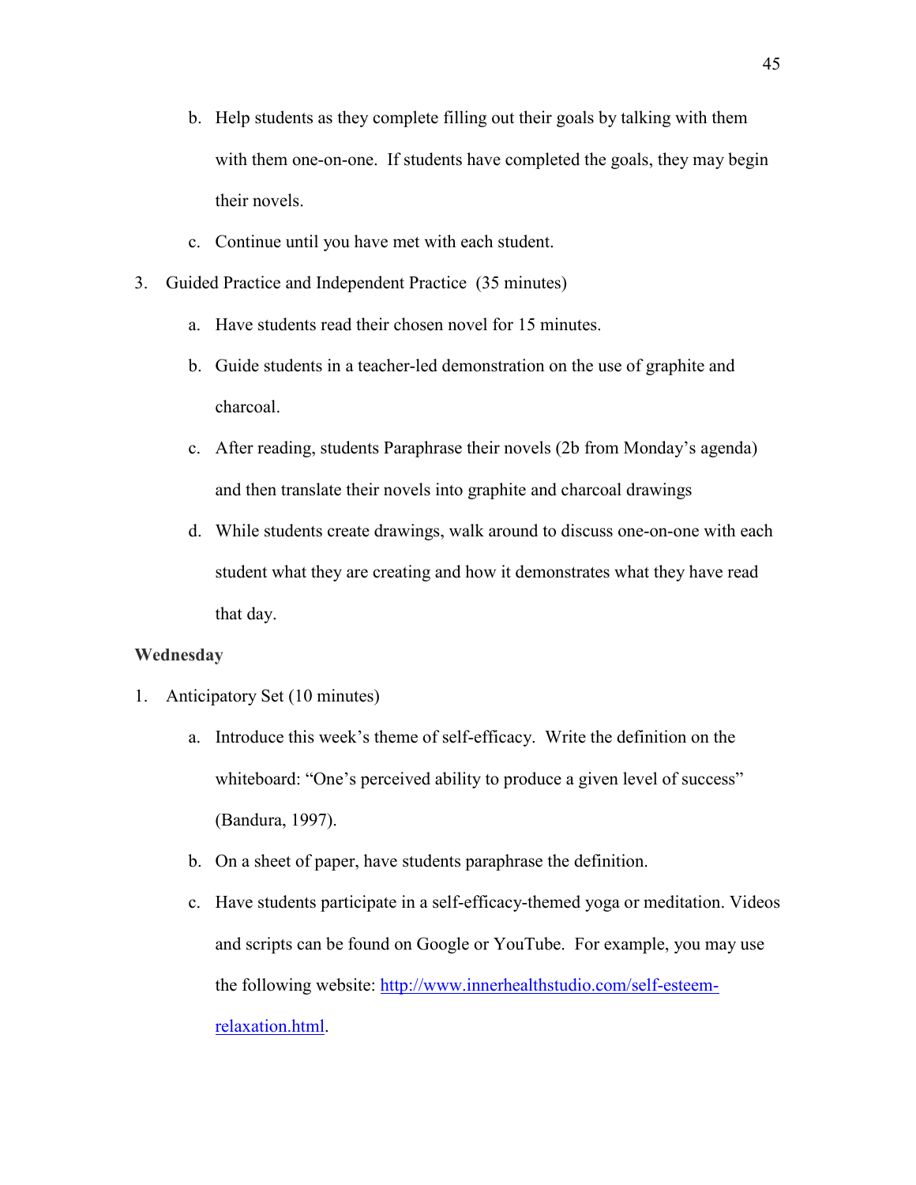b. Help students as they complete filling out their goals by talking with them with them one-on-one. If students have completed the goals, they may begin their novels.

c. Continue until you have met with each student.

3. Guided Practice and Independent Practice (35 minutes)

   a. Have students read their chosen novel for 15 minutes.

   b. Guide students in a teacher-led demonstration on the use of graphite and charcoal.

   c. After reading, students Paraphrase their novels (2b from Monday's agenda) and then translate their novels into graphite and charcoal drawings

   d. While students create drawings, walk around to discuss one-on-one with each student what they are creating and how it demonstrates what they have read that day.

**Wednesday**

1. Anticipatory Set (10 minutes)

   a. Introduce this week's theme of self-efficacy. Write the definition on the whiteboard: "One's perceived ability to produce a given level of success" (Bandura, 1997).

   b. On a sheet of paper, have students paraphrase the definition.

   c. Have students participate in a self-efficacy-themed yoga or meditation. Videos and scripts can be found on Google or YouTube. For example, you may use the following website: http://www.innerhealthstudio.com/self-esteem-relaxation.html.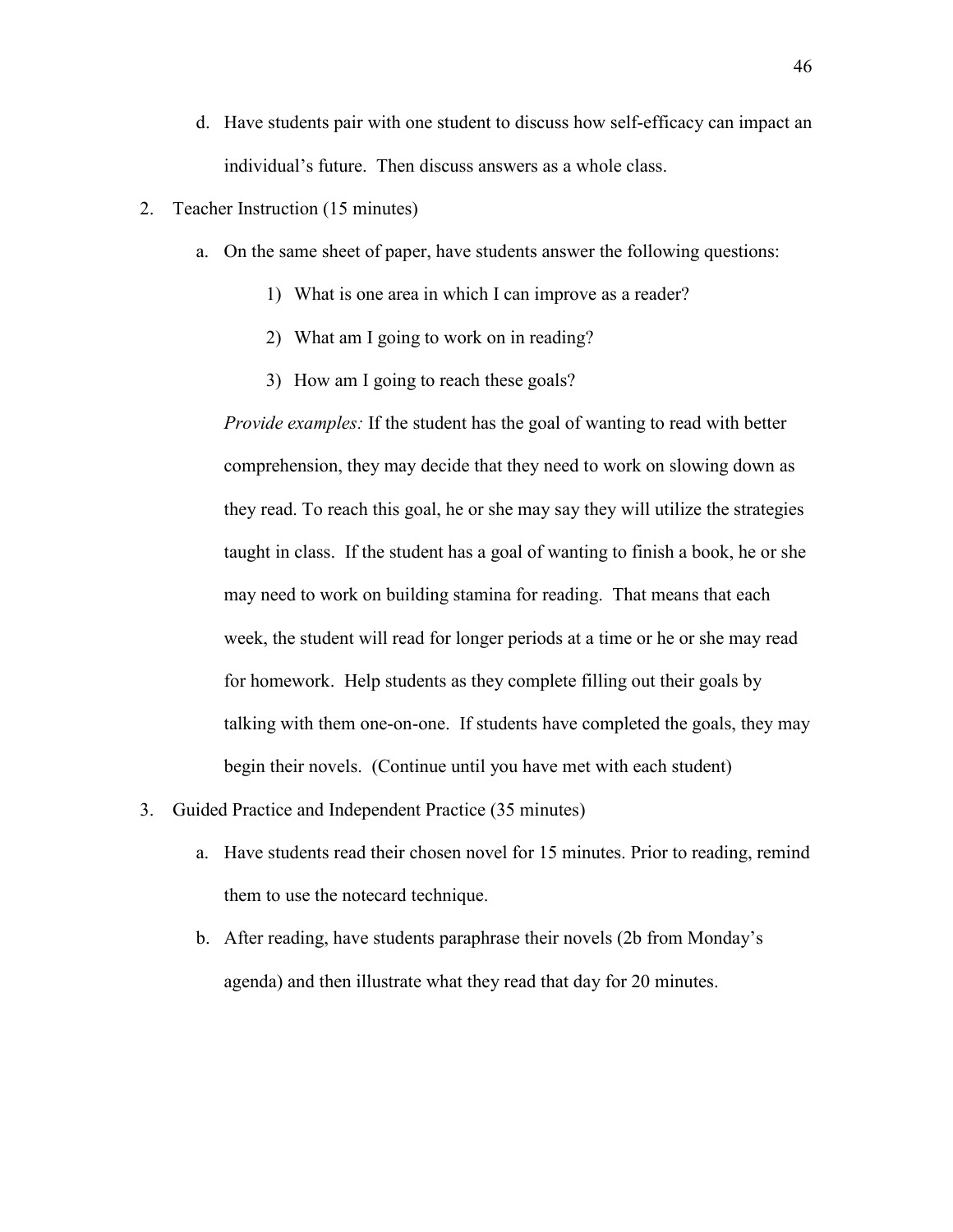d. Have students pair with one student to discuss how self-efficacy can impact an individual's future. Then discuss answers as a whole class.

2. Teacher Instruction (15 minutes)

   a. On the same sheet of paper, have students answer the following questions:

      1) What is one area in which I can improve as a reader?

      2) What am I going to work on in reading?

      3) How am I going to reach these goals?

   *Provide examples:* If the student has the goal of wanting to read with better comprehension, they may decide that they need to work on slowing down as they read. To reach this goal, he or she may say they will utilize the strategies taught in class. If the student has a goal of wanting to finish a book, he or she may need to work on building stamina for reading. That means that each week, the student will read for longer periods at a time or he or she may read for homework. Help students as they complete filling out their goals by talking with them one-on-one. If students have completed the goals, they may begin their novels. (Continue until you have met with each student)

3. Guided Practice and Independent Practice (35 minutes)

   a. Have students read their chosen novel for 15 minutes. Prior to reading, remind them to use the notecard technique.

   b. After reading, have students paraphrase their novels (2b from Monday's agenda) and then illustrate what they read that day for 20 minutes.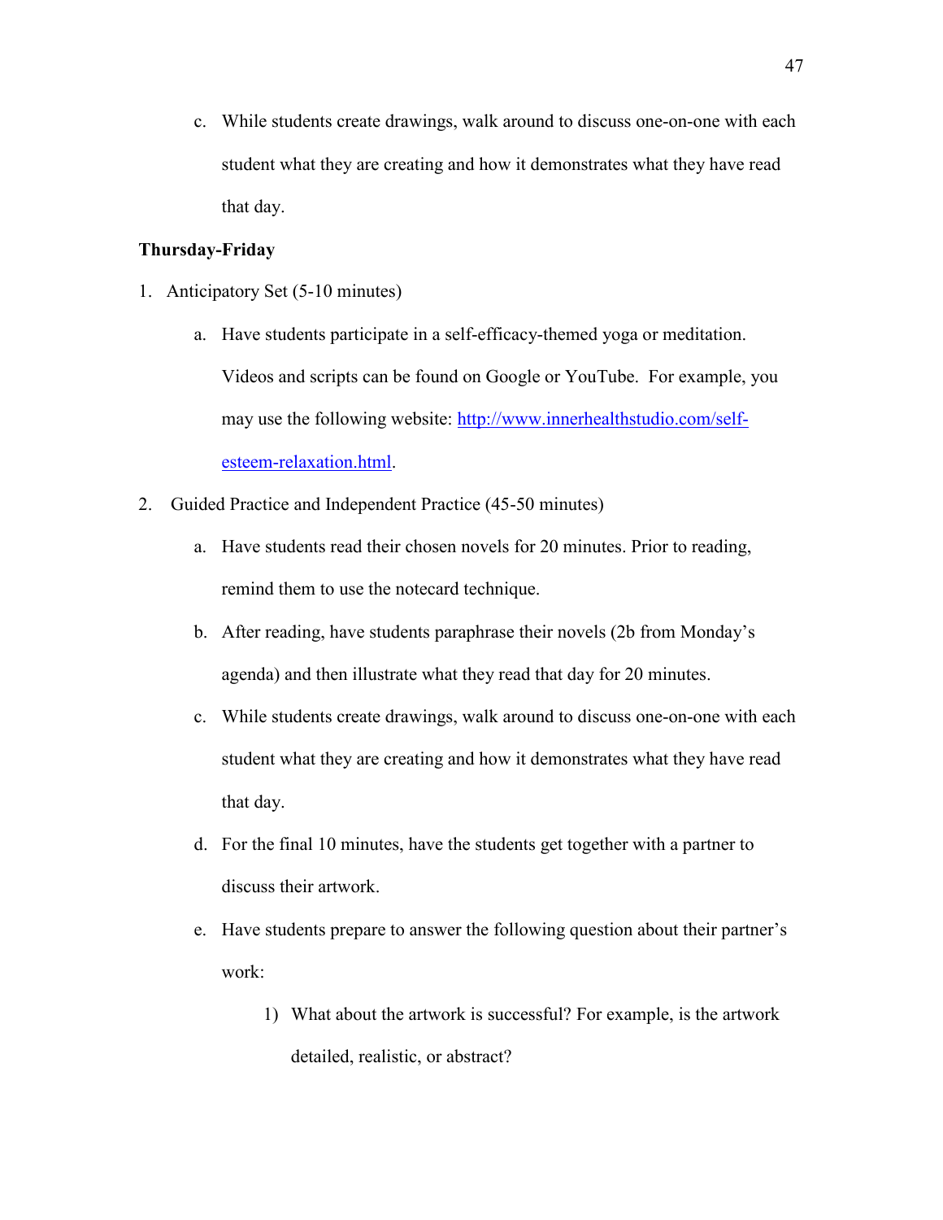c. While students create drawings, walk around to discuss one-on-one with each student what they are creating and how it demonstrates what they have read that day.

**Thursday-Friday**

1. Anticipatory Set (5-10 minutes)
    a. Have students participate in a self-efficacy-themed yoga or meditation. Videos and scripts can be found on Google or YouTube. For example, you may use the following website: [http://www.innerhealthstudio.com/self-esteem-relaxation.html](http://www.innerhealthstudio.com/self-esteem-relaxation.html).
2. Guided Practice and Independent Practice (45-50 minutes)
    a. Have students read their chosen novels for 20 minutes. Prior to reading, remind them to use the notecard technique.
    b. After reading, have students paraphrase their novels (2b from Monday's agenda) and then illustrate what they read that day for 20 minutes.
    c. While students create drawings, walk around to discuss one-on-one with each student what they are creating and how it demonstrates what they have read that day.
    d. For the final 10 minutes, have the students get together with a partner to discuss their artwork.
    e. Have students prepare to answer the following question about their partner's work:
        1) What about the artwork is successful? For example, is the artwork detailed, realistic, or abstract?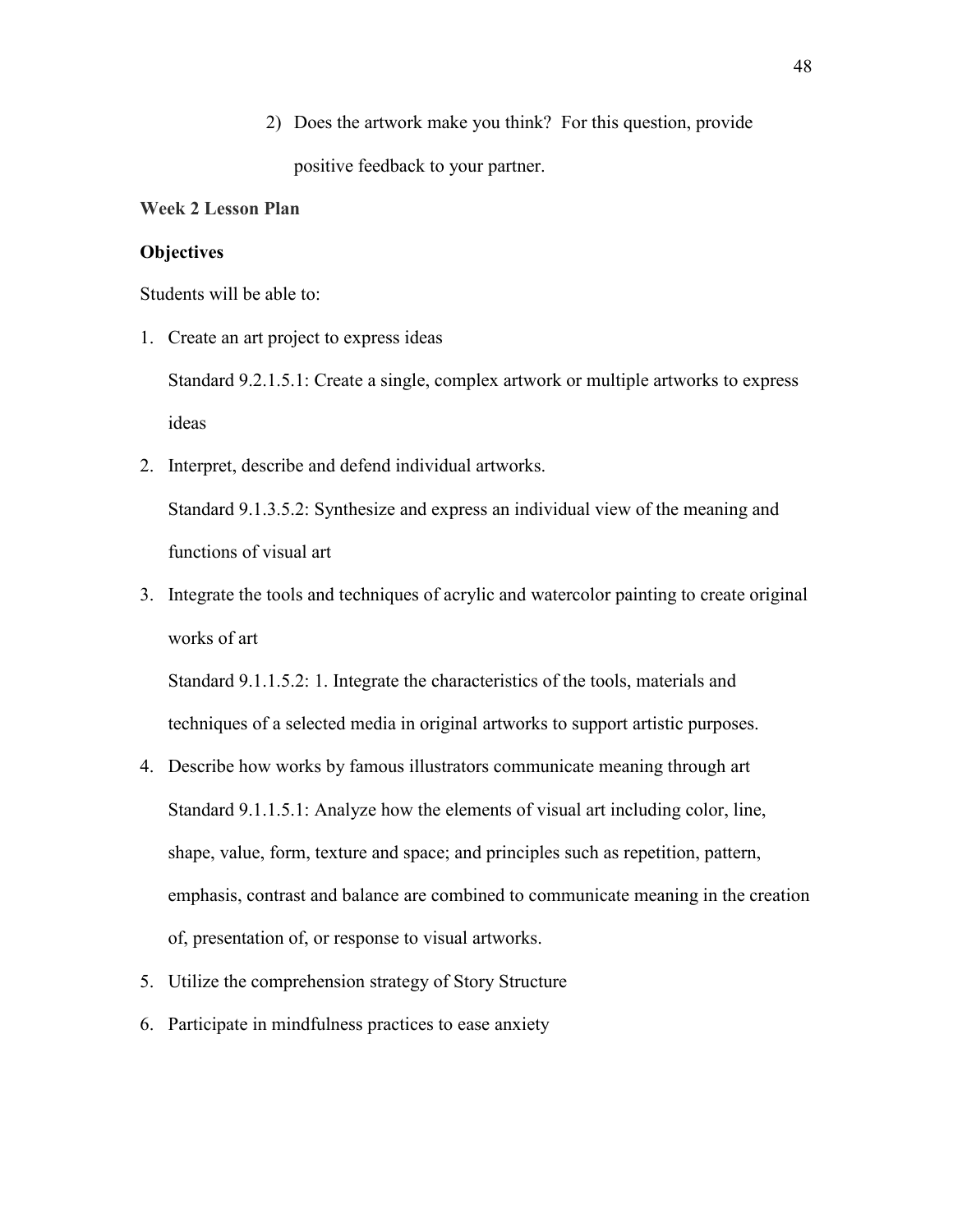2) Does the artwork make you think? For this question, provide positive feedback to your partner.

**Week 2 Lesson Plan**

**Objectives**

Students will be able to:

1. Create an art project to express ideas

   Standard 9.2.1.5.1: Create a single, complex artwork or multiple artworks to express ideas

2. Interpret, describe and defend individual artworks.

   Standard 9.1.3.5.2: Synthesize and express an individual view of the meaning and functions of visual art

3. Integrate the tools and techniques of acrylic and watercolor painting to create original works of art

   Standard 9.1.1.5.2: 1. Integrate the characteristics of the tools, materials and techniques of a selected media in original artworks to support artistic purposes.

4. Describe how works by famous illustrators communicate meaning through art

   Standard 9.1.1.5.1: Analyze how the elements of visual art including color, line, shape, value, form, texture and space; and principles such as repetition, pattern, emphasis, contrast and balance are combined to communicate meaning in the creation of, presentation of, or response to visual artworks.

5. Utilize the comprehension strategy of Story Structure
6. Participate in mindfulness practices to ease anxiety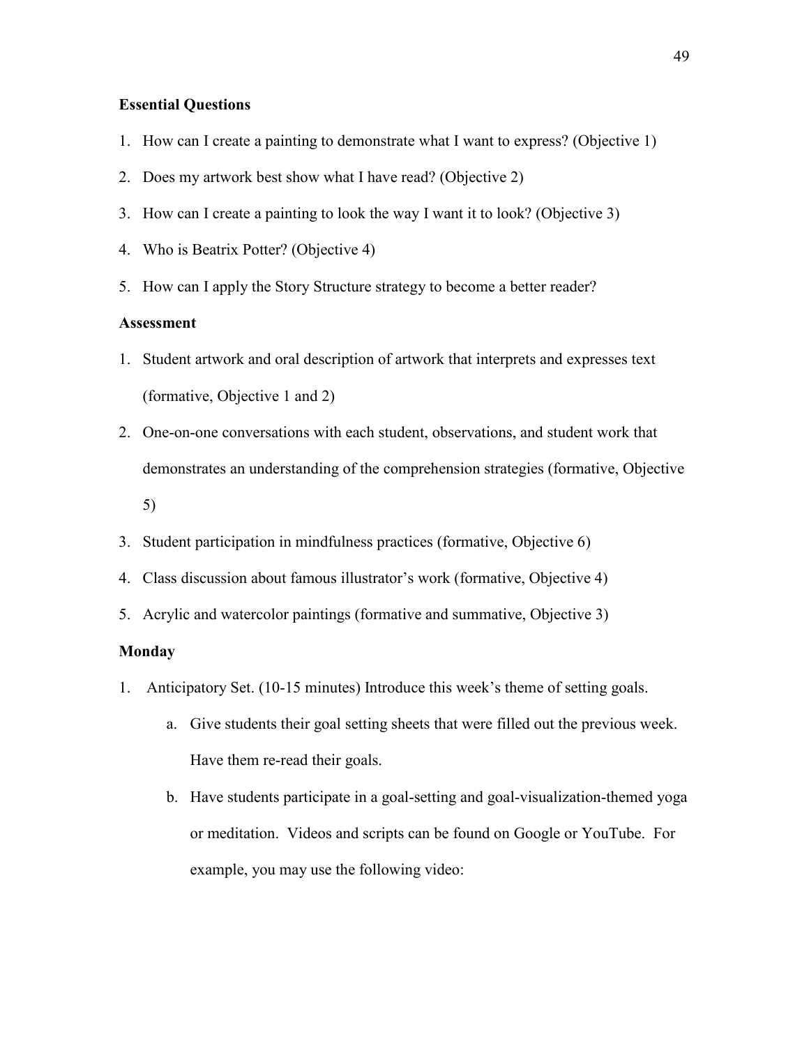**Essential Questions**

1. How can I create a painting to demonstrate what I want to express? (Objective 1)
2. Does my artwork best show what I have read? (Objective 2)
3. How can I create a painting to look the way I want it to look? (Objective 3)
4. Who is Beatrix Potter? (Objective 4)
5. How can I apply the Story Structure strategy to become a better reader?

**Assessment**

1. Student artwork and oral description of artwork that interprets and expresses text (formative, Objective 1 and 2)
2. One-on-one conversations with each student, observations, and student work that demonstrates an understanding of the comprehension strategies (formative, Objective 5)
3. Student participation in mindfulness practices (formative, Objective 6)
4. Class discussion about famous illustrator's work (formative, Objective 4)
5. Acrylic and watercolor paintings (formative and summative, Objective 3)

**Monday**

1. Anticipatory Set. (10-15 minutes) Introduce this week's theme of setting goals.
   a. Give students their goal setting sheets that were filled out the previous week. Have them re-read their goals.
   b. Have students participate in a goal-setting and goal-visualization-themed yoga or meditation. Videos and scripts can be found on Google or YouTube. For example, you may use the following video: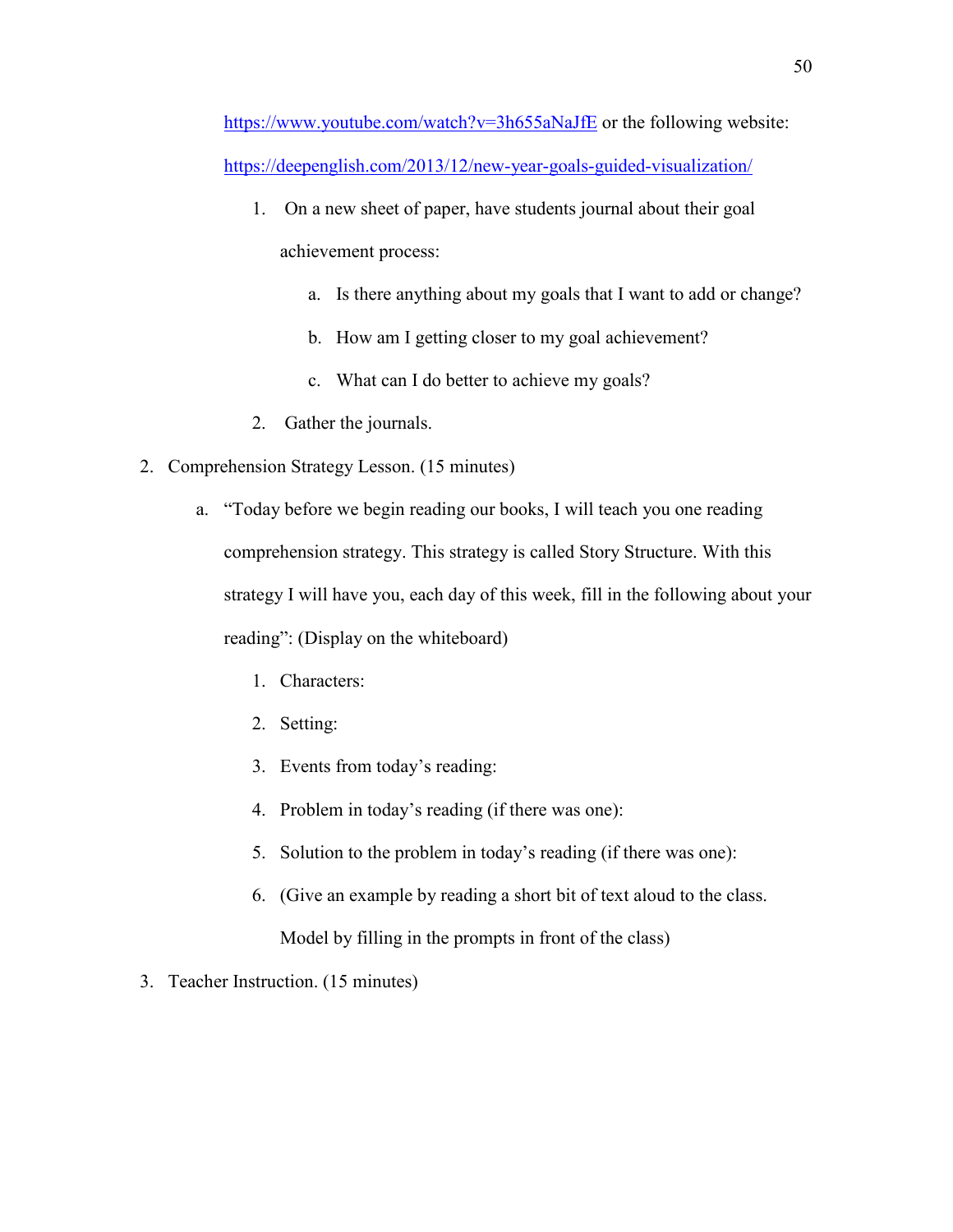https://www.youtube.com/watch?v=3h655aNaJfE or the following website: https://deepenglish.com/2013/12/new-year-goals-guided-visualization/

1. On a new sheet of paper, have students journal about their goal achievement process:
    a. Is there anything about my goals that I want to add or change?
    b. How am I getting closer to my goal achievement?
    c. What can I do better to achieve my goals?
2. Gather the journals.

2. Comprehension Strategy Lesson. (15 minutes)
    a. "Today before we begin reading our books, I will teach you one reading comprehension strategy. This strategy is called Story Structure. With this strategy I will have you, each day of this week, fill in the following about your reading": (Display on the whiteboard)
        1. Characters:
        2. Setting:
        3. Events from today's reading:
        4. Problem in today's reading (if there was one):
        5. Solution to the problem in today's reading (if there was one):
        6. (Give an example by reading a short bit of text aloud to the class. Model by filling in the prompts in front of the class)
3. Teacher Instruction. (15 minutes)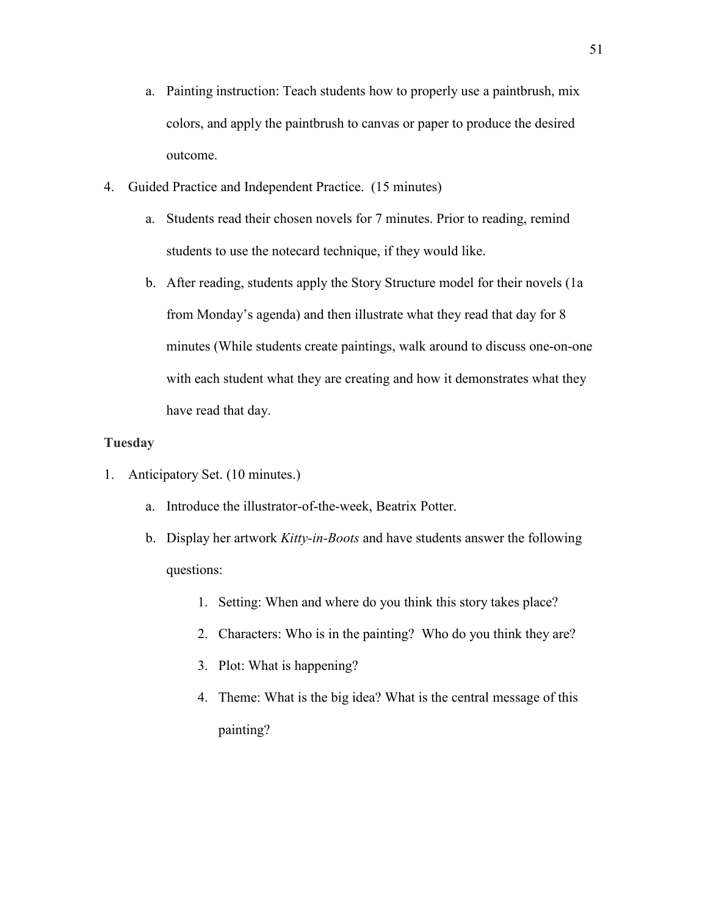a. Painting instruction: Teach students how to properly use a paintbrush, mix colors, and apply the paintbrush to canvas or paper to produce the desired outcome.

4. Guided Practice and Independent Practice. (15 minutes)

    a. Students read their chosen novels for 7 minutes. Prior to reading, remind students to use the notecard technique, if they would like.

    b. After reading, students apply the Story Structure model for their novels (1a from Monday's agenda) and then illustrate what they read that day for 8 minutes (While students create paintings, walk around to discuss one-on-one with each student what they are creating and how it demonstrates what they have read that day.

**Tuesday**

1. Anticipatory Set. (10 minutes.)

    a. Introduce the illustrator-of-the-week, Beatrix Potter.

    b. Display her artwork *Kitty-in-Boots* and have students answer the following questions:

        1. Setting: When and where do you think this story takes place?
        2. Characters: Who is in the painting? Who do you think they are?
        3. Plot: What is happening?
        4. Theme: What is the big idea? What is the central message of this painting?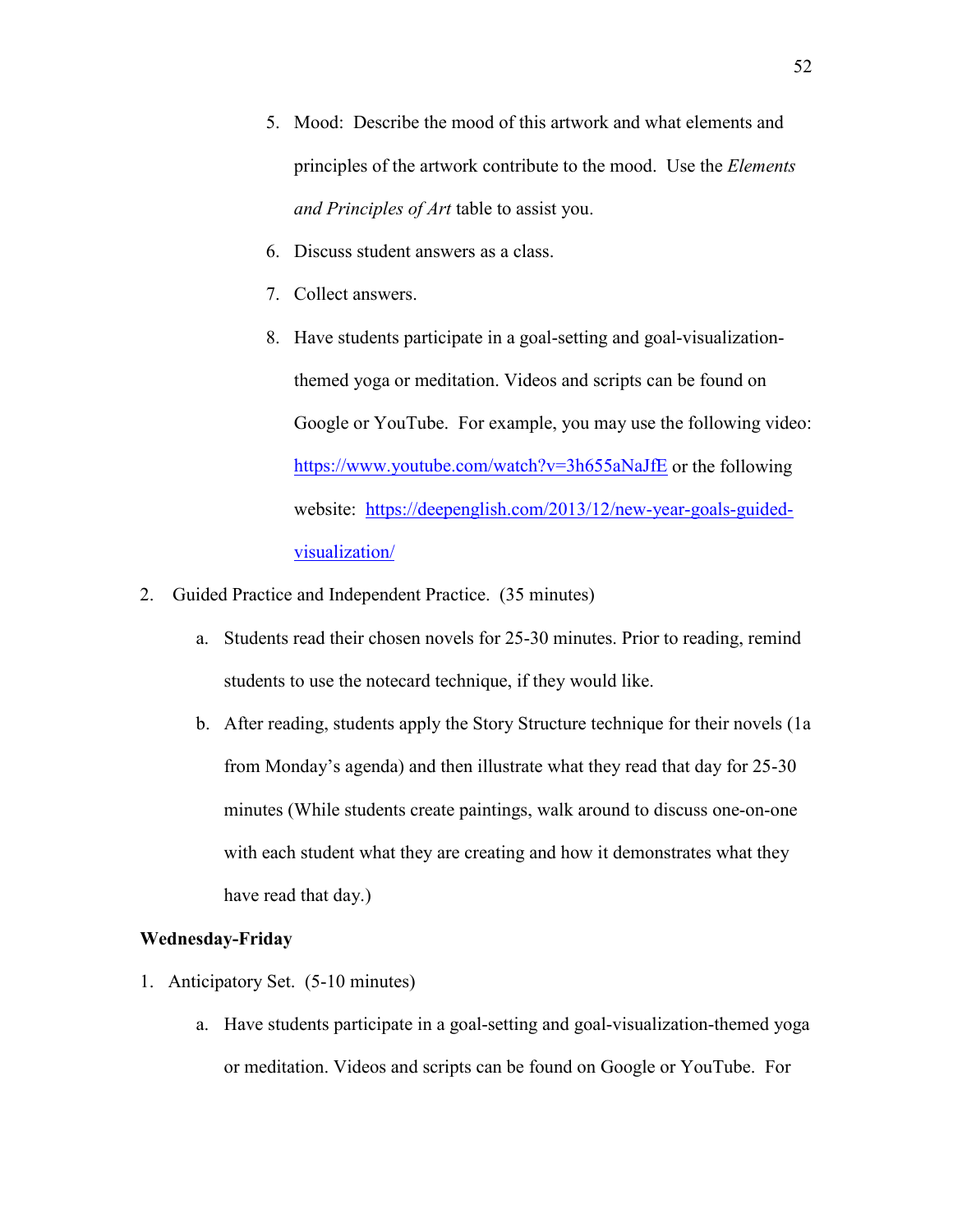5. Mood: Describe the mood of this artwork and what elements and principles of the artwork contribute to the mood. Use the *Elements and Principles of Art* table to assist you.
6. Discuss student answers as a class.
7. Collect answers.
8. Have students participate in a goal-setting and goal-visualization-themed yoga or meditation. Videos and scripts can be found on Google or YouTube. For example, you may use the following video: https://www.youtube.com/watch?v=3h655aNaJfE or the following website: https://deepenglish.com/2013/12/new-year-goals-guided-visualization/

2. Guided Practice and Independent Practice. (35 minutes)
   a. Students read their chosen novels for 25-30 minutes. Prior to reading, remind students to use the notecard technique, if they would like.
   b. After reading, students apply the Story Structure technique for their novels (1a from Monday's agenda) and then illustrate what they read that day for 25-30 minutes (While students create paintings, walk around to discuss one-on-one with each student what they are creating and how it demonstrates what they have read that day.)

**Wednesday-Friday**

1. Anticipatory Set. (5-10 minutes)
   a. Have students participate in a goal-setting and goal-visualization-themed yoga or meditation. Videos and scripts can be found on Google or YouTube. For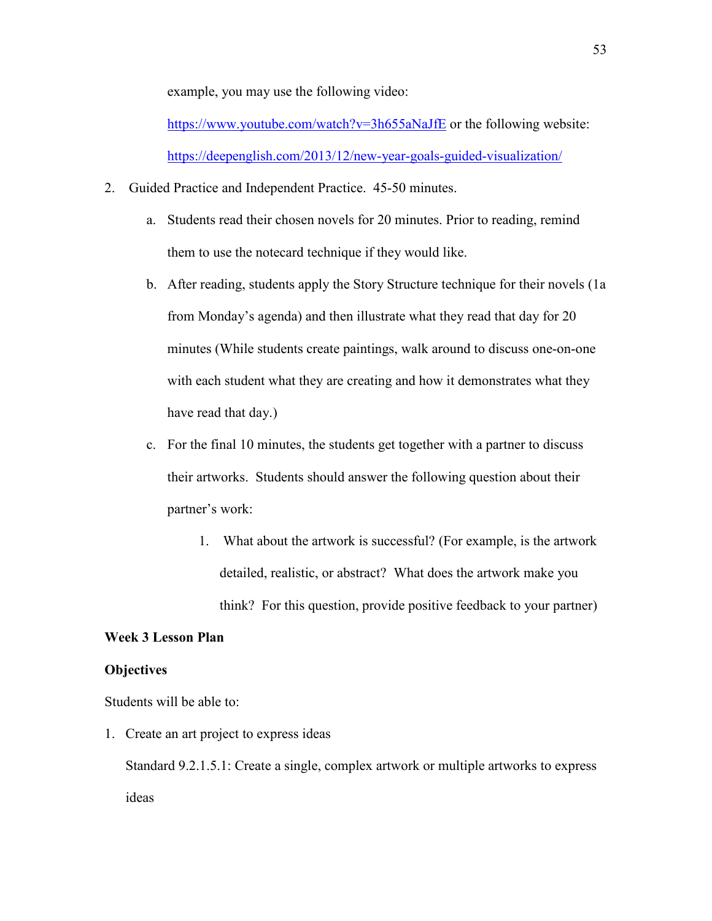example, you may use the following video: https://www.youtube.com/watch?v=3h655aNaJfE or the following website: https://deepenglish.com/2013/12/new-year-goals-guided-visualization/

2. Guided Practice and Independent Practice. 45-50 minutes.
   a. Students read their chosen novels for 20 minutes. Prior to reading, remind them to use the notecard technique if they would like.
   b. After reading, students apply the Story Structure technique for their novels (1a from Monday's agenda) and then illustrate what they read that day for 20 minutes (While students create paintings, walk around to discuss one-on-one with each student what they are creating and how it demonstrates what they have read that day.)
   c. For the final 10 minutes, the students get together with a partner to discuss their artworks. Students should answer the following question about their partner's work:
      1. What about the artwork is successful? (For example, is the artwork detailed, realistic, or abstract? What does the artwork make you think? For this question, provide positive feedback to your partner)

**Week 3 Lesson Plan**

**Objectives**

Students will be able to:

1. Create an art project to express ideas

   Standard 9.2.1.5.1: Create a single, complex artwork or multiple artworks to express ideas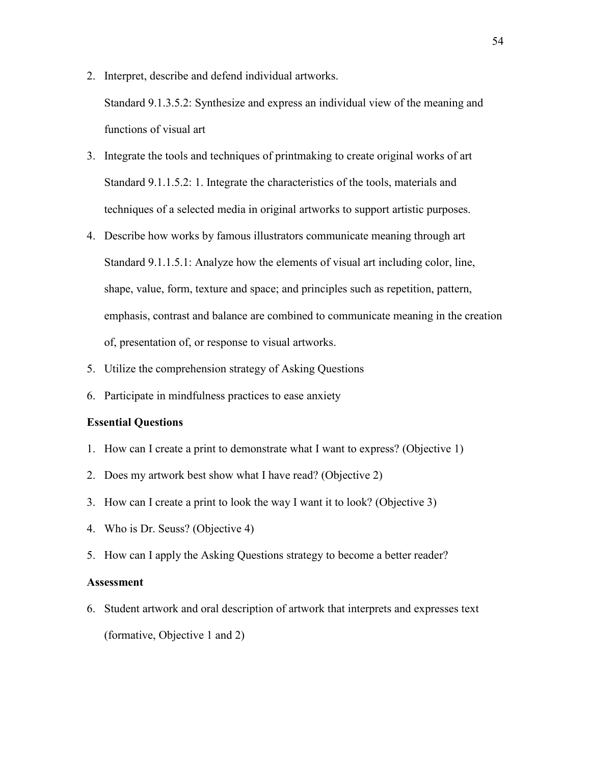2. Interpret, describe and defend individual artworks.

   Standard 9.1.3.5.2: Synthesize and express an individual view of the meaning and functions of visual art

3. Integrate the tools and techniques of printmaking to create original works of art

   Standard 9.1.1.5.2: 1. Integrate the characteristics of the tools, materials and techniques of a selected media in original artworks to support artistic purposes.

4. Describe how works by famous illustrators communicate meaning through art

   Standard 9.1.1.5.1: Analyze how the elements of visual art including color, line, shape, value, form, texture and space; and principles such as repetition, pattern, emphasis, contrast and balance are combined to communicate meaning in the creation of, presentation of, or response to visual artworks.

5. Utilize the comprehension strategy of Asking Questions

6. Participate in mindfulness practices to ease anxiety

**Essential Questions**

1. How can I create a print to demonstrate what I want to express? (Objective 1)
2. Does my artwork best show what I have read? (Objective 2)
3. How can I create a print to look the way I want it to look? (Objective 3)
4. Who is Dr. Seuss? (Objective 4)
5. How can I apply the Asking Questions strategy to become a better reader?

**Assessment**

6. Student artwork and oral description of artwork that interprets and expresses text (formative, Objective 1 and 2)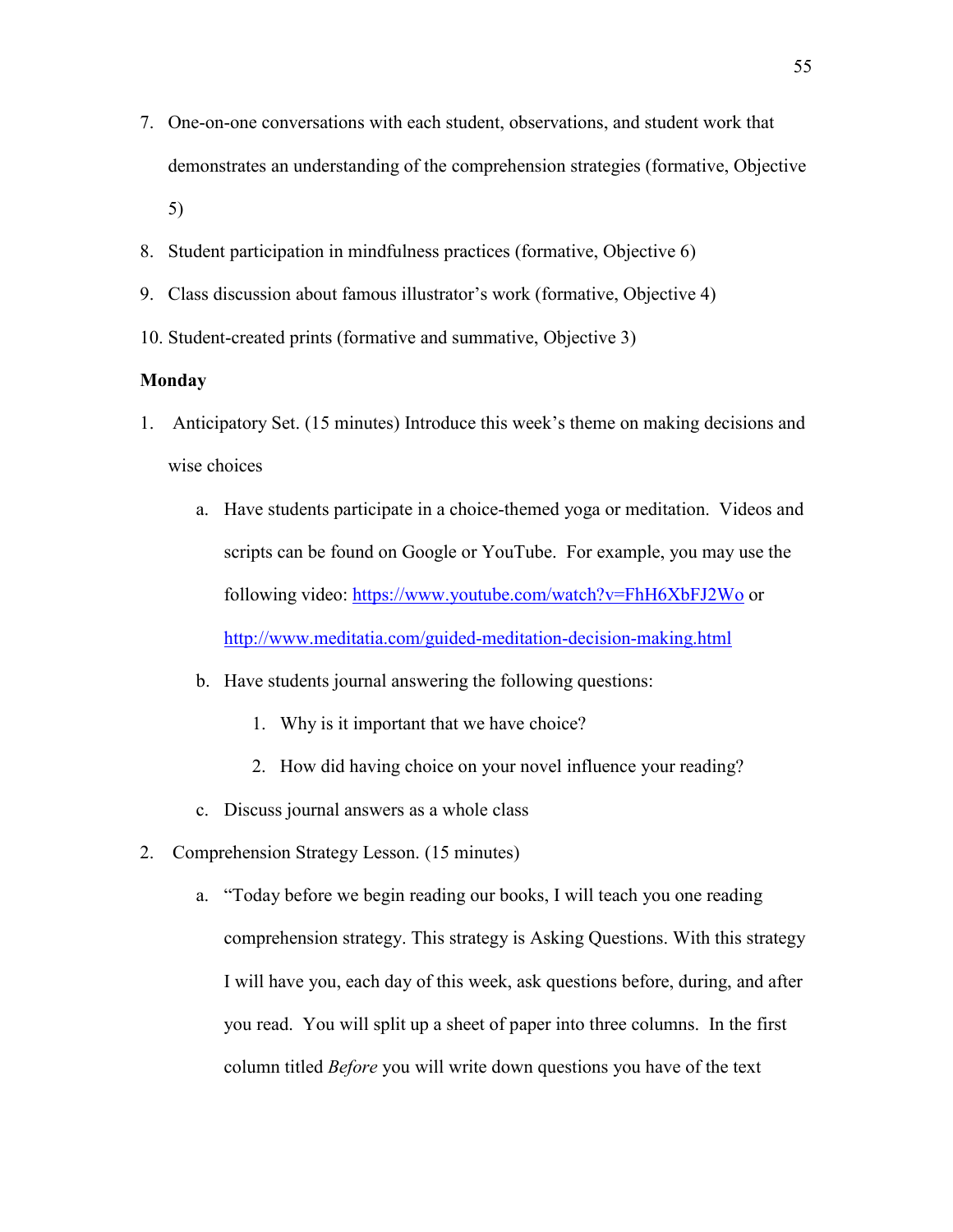7. One-on-one conversations with each student, observations, and student work that demonstrates an understanding of the comprehension strategies (formative, Objective 5)
8. Student participation in mindfulness practices (formative, Objective 6)
9. Class discussion about famous illustrator's work (formative, Objective 4)
10. Student-created prints (formative and summative, Objective 3)

**Monday**

1. Anticipatory Set. (15 minutes) Introduce this week's theme on making decisions and wise choices
   a. Have students participate in a choice-themed yoga or meditation. Videos and scripts can be found on Google or YouTube. For example, you may use the following video: https://www.youtube.com/watch?v=FhH6XbFJ2Wo or http://www.meditatia.com/guided-meditation-decision-making.html
   b. Have students journal answering the following questions:
      1. Why is it important that we have choice?
      2. How did having choice on your novel influence your reading?
   c. Discuss journal answers as a whole class
2. Comprehension Strategy Lesson. (15 minutes)
   a. "Today before we begin reading our books, I will teach you one reading comprehension strategy. This strategy is Asking Questions. With this strategy I will have you, each day of this week, ask questions before, during, and after you read. You will split up a sheet of paper into three columns. In the first column titled *Before* you will write down questions you have of the text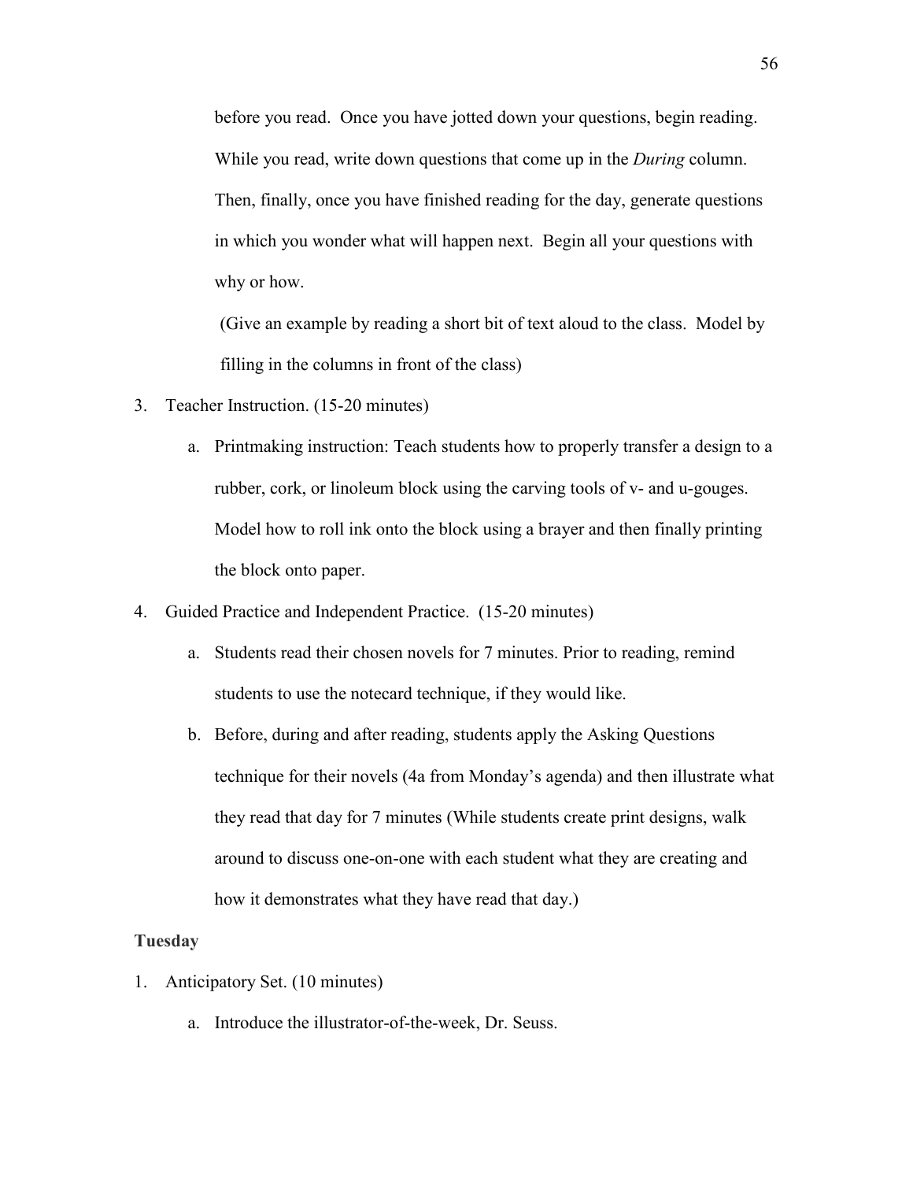before you read. Once you have jotted down your questions, begin reading. While you read, write down questions that come up in the *During* column. Then, finally, once you have finished reading for the day, generate questions in which you wonder what will happen next. Begin all your questions with why or how.

(Give an example by reading a short bit of text aloud to the class. Model by filling in the columns in front of the class)

3. Teacher Instruction. (15-20 minutes)
   a. Printmaking instruction: Teach students how to properly transfer a design to a rubber, cork, or linoleum block using the carving tools of v- and u-gouges. Model how to roll ink onto the block using a brayer and then finally printing the block onto paper.
4. Guided Practice and Independent Practice. (15-20 minutes)
   a. Students read their chosen novels for 7 minutes. Prior to reading, remind students to use the notecard technique, if they would like.
   b. Before, during and after reading, students apply the Asking Questions technique for their novels (4a from Monday's agenda) and then illustrate what they read that day for 7 minutes (While students create print designs, walk around to discuss one-on-one with each student what they are creating and how it demonstrates what they have read that day.)

**Tuesday**

1. Anticipatory Set. (10 minutes)
   a. Introduce the illustrator-of-the-week, Dr. Seuss.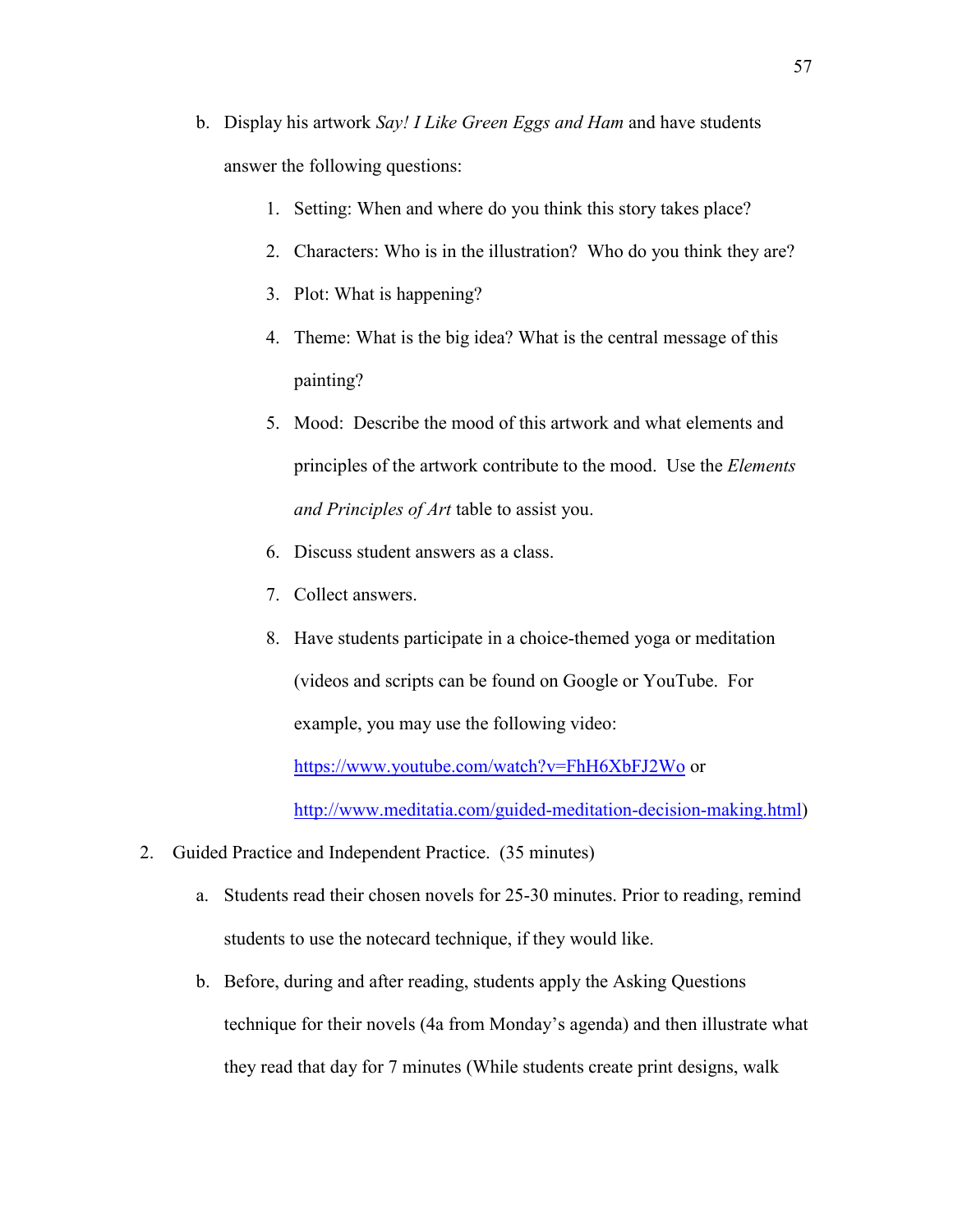b. Display his artwork *Say! I Like Green Eggs and Ham* and have students answer the following questions:

    1. Setting: When and where do you think this story takes place?
    2. Characters: Who is in the illustration? Who do you think they are?
    3. Plot: What is happening?
    4. Theme: What is the big idea? What is the central message of this painting?
    5. Mood: Describe the mood of this artwork and what elements and principles of the artwork contribute to the mood. Use the *Elements and Principles of Art* table to assist you.
    6. Discuss student answers as a class.
    7. Collect answers.
    8. Have students participate in a choice-themed yoga or meditation (videos and scripts can be found on Google or YouTube. For example, you may use the following video: https://www.youtube.com/watch?v=FhH6XbFJ2Wo or http://www.meditatia.com/guided-meditation-decision-making.html)

2. Guided Practice and Independent Practice. (35 minutes)

    a. Students read their chosen novels for 25-30 minutes. Prior to reading, remind students to use the notecard technique, if they would like.

    b. Before, during and after reading, students apply the Asking Questions technique for their novels (4a from Monday's agenda) and then illustrate what they read that day for 7 minutes (While students create print designs, walk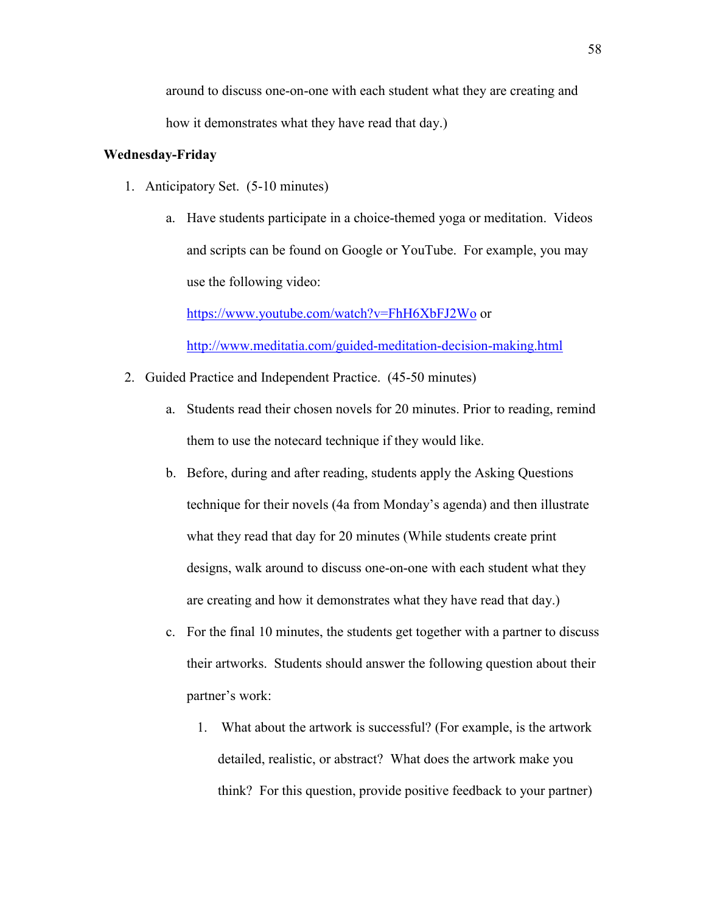around to discuss one-on-one with each student what they are creating and how it demonstrates what they have read that day.)

**Wednesday-Friday**

1. Anticipatory Set. (5-10 minutes)
   a. Have students participate in a choice-themed yoga or meditation. Videos and scripts can be found on Google or YouTube. For example, you may use the following video: https://www.youtube.com/watch?v=FhH6XbFJ2Wo or http://www.meditatia.com/guided-meditation-decision-making.html
2. Guided Practice and Independent Practice. (45-50 minutes)
   a. Students read their chosen novels for 20 minutes. Prior to reading, remind them to use the notecard technique if they would like.
   b. Before, during and after reading, students apply the Asking Questions technique for their novels (4a from Monday's agenda) and then illustrate what they read that day for 20 minutes (While students create print designs, walk around to discuss one-on-one with each student what they are creating and how it demonstrates what they have read that day.)
   c. For the final 10 minutes, the students get together with a partner to discuss their artworks. Students should answer the following question about their partner's work:
      1. What about the artwork is successful? (For example, is the artwork detailed, realistic, or abstract? What does the artwork make you think? For this question, provide positive feedback to your partner)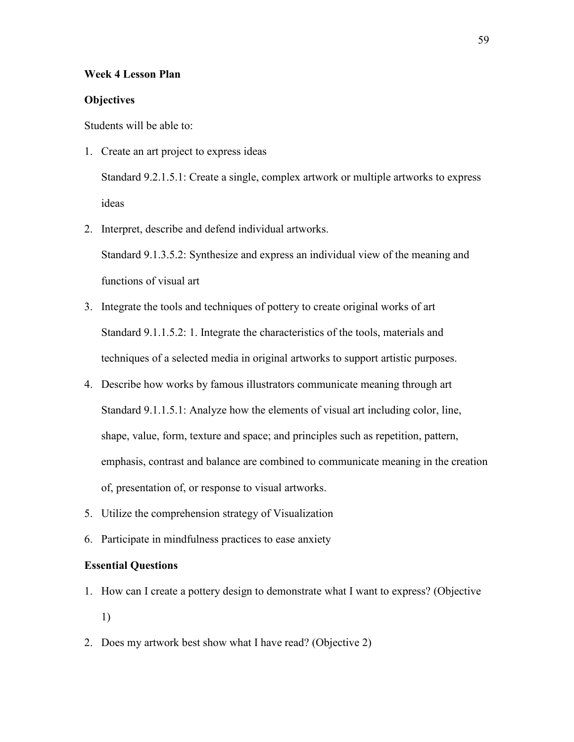**Week 4 Lesson Plan**

**Objectives**

Students will be able to:

1. Create an art project to express ideas

   Standard 9.2.1.5.1: Create a single, complex artwork or multiple artworks to express ideas

2. Interpret, describe and defend individual artworks.

   Standard 9.1.3.5.2: Synthesize and express an individual view of the meaning and functions of visual art

3. Integrate the tools and techniques of pottery to create original works of art

   Standard 9.1.1.5.2: 1. Integrate the characteristics of the tools, materials and techniques of a selected media in original artworks to support artistic purposes.

4. Describe how works by famous illustrators communicate meaning through art

   Standard 9.1.1.5.1: Analyze how the elements of visual art including color, line, shape, value, form, texture and space; and principles such as repetition, pattern, emphasis, contrast and balance are combined to communicate meaning in the creation of, presentation of, or response to visual artworks.

5. Utilize the comprehension strategy of Visualization

6. Participate in mindfulness practices to ease anxiety

**Essential Questions**

1. How can I create a pottery design to demonstrate what I want to express? (Objective 1)

2. Does my artwork best show what I have read? (Objective 2)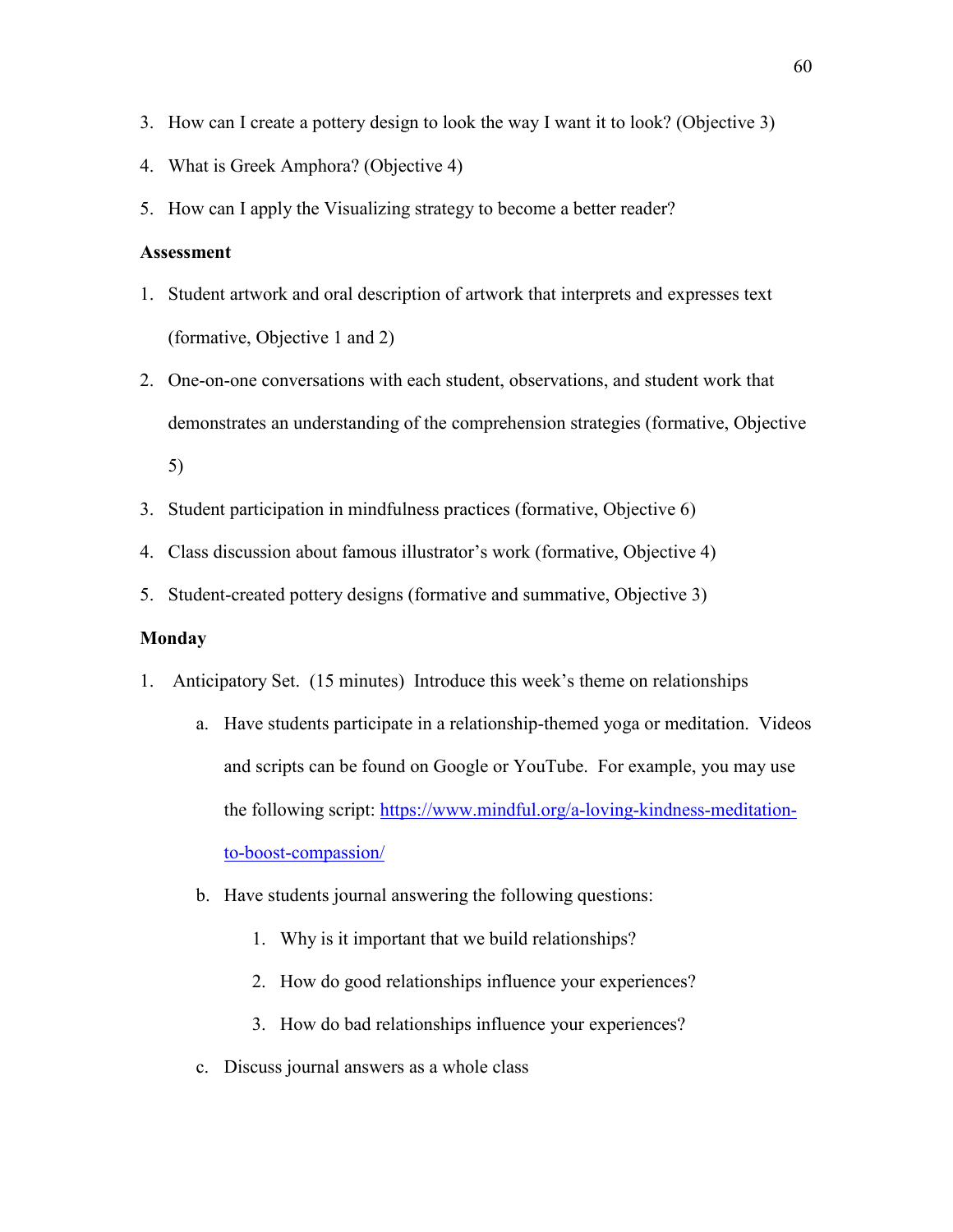3. How can I create a pottery design to look the way I want it to look? (Objective 3)
4. What is Greek Amphora? (Objective 4)
5. How can I apply the Visualizing strategy to become a better reader?

**Assessment**

1. Student artwork and oral description of artwork that interprets and expresses text (formative, Objective 1 and 2)
2. One-on-one conversations with each student, observations, and student work that demonstrates an understanding of the comprehension strategies (formative, Objective 5)
3. Student participation in mindfulness practices (formative, Objective 6)
4. Class discussion about famous illustrator's work (formative, Objective 4)
5. Student-created pottery designs (formative and summative, Objective 3)

**Monday**

1. Anticipatory Set. (15 minutes) Introduce this week's theme on relationships
   a. Have students participate in a relationship-themed yoga or meditation. Videos and scripts can be found on Google or YouTube. For example, you may use the following script: https://www.mindful.org/a-loving-kindness-meditation-to-boost-compassion/
   b. Have students journal answering the following questions:
      1. Why is it important that we build relationships?
      2. How do good relationships influence your experiences?
      3. How do bad relationships influence your experiences?
   c. Discuss journal answers as a whole class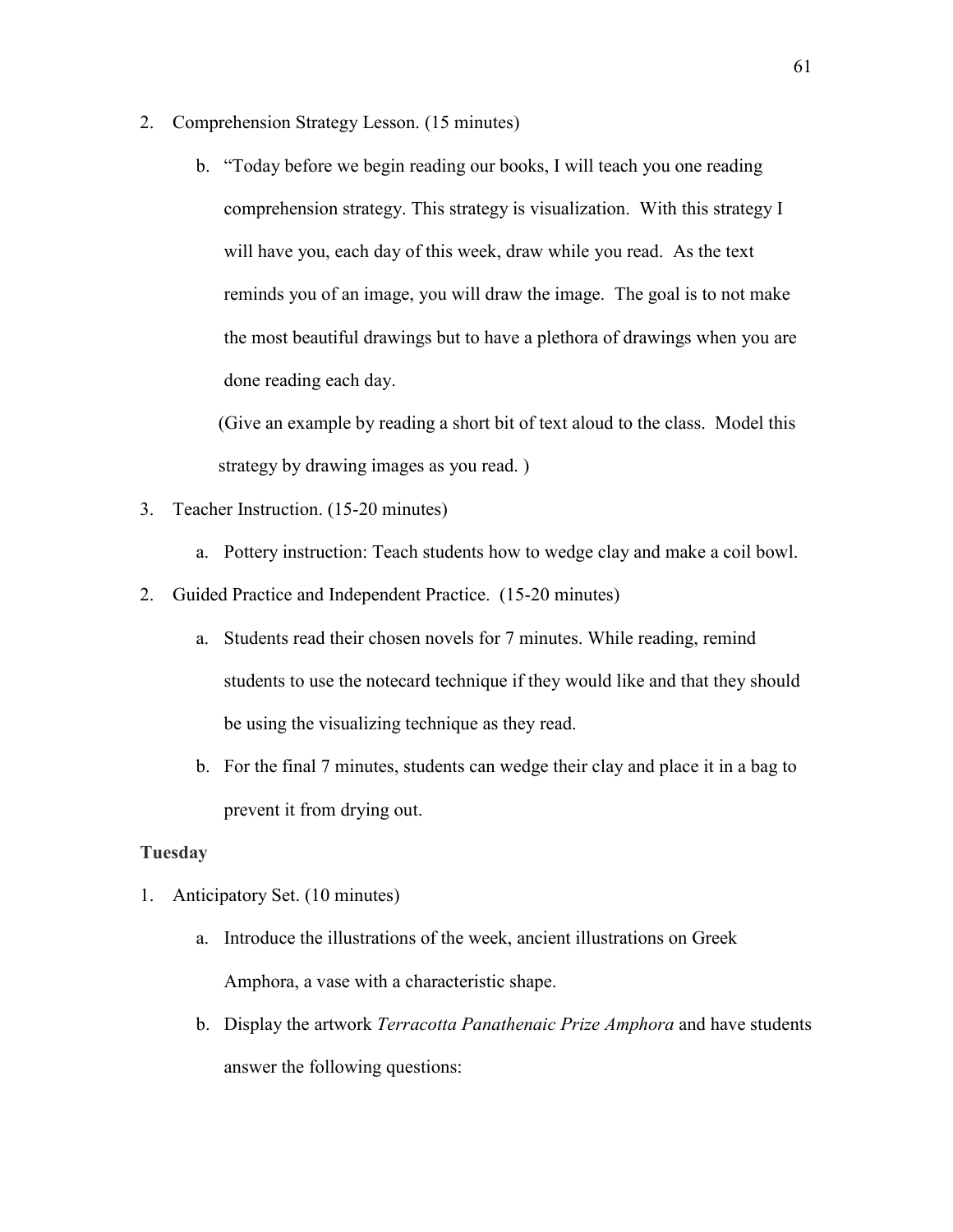2. Comprehension Strategy Lesson. (15 minutes)

   b. "Today before we begin reading our books, I will teach you one reading comprehension strategy. This strategy is visualization. With this strategy I will have you, each day of this week, draw while you read. As the text reminds you of an image, you will draw the image. The goal is to not make the most beautiful drawings but to have a plethora of drawings when you are done reading each day.

   (Give an example by reading a short bit of text aloud to the class. Model this strategy by drawing images as you read. )

3. Teacher Instruction. (15-20 minutes)

   a. Pottery instruction: Teach students how to wedge clay and make a coil bowl.

2. Guided Practice and Independent Practice. (15-20 minutes)

   a. Students read their chosen novels for 7 minutes. While reading, remind students to use the notecard technique if they would like and that they should be using the visualizing technique as they read.

   b. For the final 7 minutes, students can wedge their clay and place it in a bag to prevent it from drying out.

**Tuesday**

1. Anticipatory Set. (10 minutes)

   a. Introduce the illustrations of the week, ancient illustrations on Greek Amphora, a vase with a characteristic shape.

   b. Display the artwork *Terracotta Panathenaic Prize Amphora* and have students answer the following questions: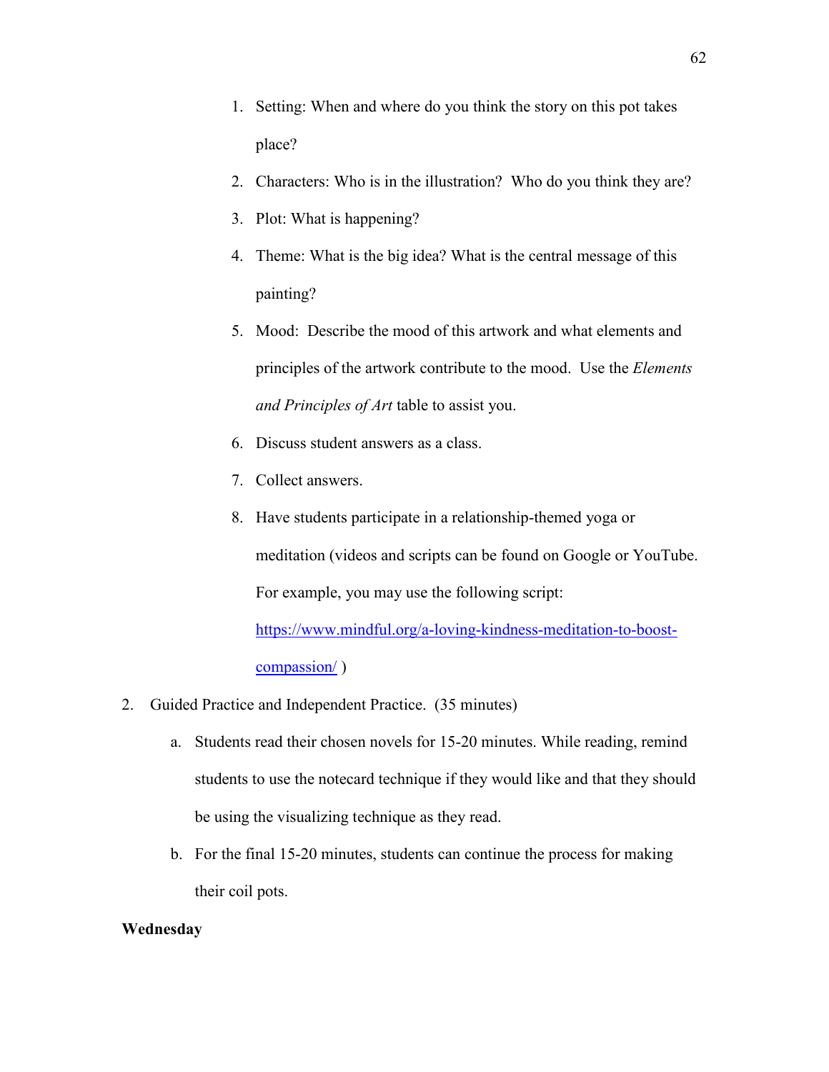1. Setting: When and where do you think the story on this pot takes place?
2. Characters: Who is in the illustration? Who do you think they are?
3. Plot: What is happening?
4. Theme: What is the big idea? What is the central message of this painting?
5. Mood: Describe the mood of this artwork and what elements and principles of the artwork contribute to the mood. Use the *Elements and Principles of Art* table to assist you.
6. Discuss student answers as a class.
7. Collect answers.
8. Have students participate in a relationship-themed yoga or meditation (videos and scripts can be found on Google or YouTube. For example, you may use the following script: https://www.mindful.org/a-loving-kindness-meditation-to-boost-compassion/ )

2. Guided Practice and Independent Practice. (35 minutes)
   a. Students read their chosen novels for 15-20 minutes. While reading, remind students to use the notecard technique if they would like and that they should be using the visualizing technique as they read.
   b. For the final 15-20 minutes, students can continue the process for making their coil pots.

**Wednesday**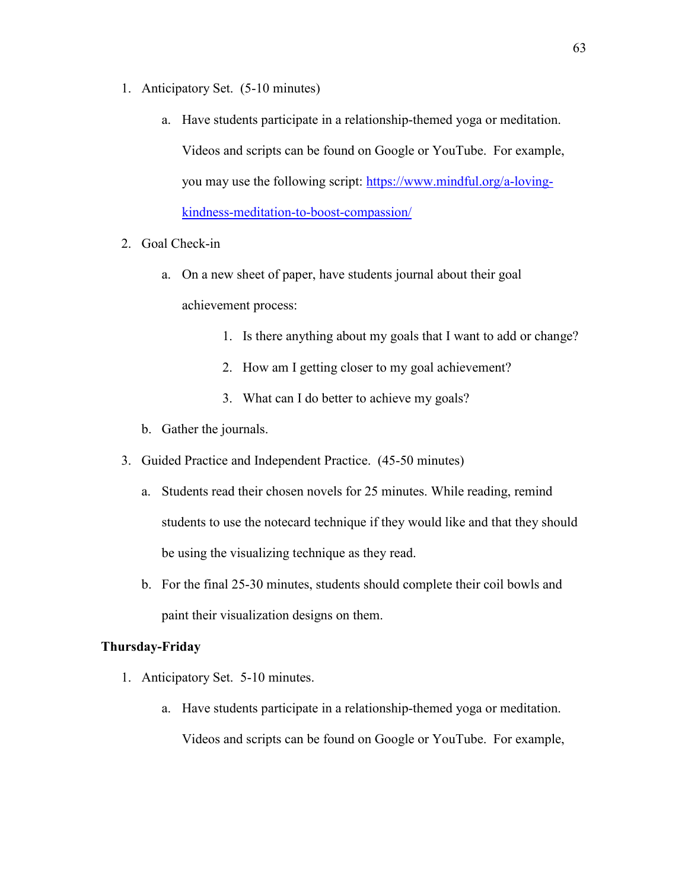1. Anticipatory Set. (5-10 minutes)

    a. Have students participate in a relationship-themed yoga or meditation. Videos and scripts can be found on Google or YouTube. For example, you may use the following script: https://www.mindful.org/a-loving-kindness-meditation-to-boost-compassion/

2. Goal Check-in

    a. On a new sheet of paper, have students journal about their goal achievement process:

        1. Is there anything about my goals that I want to add or change?
        2. How am I getting closer to my goal achievement?
        3. What can I do better to achieve my goals?

    b. Gather the journals.

3. Guided Practice and Independent Practice. (45-50 minutes)

    a. Students read their chosen novels for 25 minutes. While reading, remind students to use the notecard technique if they would like and that they should be using the visualizing technique as they read.

    b. For the final 25-30 minutes, students should complete their coil bowls and paint their visualization designs on them.

**Thursday-Friday**

1. Anticipatory Set. 5-10 minutes.

    a. Have students participate in a relationship-themed yoga or meditation. Videos and scripts can be found on Google or YouTube. For example,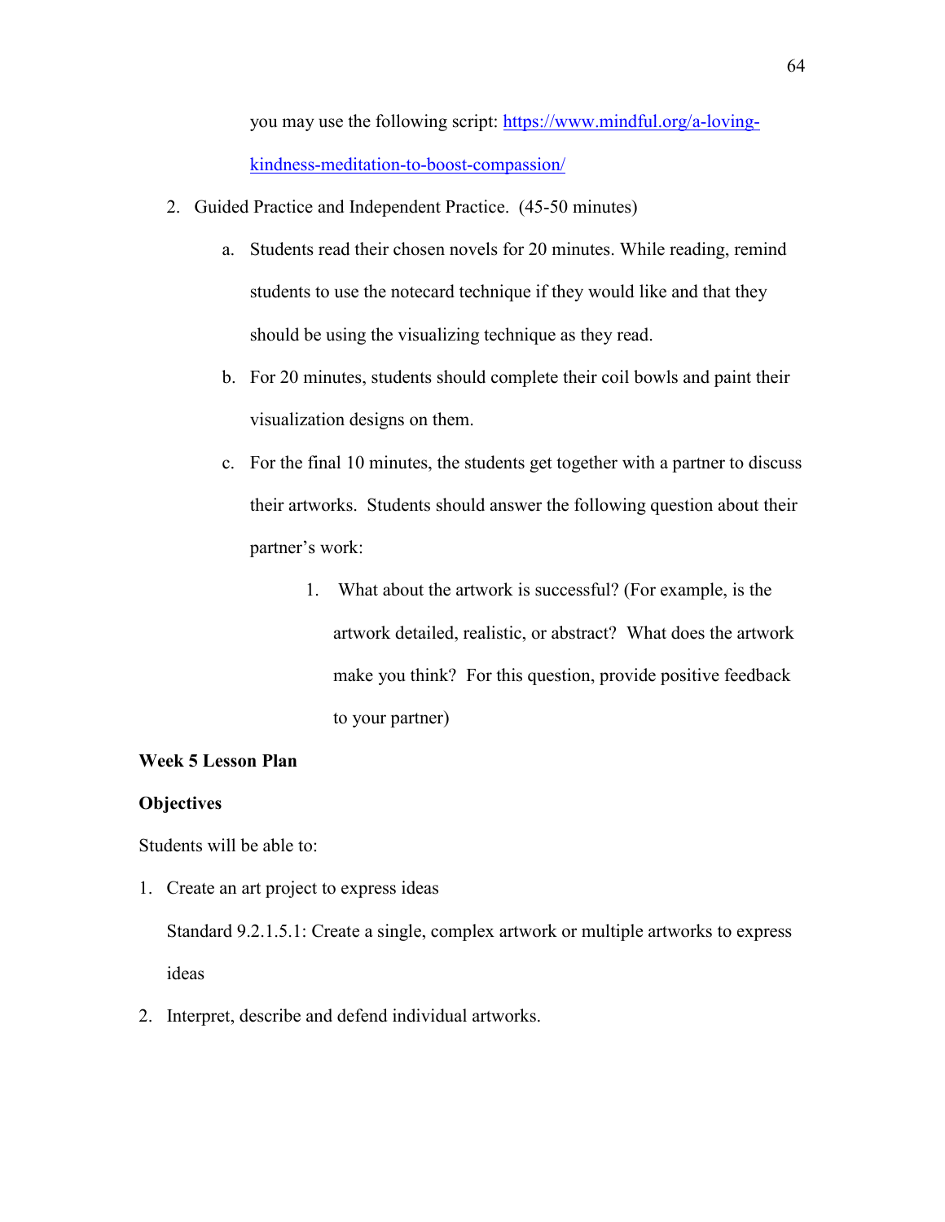you may use the following script: https://www.mindful.org/a-loving-kindness-meditation-to-boost-compassion/

2. Guided Practice and Independent Practice. (45-50 minutes)

    a. Students read their chosen novels for 20 minutes. While reading, remind students to use the notecard technique if they would like and that they should be using the visualizing technique as they read.

    b. For 20 minutes, students should complete their coil bowls and paint their visualization designs on them.

    c. For the final 10 minutes, the students get together with a partner to discuss their artworks. Students should answer the following question about their partner's work:

        1. What about the artwork is successful? (For example, is the artwork detailed, realistic, or abstract? What does the artwork make you think? For this question, provide positive feedback to your partner)

**Week 5 Lesson Plan**

**Objectives**

Students will be able to:

1. Create an art project to express ideas

    Standard 9.2.1.5.1: Create a single, complex artwork or multiple artworks to express ideas

2. Interpret, describe and defend individual artworks.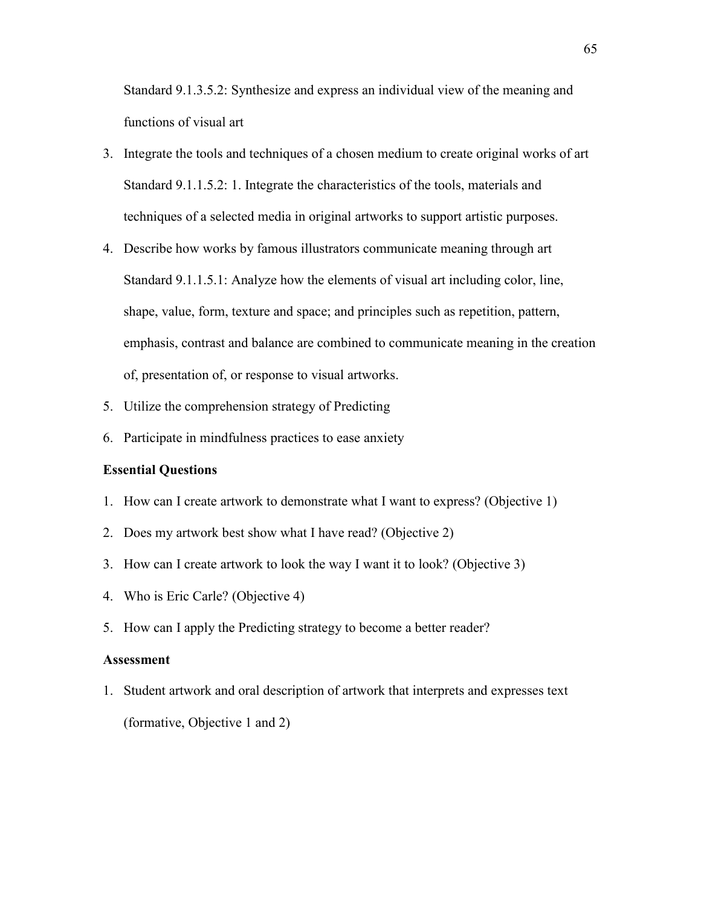Standard 9.1.3.5.2: Synthesize and express an individual view of the meaning and functions of visual art

3. Integrate the tools and techniques of a chosen medium to create original works of art
   Standard 9.1.1.5.2: 1. Integrate the characteristics of the tools, materials and techniques of a selected media in original artworks to support artistic purposes.
4. Describe how works by famous illustrators communicate meaning through art
   Standard 9.1.1.5.1: Analyze how the elements of visual art including color, line, shape, value, form, texture and space; and principles such as repetition, pattern, emphasis, contrast and balance are combined to communicate meaning in the creation of, presentation of, or response to visual artworks.
5. Utilize the comprehension strategy of Predicting
6. Participate in mindfulness practices to ease anxiety

**Essential Questions**

1. How can I create artwork to demonstrate what I want to express? (Objective 1)
2. Does my artwork best show what I have read? (Objective 2)
3. How can I create artwork to look the way I want it to look? (Objective 3)
4. Who is Eric Carle? (Objective 4)
5. How can I apply the Predicting strategy to become a better reader?

**Assessment**

1. Student artwork and oral description of artwork that interprets and expresses text (formative, Objective 1 and 2)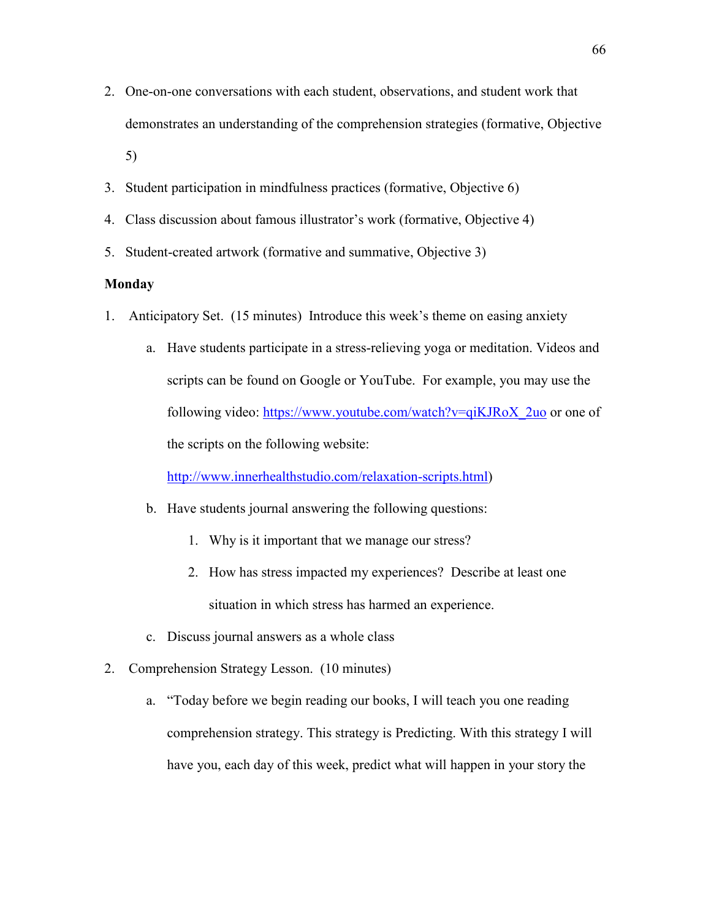2. One-on-one conversations with each student, observations, and student work that demonstrates an understanding of the comprehension strategies (formative, Objective 5)
3. Student participation in mindfulness practices (formative, Objective 6)
4. Class discussion about famous illustrator's work (formative, Objective 4)
5. Student-created artwork (formative and summative, Objective 3)

**Monday**

1. Anticipatory Set. (15 minutes) Introduce this week's theme on easing anxiety
    a. Have students participate in a stress-relieving yoga or meditation. Videos and scripts can be found on Google or YouTube. For example, you may use the following video: https://www.youtube.com/watch?v=qiKJRoX_2uo or one of the scripts on the following website: http://www.innerhealthstudio.com/relaxation-scripts.html)
    b. Have students journal answering the following questions:
        1. Why is it important that we manage our stress?
        2. How has stress impacted my experiences? Describe at least one situation in which stress has harmed an experience.
    c. Discuss journal answers as a whole class
2. Comprehension Strategy Lesson. (10 minutes)
    a. "Today before we begin reading our books, I will teach you one reading comprehension strategy. This strategy is Predicting. With this strategy I will have you, each day of this week, predict what will happen in your story the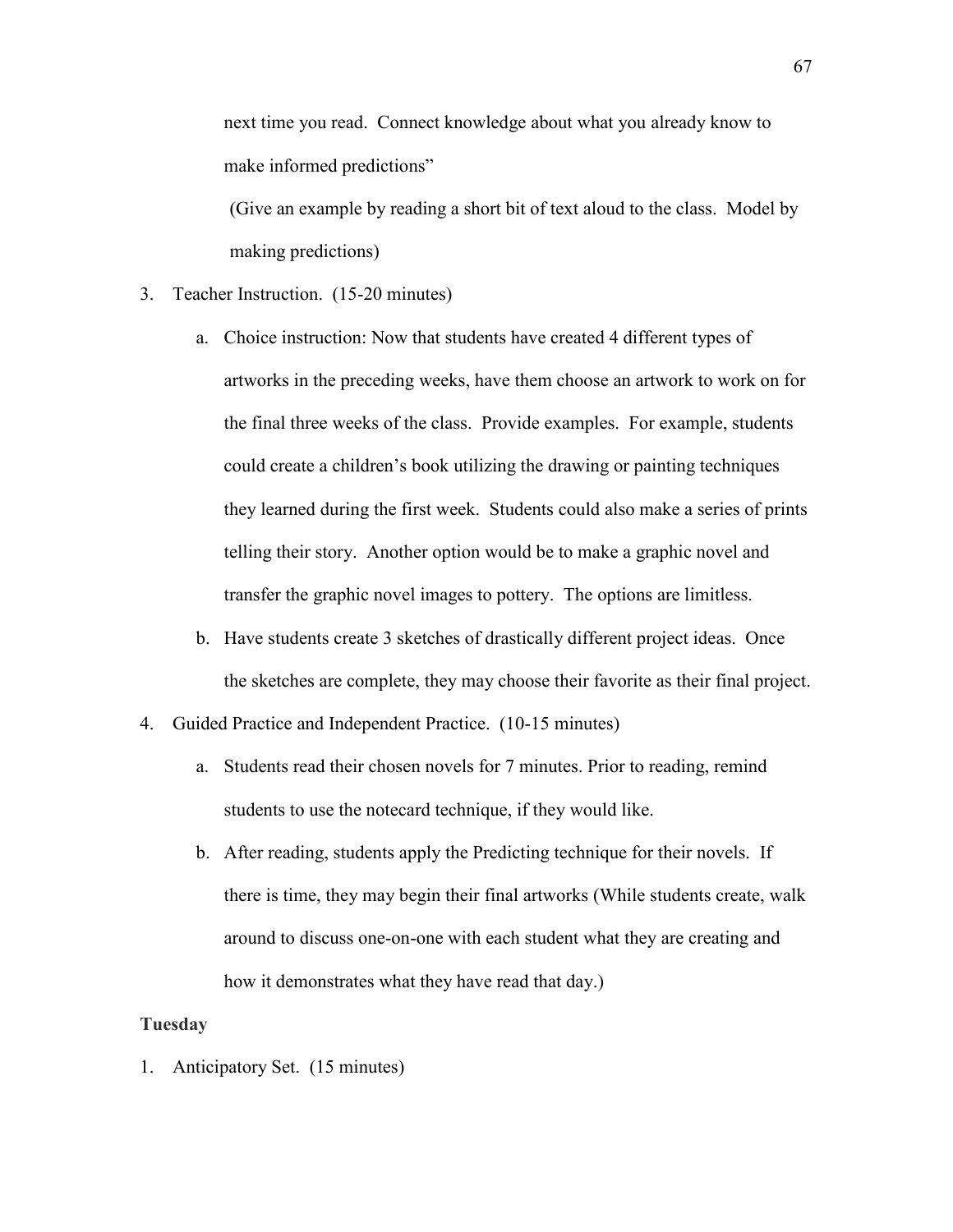next time you read. Connect knowledge about what you already know to make informed predictions"

(Give an example by reading a short bit of text aloud to the class. Model by making predictions)

3. Teacher Instruction. (15-20 minutes)

    a. Choice instruction: Now that students have created 4 different types of artworks in the preceding weeks, have them choose an artwork to work on for the final three weeks of the class. Provide examples. For example, students could create a children's book utilizing the drawing or painting techniques they learned during the first week. Students could also make a series of prints telling their story. Another option would be to make a graphic novel and transfer the graphic novel images to pottery. The options are limitless.

    b. Have students create 3 sketches of drastically different project ideas. Once the sketches are complete, they may choose their favorite as their final project.

4. Guided Practice and Independent Practice. (10-15 minutes)

    a. Students read their chosen novels for 7 minutes. Prior to reading, remind students to use the notecard technique, if they would like.

    b. After reading, students apply the Predicting technique for their novels. If there is time, they may begin their final artworks (While students create, walk around to discuss one-on-one with each student what they are creating and how it demonstrates what they have read that day.)

**Tuesday**

1. Anticipatory Set. (15 minutes)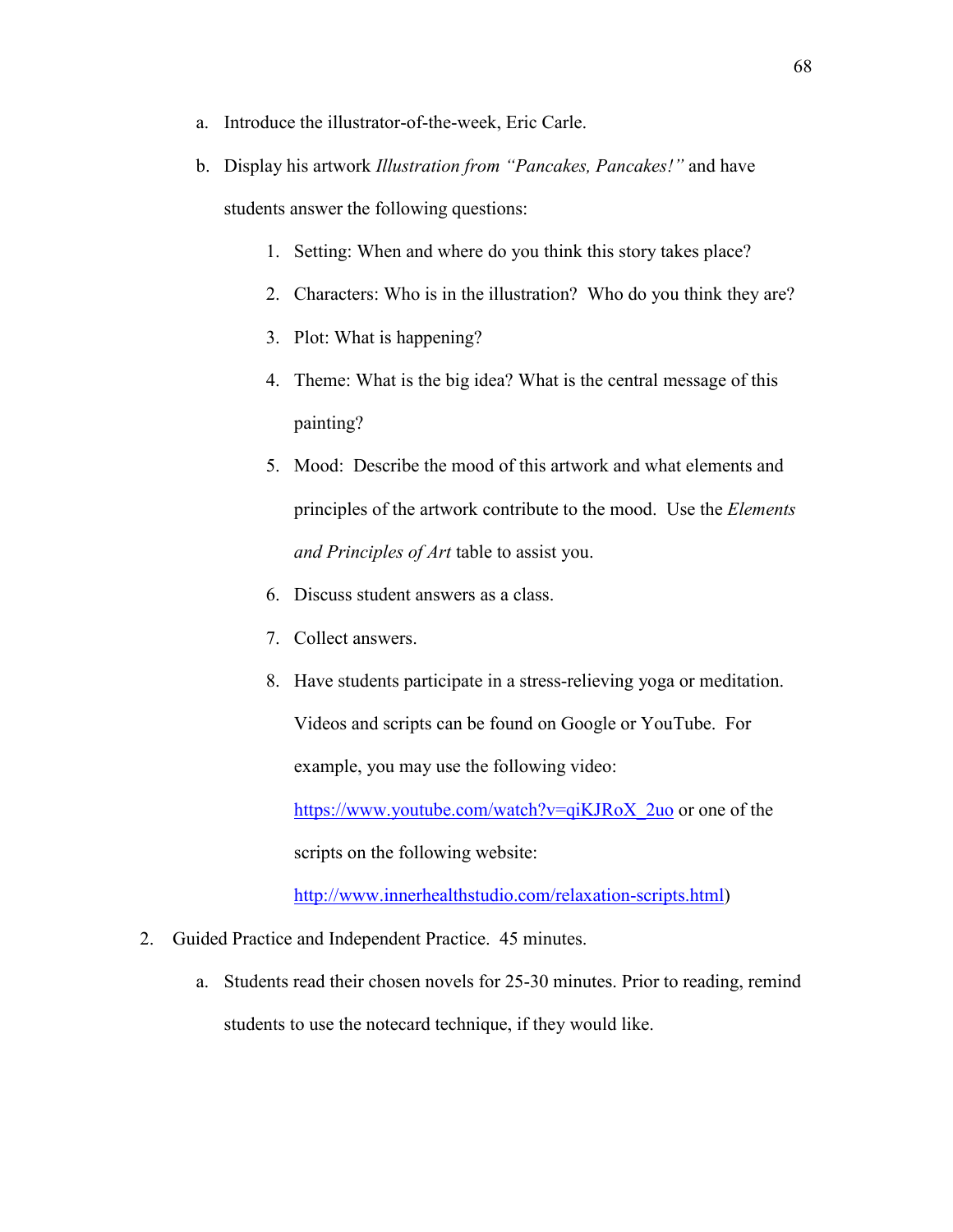a. Introduce the illustrator-of-the-week, Eric Carle.

b. Display his artwork *Illustration from "Pancakes, Pancakes!"* and have students answer the following questions:

    1. Setting: When and where do you think this story takes place?
    2. Characters: Who is in the illustration? Who do you think they are?
    3. Plot: What is happening?
    4. Theme: What is the big idea? What is the central message of this painting?
    5. Mood: Describe the mood of this artwork and what elements and principles of the artwork contribute to the mood. Use the *Elements and Principles of Art* table to assist you.
    6. Discuss student answers as a class.
    7. Collect answers.
    8. Have students participate in a stress-relieving yoga or meditation. Videos and scripts can be found on Google or YouTube. For example, you may use the following video: https://www.youtube.com/watch?v=qiKJRoX_2uo or one of the scripts on the following website: http://www.innerhealthstudio.com/relaxation-scripts.html)

2. Guided Practice and Independent Practice. 45 minutes.

    a. Students read their chosen novels for 25-30 minutes. Prior to reading, remind students to use the notecard technique, if they would like.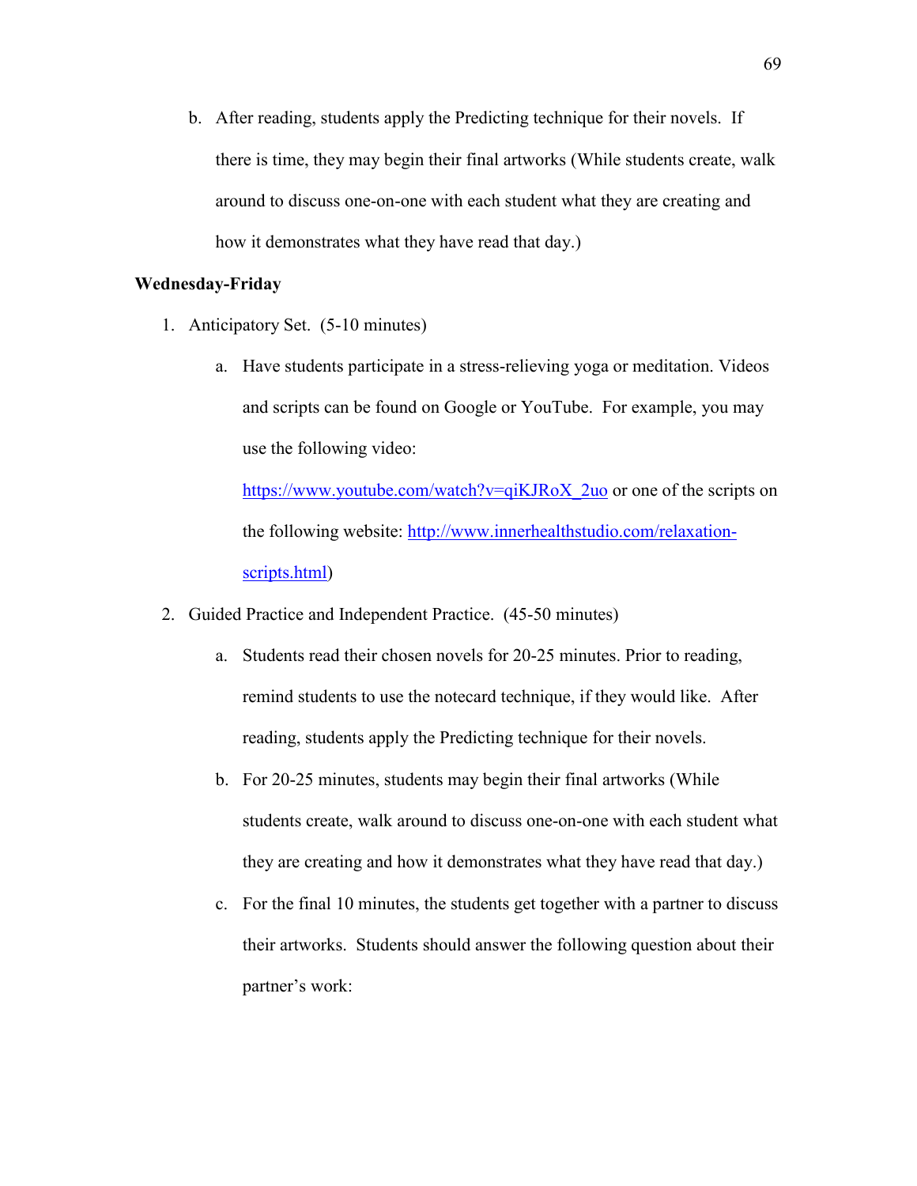b. After reading, students apply the Predicting technique for their novels. If there is time, they may begin their final artworks (While students create, walk around to discuss one-on-one with each student what they are creating and how it demonstrates what they have read that day.)

**Wednesday-Friday**

1. Anticipatory Set. (5-10 minutes)
   a. Have students participate in a stress-relieving yoga or meditation. Videos and scripts can be found on Google or YouTube. For example, you may use the following video: https://www.youtube.com/watch?v=qiKJRoX_2uo or one of the scripts on the following website: http://www.innerhealthstudio.com/relaxation-scripts.html)
2. Guided Practice and Independent Practice. (45-50 minutes)
   a. Students read their chosen novels for 20-25 minutes. Prior to reading, remind students to use the notecard technique, if they would like. After reading, students apply the Predicting technique for their novels.
   b. For 20-25 minutes, students may begin their final artworks (While students create, walk around to discuss one-on-one with each student what they are creating and how it demonstrates what they have read that day.)
   c. For the final 10 minutes, the students get together with a partner to discuss their artworks. Students should answer the following question about their partner's work: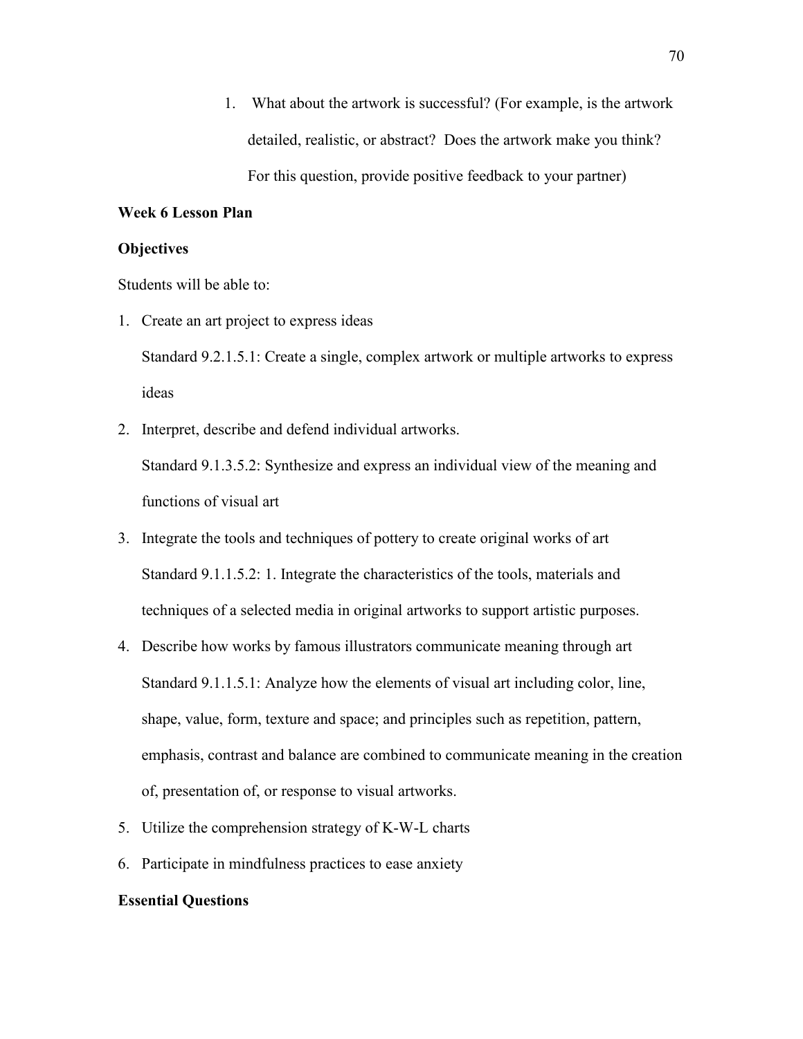1. What about the artwork is successful? (For example, is the artwork detailed, realistic, or abstract? Does the artwork make you think? For this question, provide positive feedback to your partner)

**Week 6 Lesson Plan**

**Objectives**

Students will be able to:

1. Create an art project to express ideas

   Standard 9.2.1.5.1: Create a single, complex artwork or multiple artworks to express ideas

2. Interpret, describe and defend individual artworks.

   Standard 9.1.3.5.2: Synthesize and express an individual view of the meaning and functions of visual art

3. Integrate the tools and techniques of pottery to create original works of art

   Standard 9.1.1.5.2: 1. Integrate the characteristics of the tools, materials and techniques of a selected media in original artworks to support artistic purposes.

4. Describe how works by famous illustrators communicate meaning through art

   Standard 9.1.1.5.1: Analyze how the elements of visual art including color, line, shape, value, form, texture and space; and principles such as repetition, pattern, emphasis, contrast and balance are combined to communicate meaning in the creation of, presentation of, or response to visual artworks.

5. Utilize the comprehension strategy of K-W-L charts

6. Participate in mindfulness practices to ease anxiety

**Essential Questions**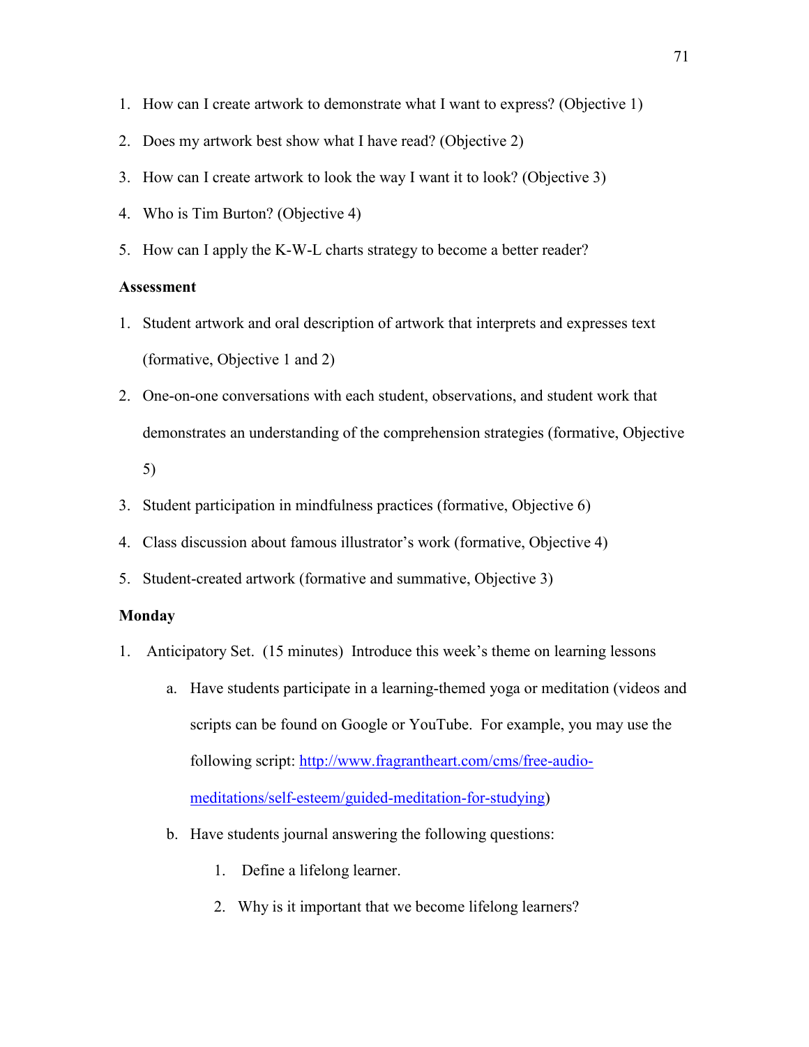1. How can I create artwork to demonstrate what I want to express? (Objective 1)
2. Does my artwork best show what I have read? (Objective 2)
3. How can I create artwork to look the way I want it to look? (Objective 3)
4. Who is Tim Burton? (Objective 4)
5. How can I apply the K-W-L charts strategy to become a better reader?

**Assessment**

1. Student artwork and oral description of artwork that interprets and expresses text (formative, Objective 1 and 2)
2. One-on-one conversations with each student, observations, and student work that demonstrates an understanding of the comprehension strategies (formative, Objective 5)
3. Student participation in mindfulness practices (formative, Objective 6)
4. Class discussion about famous illustrator's work (formative, Objective 4)
5. Student-created artwork (formative and summative, Objective 3)

**Monday**

1. Anticipatory Set. (15 minutes) Introduce this week's theme on learning lessons
   a. Have students participate in a learning-themed yoga or meditation (videos and scripts can be found on Google or YouTube. For example, you may use the following script: [http://www.fragrantheart.com/cms/free-audio-meditations/self-esteem/guided-meditation-for-studying](http://www.fragrantheart.com/cms/free-audio-meditations/self-esteem/guided-meditation-for-studying))
   b. Have students journal answering the following questions:
      1. Define a lifelong learner.
      2. Why is it important that we become lifelong learners?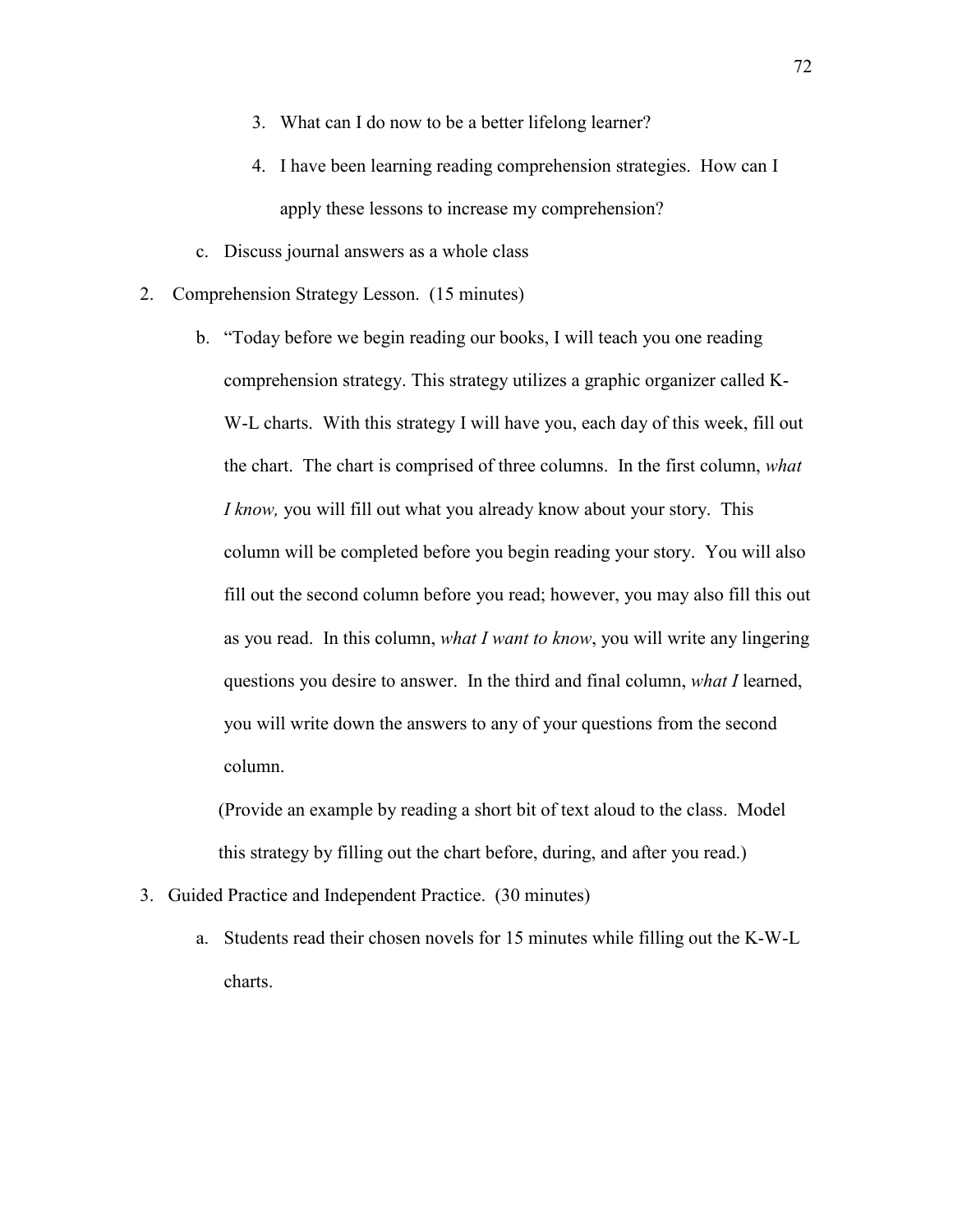3. What can I do now to be a better lifelong learner?
4. I have been learning reading comprehension strategies. How can I apply these lessons to increase my comprehension?

c. Discuss journal answers as a whole class

2. Comprehension Strategy Lesson. (15 minutes)

   b. "Today before we begin reading our books, I will teach you one reading comprehension strategy. This strategy utilizes a graphic organizer called K-W-L charts. With this strategy I will have you, each day of this week, fill out the chart. The chart is comprised of three columns. In the first column, *what I know,* you will fill out what you already know about your story. This column will be completed before you begin reading your story. You will also fill out the second column before you read; however, you may also fill this out as you read. In this column, *what I want to know*, you will write any lingering questions you desire to answer. In the third and final column, *what I* learned, you will write down the answers to any of your questions from the second column.

   (Provide an example by reading a short bit of text aloud to the class. Model this strategy by filling out the chart before, during, and after you read.)

3. Guided Practice and Independent Practice. (30 minutes)

   a. Students read their chosen novels for 15 minutes while filling out the K-W-L charts.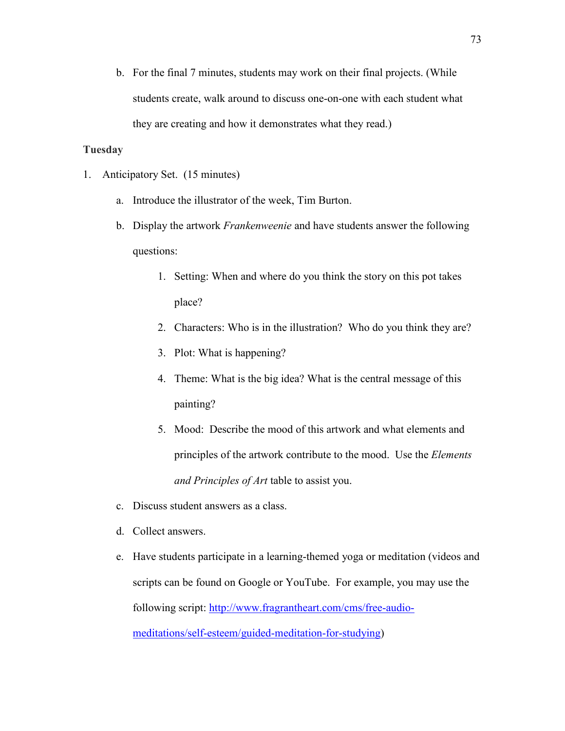b. For the final 7 minutes, students may work on their final projects. (While students create, walk around to discuss one-on-one with each student what they are creating and how it demonstrates what they read.)

**Tuesday**

1. Anticipatory Set. (15 minutes)

    a. Introduce the illustrator of the week, Tim Burton.

    b. Display the artwork *Frankenweenie* and have students answer the following questions:

        1. Setting: When and where do you think the story on this pot takes place?

        2. Characters: Who is in the illustration? Who do you think they are?

        3. Plot: What is happening?

        4. Theme: What is the big idea? What is the central message of this painting?

        5. Mood: Describe the mood of this artwork and what elements and principles of the artwork contribute to the mood. Use the *Elements and Principles of Art* table to assist you.

    c. Discuss student answers as a class.

    d. Collect answers.

    e. Have students participate in a learning-themed yoga or meditation (videos and scripts can be found on Google or YouTube. For example, you may use the following script: [http://www.fragrantheart.com/cms/free-audio-meditations/self-esteem/guided-meditation-for-studying](http://www.fragrantheart.com/cms/free-audio-meditations/self-esteem/guided-meditation-for-studying))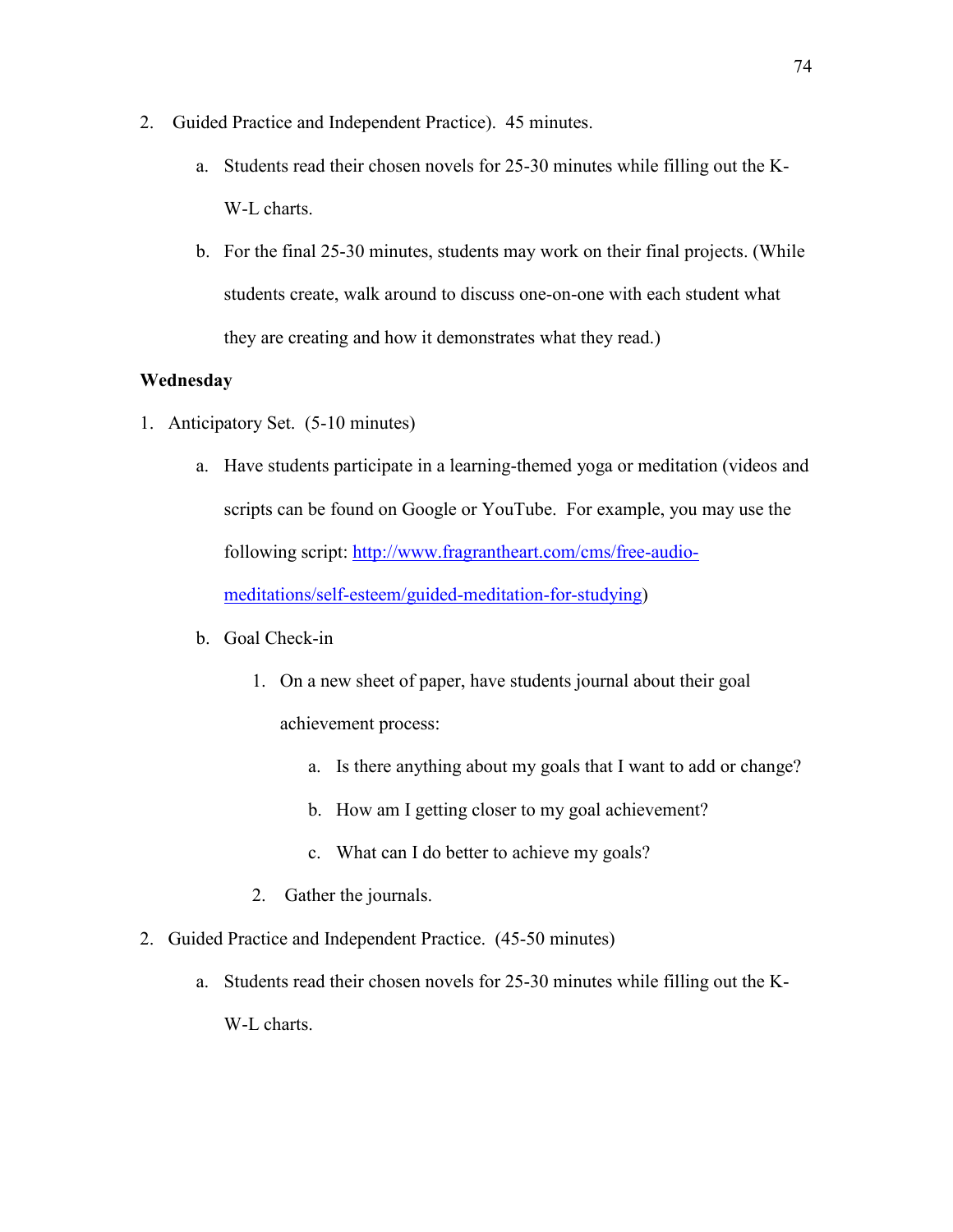2. Guided Practice and Independent Practice). 45 minutes.

    a. Students read their chosen novels for 25-30 minutes while filling out the K-W-L charts.

    b. For the final 25-30 minutes, students may work on their final projects. (While students create, walk around to discuss one-on-one with each student what they are creating and how it demonstrates what they read.)

**Wednesday**

1. Anticipatory Set. (5-10 minutes)

    a. Have students participate in a learning-themed yoga or meditation (videos and scripts can be found on Google or YouTube. For example, you may use the following script: [http://www.fragrantheart.com/cms/free-audio-meditations/self-esteem/guided-meditation-for-studying](http://www.fragrantheart.com/cms/free-audio-meditations/self-esteem/guided-meditation-for-studying))

    b. Goal Check-in

        1. On a new sheet of paper, have students journal about their goal achievement process:

            a. Is there anything about my goals that I want to add or change?

            b. How am I getting closer to my goal achievement?

            c. What can I do better to achieve my goals?

        2. Gather the journals.

2. Guided Practice and Independent Practice. (45-50 minutes)

    a. Students read their chosen novels for 25-30 minutes while filling out the K-W-L charts.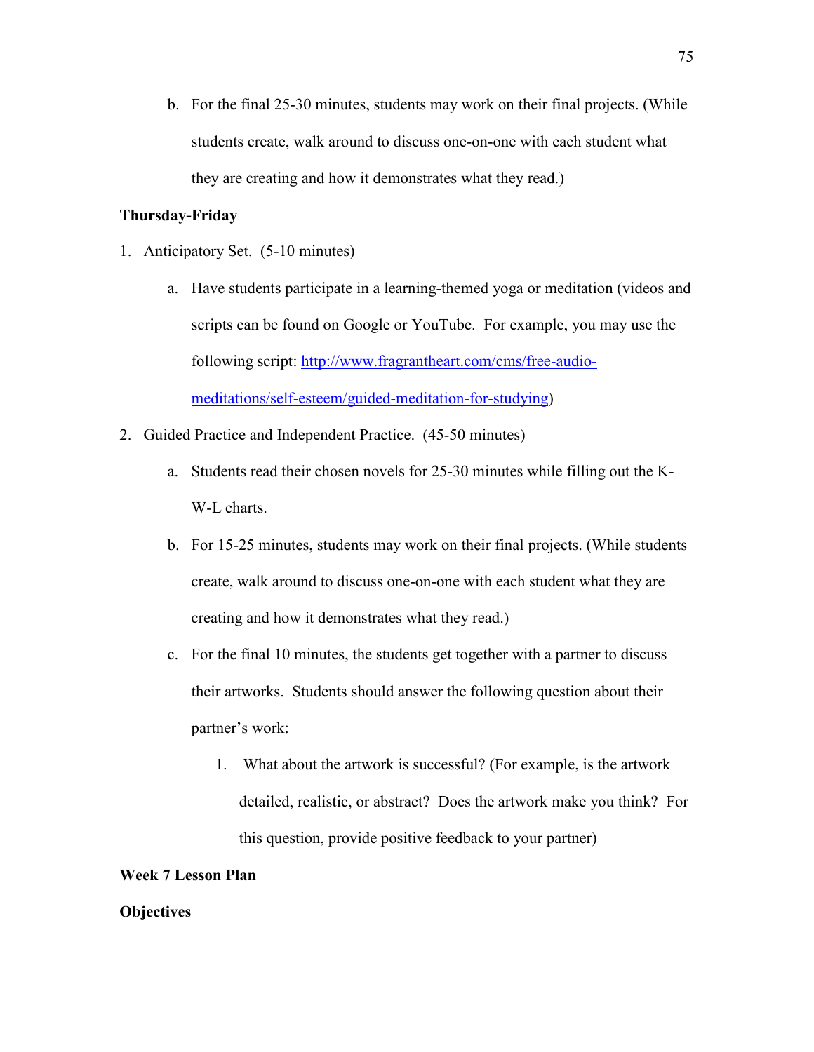b. For the final 25-30 minutes, students may work on their final projects. (While students create, walk around to discuss one-on-one with each student what they are creating and how it demonstrates what they read.)

**Thursday-Friday**

1. Anticipatory Set. (5-10 minutes)
    a. Have students participate in a learning-themed yoga or meditation (videos and scripts can be found on Google or YouTube. For example, you may use the following script: [http://www.fragrantheart.com/cms/free-audio-meditations/self-esteem/guided-meditation-for-studying](http://www.fragrantheart.com/cms/free-audio-meditations/self-esteem/guided-meditation-for-studying))
2. Guided Practice and Independent Practice. (45-50 minutes)
    a. Students read their chosen novels for 25-30 minutes while filling out the K-W-L charts.
    b. For 15-25 minutes, students may work on their final projects. (While students create, walk around to discuss one-on-one with each student what they are creating and how it demonstrates what they read.)
    c. For the final 10 minutes, the students get together with a partner to discuss their artworks. Students should answer the following question about their partner's work:
        1. What about the artwork is successful? (For example, is the artwork detailed, realistic, or abstract? Does the artwork make you think? For this question, provide positive feedback to your partner)

**Week 7 Lesson Plan**

**Objectives**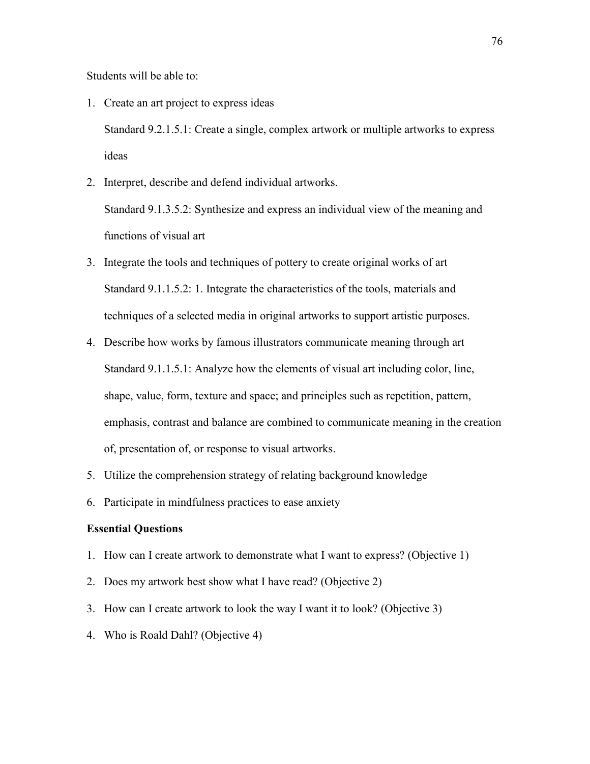Students will be able to:

1. Create an art project to express ideas

   Standard 9.2.1.5.1: Create a single, complex artwork or multiple artworks to express ideas

2. Interpret, describe and defend individual artworks.

   Standard 9.1.3.5.2: Synthesize and express an individual view of the meaning and functions of visual art

3. Integrate the tools and techniques of pottery to create original works of art

   Standard 9.1.1.5.2: 1. Integrate the characteristics of the tools, materials and techniques of a selected media in original artworks to support artistic purposes.

4. Describe how works by famous illustrators communicate meaning through art

   Standard 9.1.1.5.1: Analyze how the elements of visual art including color, line, shape, value, form, texture and space; and principles such as repetition, pattern, emphasis, contrast and balance are combined to communicate meaning in the creation of, presentation of, or response to visual artworks.

5. Utilize the comprehension strategy of relating background knowledge
6. Participate in mindfulness practices to ease anxiety

**Essential Questions**

1. How can I create artwork to demonstrate what I want to express? (Objective 1)
2. Does my artwork best show what I have read? (Objective 2)
3. How can I create artwork to look the way I want it to look? (Objective 3)
4. Who is Roald Dahl? (Objective 4)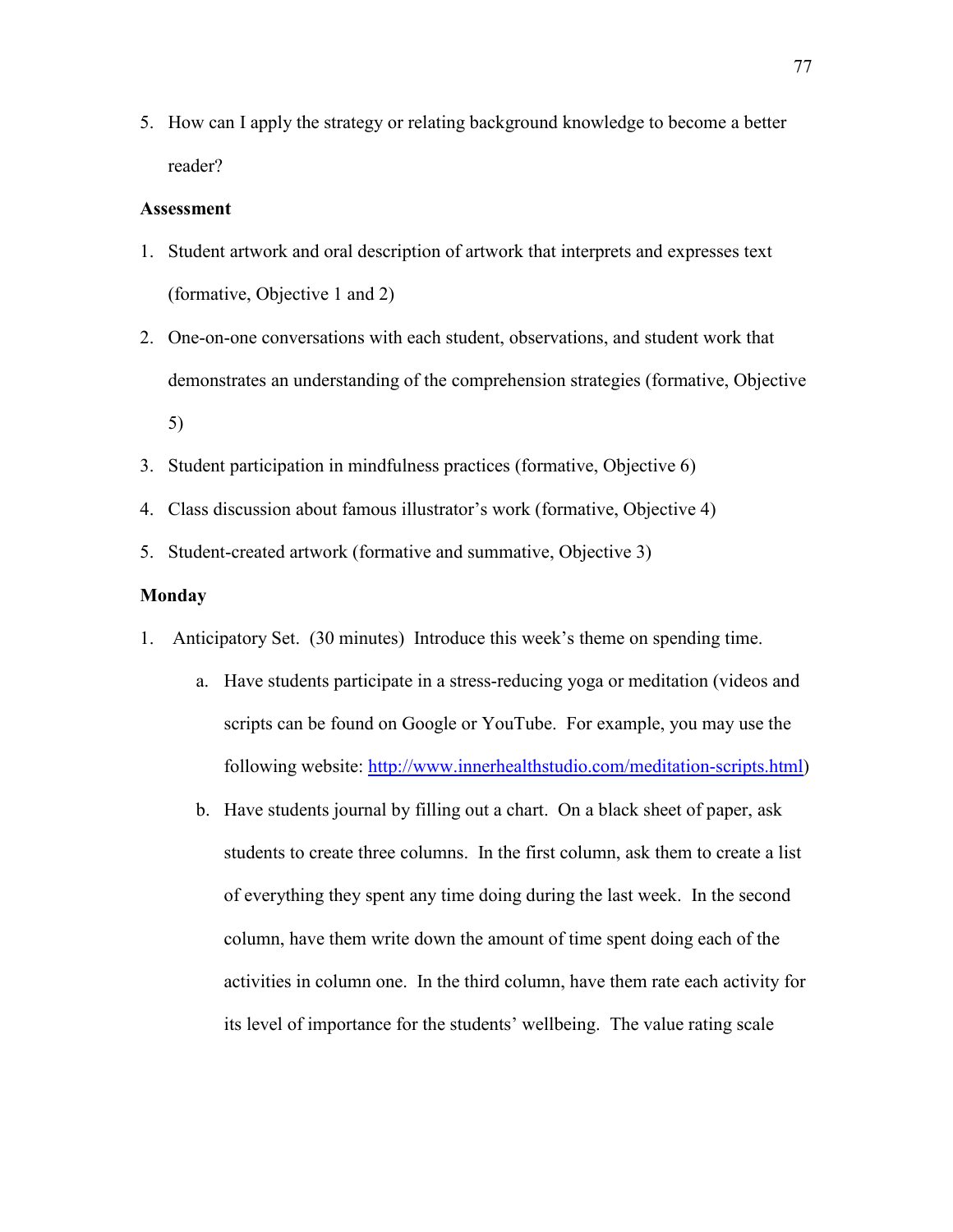5. How can I apply the strategy or relating background knowledge to become a better reader?

**Assessment**

1. Student artwork and oral description of artwork that interprets and expresses text (formative, Objective 1 and 2)
2. One-on-one conversations with each student, observations, and student work that demonstrates an understanding of the comprehension strategies (formative, Objective 5)
3. Student participation in mindfulness practices (formative, Objective 6)
4. Class discussion about famous illustrator's work (formative, Objective 4)
5. Student-created artwork (formative and summative, Objective 3)

**Monday**

1. Anticipatory Set. (30 minutes) Introduce this week's theme on spending time.
   a. Have students participate in a stress-reducing yoga or meditation (videos and scripts can be found on Google or YouTube. For example, you may use the following website: [http://www.innerhealthstudio.com/meditation-scripts.html](http://www.innerhealthstudio.com/meditation-scripts.html))
   b. Have students journal by filling out a chart. On a black sheet of paper, ask students to create three columns. In the first column, ask them to create a list of everything they spent any time doing during the last week. In the second column, have them write down the amount of time spent doing each of the activities in column one. In the third column, have them rate each activity for its level of importance for the students' wellbeing. The value rating scale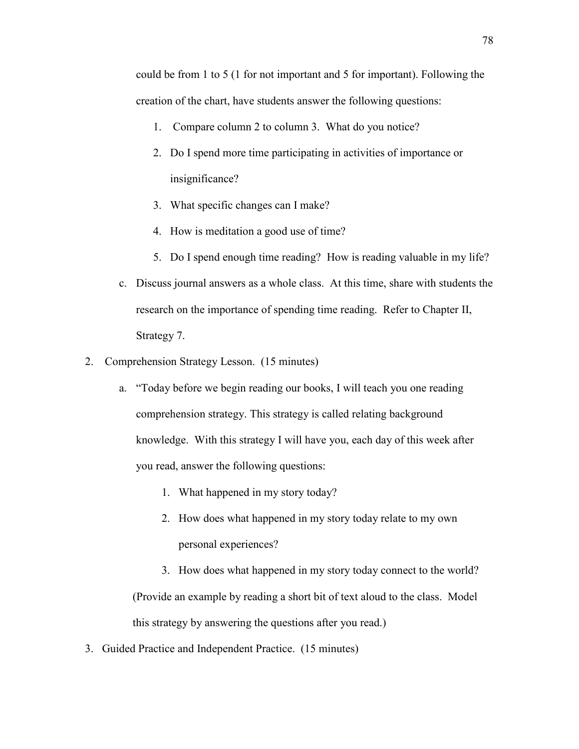could be from 1 to 5 (1 for not important and 5 for important). Following the creation of the chart, have students answer the following questions:

1. Compare column 2 to column 3. What do you notice?
2. Do I spend more time participating in activities of importance or insignificance?
3. What specific changes can I make?
4. How is meditation a good use of time?
5. Do I spend enough time reading? How is reading valuable in my life?

c. Discuss journal answers as a whole class. At this time, share with students the research on the importance of spending time reading. Refer to Chapter II, Strategy 7.

2. Comprehension Strategy Lesson. (15 minutes)

   a. "Today before we begin reading our books, I will teach you one reading comprehension strategy. This strategy is called relating background knowledge. With this strategy I will have you, each day of this week after you read, answer the following questions:

      1. What happened in my story today?
      2. How does what happened in my story today relate to my own personal experiences?
      3. How does what happened in my story today connect to the world?

   (Provide an example by reading a short bit of text aloud to the class. Model this strategy by answering the questions after you read.)

3. Guided Practice and Independent Practice. (15 minutes)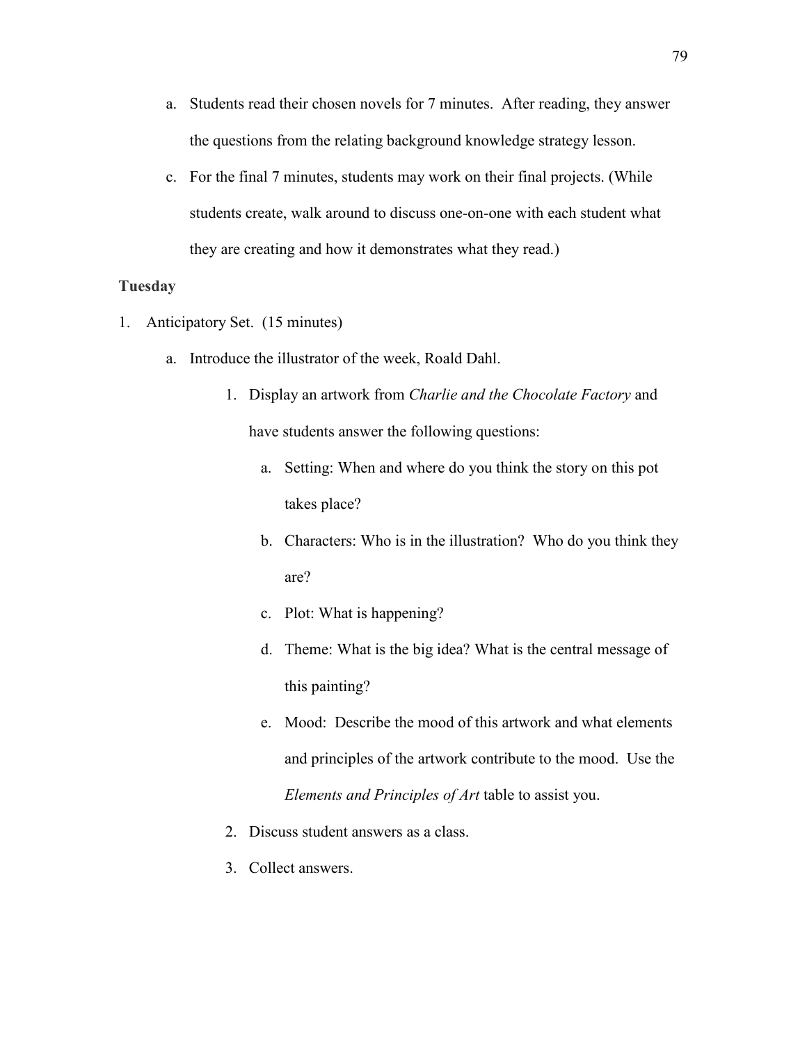a. Students read their chosen novels for 7 minutes. After reading, they answer the questions from the relating background knowledge strategy lesson.

c. For the final 7 minutes, students may work on their final projects. (While students create, walk around to discuss one-on-one with each student what they are creating and how it demonstrates what they read.)

**Tuesday**

1. Anticipatory Set. (15 minutes)
   a. Introduce the illustrator of the week, Roald Dahl.
      1. Display an artwork from *Charlie and the Chocolate Factory* and have students answer the following questions:
         a. Setting: When and where do you think the story on this pot takes place?
         b. Characters: Who is in the illustration? Who do you think they are?
         c. Plot: What is happening?
         d. Theme: What is the big idea? What is the central message of this painting?
         e. Mood: Describe the mood of this artwork and what elements and principles of the artwork contribute to the mood. Use the *Elements and Principles of Art* table to assist you.
      2. Discuss student answers as a class.
      3. Collect answers.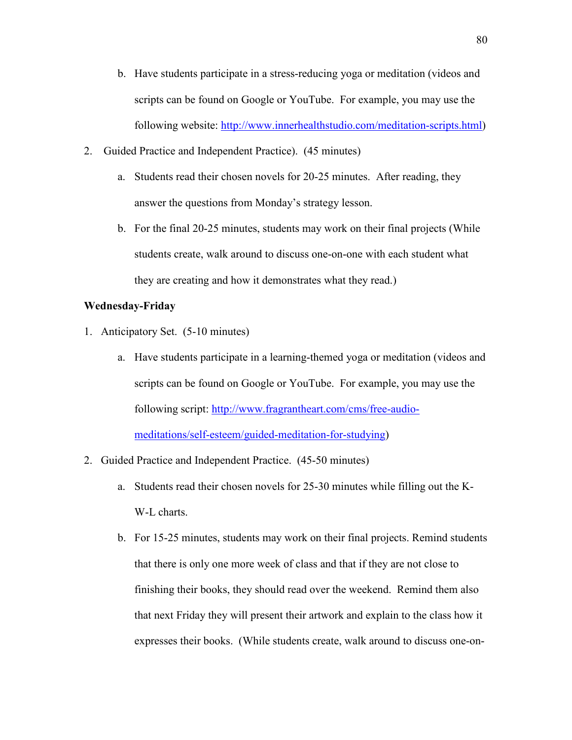b. Have students participate in a stress-reducing yoga or meditation (videos and scripts can be found on Google or YouTube. For example, you may use the following website: http://www.innerhealthstudio.com/meditation-scripts.html)

2. Guided Practice and Independent Practice). (45 minutes)

   a. Students read their chosen novels for 20-25 minutes. After reading, they answer the questions from Monday's strategy lesson.

   b. For the final 20-25 minutes, students may work on their final projects (While students create, walk around to discuss one-on-one with each student what they are creating and how it demonstrates what they read.)

**Wednesday-Friday**

1. Anticipatory Set. (5-10 minutes)

   a. Have students participate in a learning-themed yoga or meditation (videos and scripts can be found on Google or YouTube. For example, you may use the following script: http://www.fragrantheart.com/cms/free-audio-meditations/self-esteem/guided-meditation-for-studying)

2. Guided Practice and Independent Practice. (45-50 minutes)

   a. Students read their chosen novels for 25-30 minutes while filling out the K-W-L charts.

   b. For 15-25 minutes, students may work on their final projects. Remind students that there is only one more week of class and that if they are not close to finishing their books, they should read over the weekend. Remind them also that next Friday they will present their artwork and explain to the class how it expresses their books. (While students create, walk around to discuss one-on-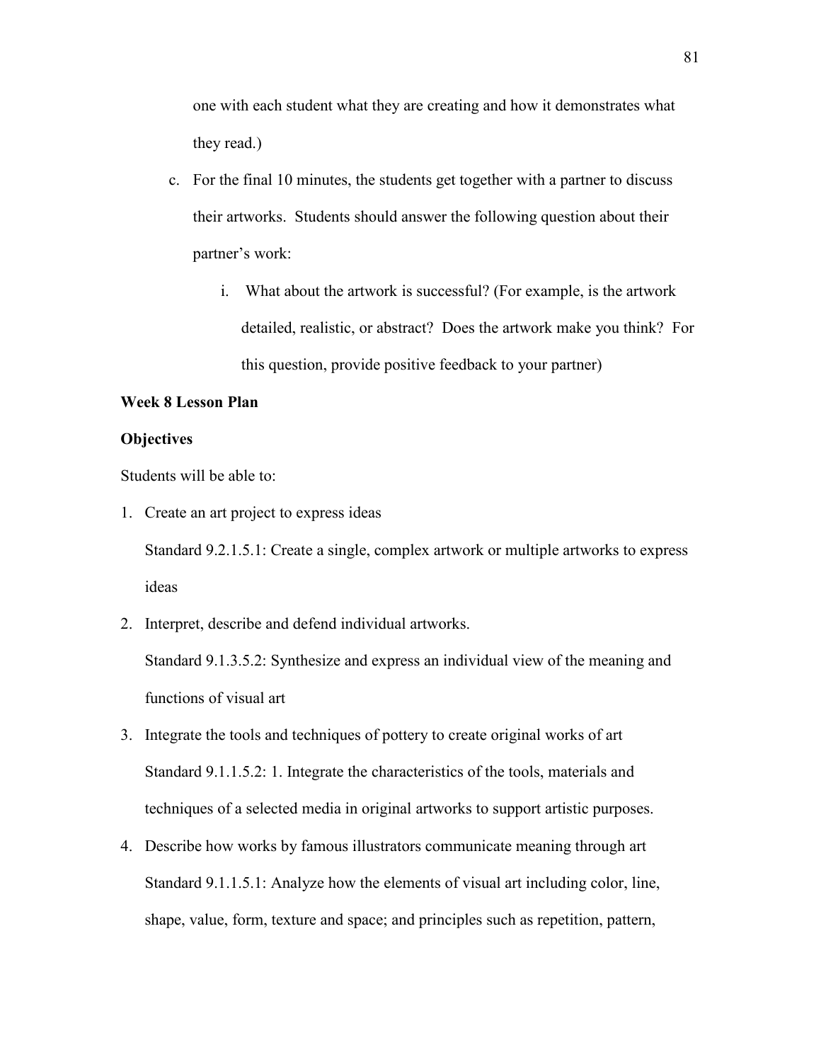one with each student what they are creating and how it demonstrates what they read.)

c. For the final 10 minutes, the students get together with a partner to discuss their artworks. Students should answer the following question about their partner's work:

    i. What about the artwork is successful? (For example, is the artwork detailed, realistic, or abstract? Does the artwork make you think? For this question, provide positive feedback to your partner)

**Week 8 Lesson Plan**

**Objectives**

Students will be able to:

1. Create an art project to express ideas

   Standard 9.2.1.5.1: Create a single, complex artwork or multiple artworks to express ideas

2. Interpret, describe and defend individual artworks.

   Standard 9.1.3.5.2: Synthesize and express an individual view of the meaning and functions of visual art

3. Integrate the tools and techniques of pottery to create original works of art

   Standard 9.1.1.5.2: 1. Integrate the characteristics of the tools, materials and techniques of a selected media in original artworks to support artistic purposes.

4. Describe how works by famous illustrators communicate meaning through art

   Standard 9.1.1.5.1: Analyze how the elements of visual art including color, line, shape, value, form, texture and space; and principles such as repetition, pattern,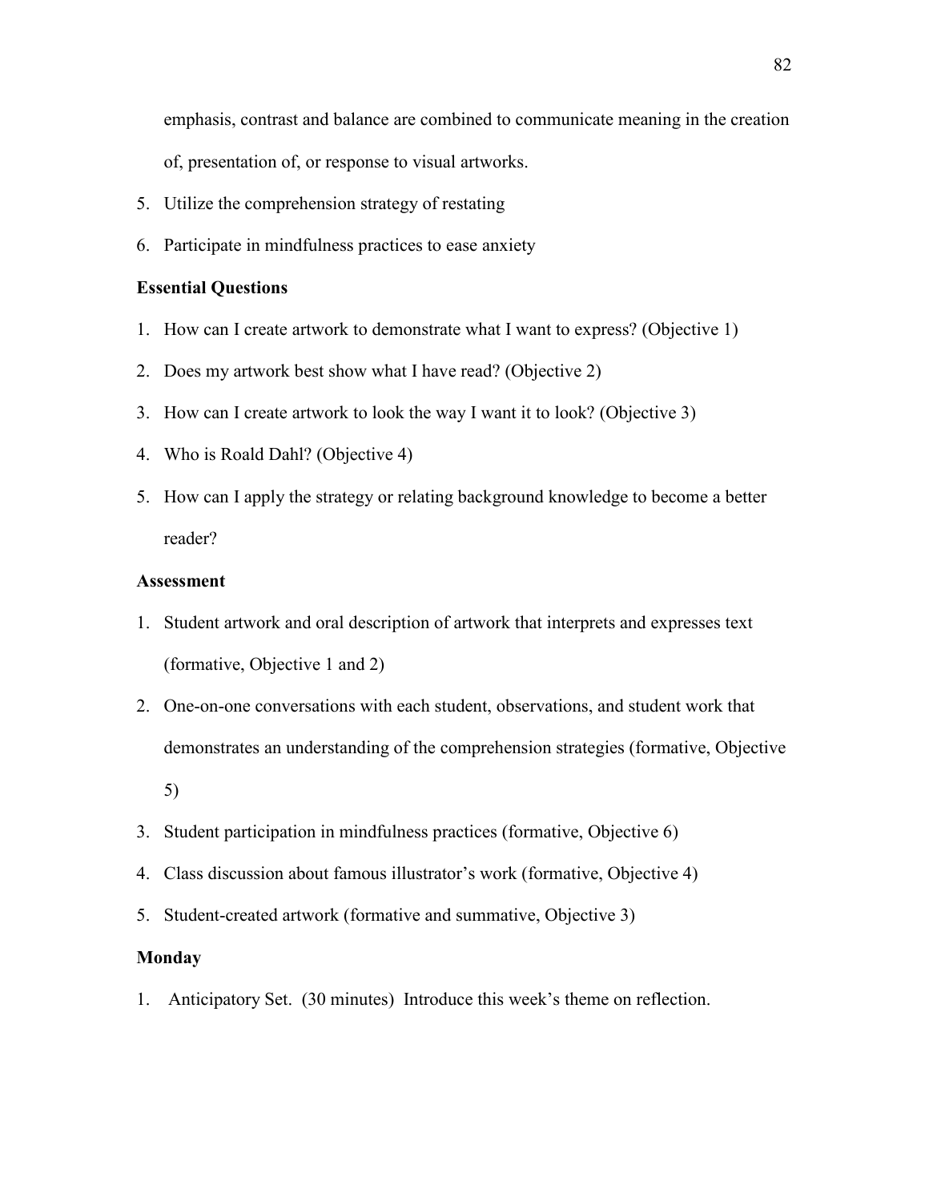emphasis, contrast and balance are combined to communicate meaning in the creation of, presentation of, or response to visual artworks.

5. Utilize the comprehension strategy of restating
6. Participate in mindfulness practices to ease anxiety

**Essential Questions**

1. How can I create artwork to demonstrate what I want to express? (Objective 1)
2. Does my artwork best show what I have read? (Objective 2)
3. How can I create artwork to look the way I want it to look? (Objective 3)
4. Who is Roald Dahl? (Objective 4)
5. How can I apply the strategy or relating background knowledge to become a better reader?

**Assessment**

1. Student artwork and oral description of artwork that interprets and expresses text (formative, Objective 1 and 2)
2. One-on-one conversations with each student, observations, and student work that demonstrates an understanding of the comprehension strategies (formative, Objective 5)
3. Student participation in mindfulness practices (formative, Objective 6)
4. Class discussion about famous illustrator's work (formative, Objective 4)
5. Student-created artwork (formative and summative, Objective 3)

**Monday**

1. Anticipatory Set. (30 minutes) Introduce this week's theme on reflection.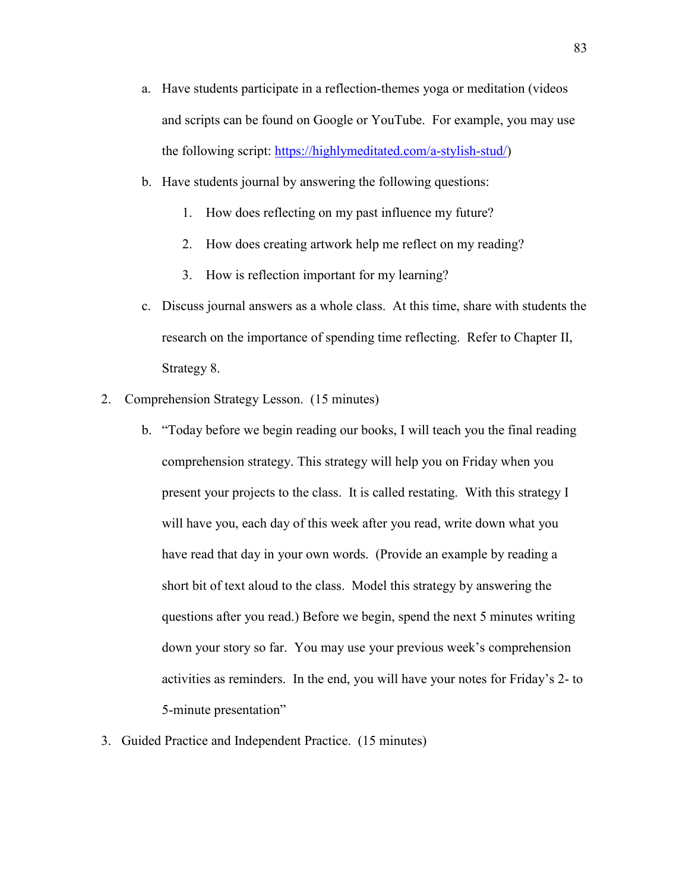a. Have students participate in a reflection-themes yoga or meditation (videos and scripts can be found on Google or YouTube. For example, you may use the following script: https://highlymeditated.com/a-stylish-stud/)

b. Have students journal by answering the following questions:

   1. How does reflecting on my past influence my future?

   2. How does creating artwork help me reflect on my reading?

   3. How is reflection important for my learning?

c. Discuss journal answers as a whole class. At this time, share with students the research on the importance of spending time reflecting. Refer to Chapter II, Strategy 8.

2. Comprehension Strategy Lesson. (15 minutes)

   b. "Today before we begin reading our books, I will teach you the final reading comprehension strategy. This strategy will help you on Friday when you present your projects to the class. It is called restating. With this strategy I will have you, each day of this week after you read, write down what you have read that day in your own words. (Provide an example by reading a short bit of text aloud to the class. Model this strategy by answering the questions after you read.) Before we begin, spend the next 5 minutes writing down your story so far. You may use your previous week's comprehension activities as reminders. In the end, you will have your notes for Friday's 2- to 5-minute presentation"

3. Guided Practice and Independent Practice. (15 minutes)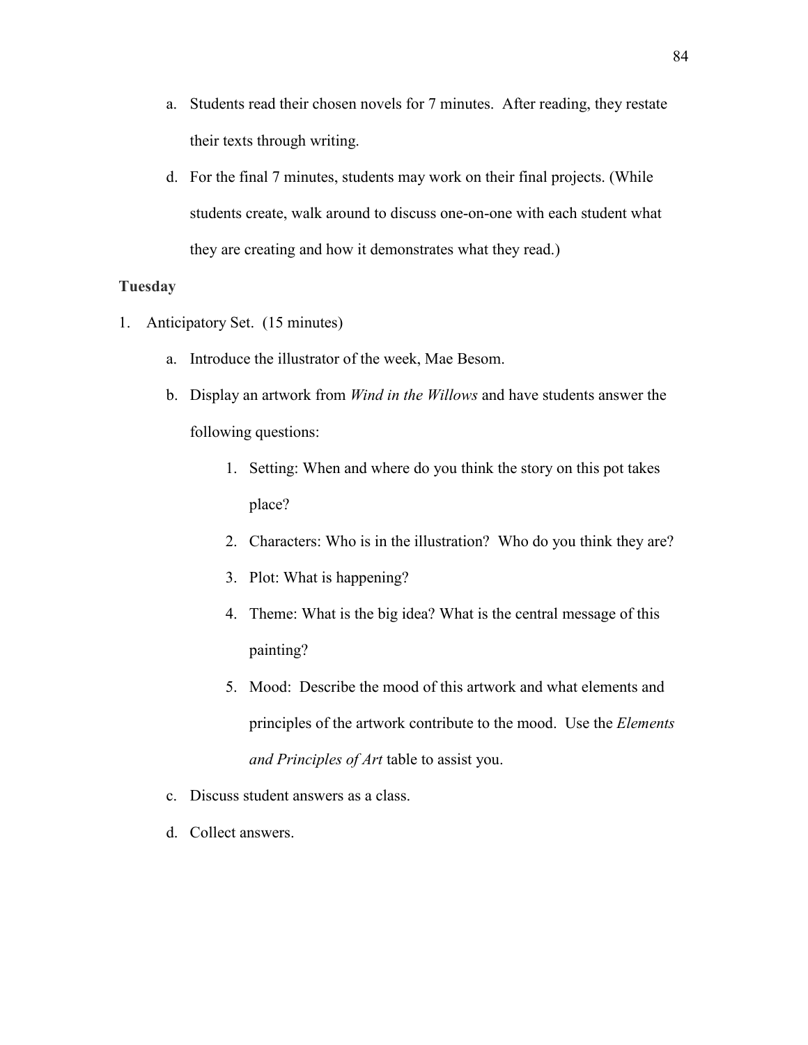a. Students read their chosen novels for 7 minutes. After reading, they restate their texts through writing.

d. For the final 7 minutes, students may work on their final projects. (While students create, walk around to discuss one-on-one with each student what they are creating and how it demonstrates what they read.)

**Tuesday**

1. Anticipatory Set. (15 minutes)

   a. Introduce the illustrator of the week, Mae Besom.

   b. Display an artwork from *Wind in the Willows* and have students answer the following questions:

      1. Setting: When and where do you think the story on this pot takes place?
      2. Characters: Who is in the illustration? Who do you think they are?
      3. Plot: What is happening?
      4. Theme: What is the big idea? What is the central message of this painting?
      5. Mood: Describe the mood of this artwork and what elements and principles of the artwork contribute to the mood. Use the *Elements and Principles of Art* table to assist you.

   c. Discuss student answers as a class.

   d. Collect answers.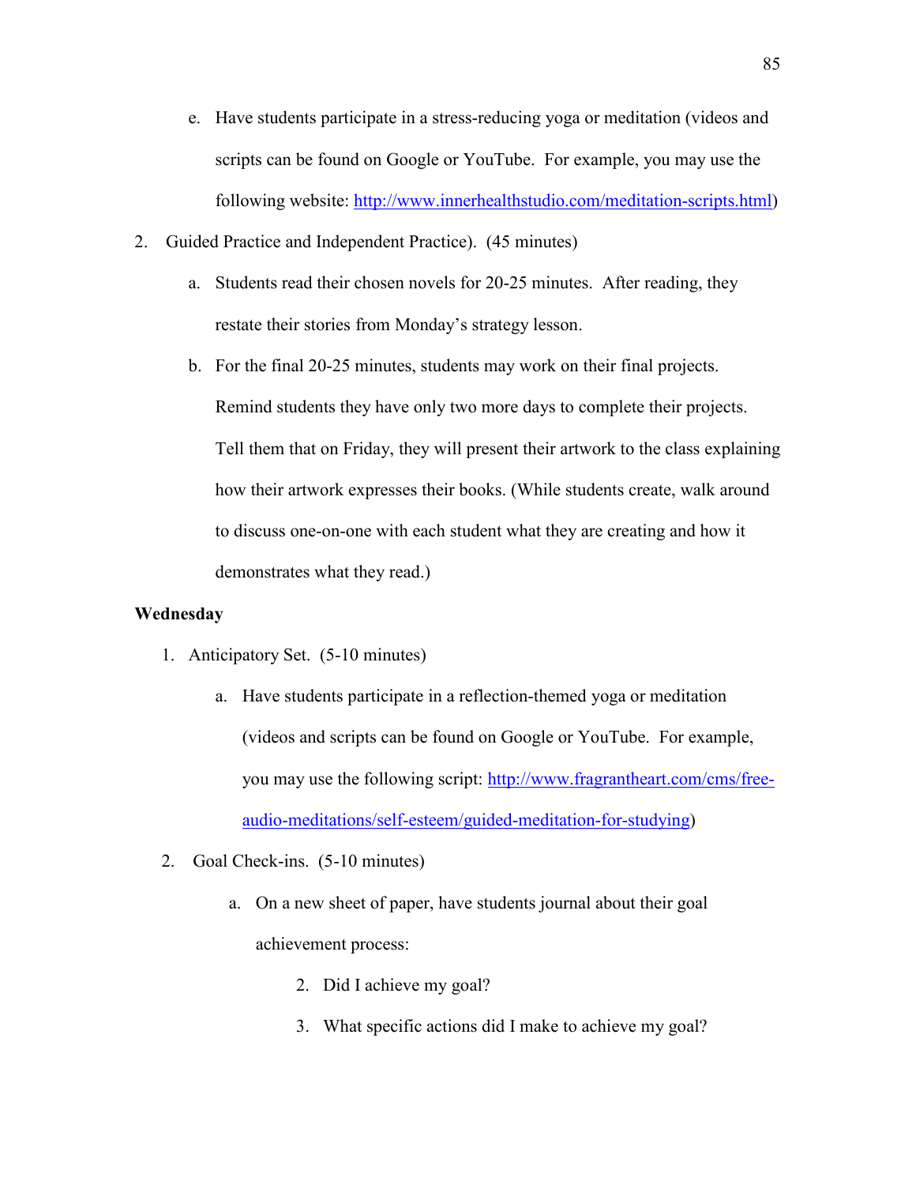e. Have students participate in a stress-reducing yoga or meditation (videos and scripts can be found on Google or YouTube. For example, you may use the following website: http://www.innerhealthstudio.com/meditation-scripts.html)

2. Guided Practice and Independent Practice). (45 minutes)

   a. Students read their chosen novels for 20-25 minutes. After reading, they restate their stories from Monday's strategy lesson.

   b. For the final 20-25 minutes, students may work on their final projects. Remind students they have only two more days to complete their projects. Tell them that on Friday, they will present their artwork to the class explaining how their artwork expresses their books. (While students create, walk around to discuss one-on-one with each student what they are creating and how it demonstrates what they read.)

**Wednesday**

1. Anticipatory Set. (5-10 minutes)

   a. Have students participate in a reflection-themed yoga or meditation (videos and scripts can be found on Google or YouTube. For example, you may use the following script: http://www.fragrantheart.com/cms/free-audio-meditations/self-esteem/guided-meditation-for-studying)

2. Goal Check-ins. (5-10 minutes)

   a. On a new sheet of paper, have students journal about their goal achievement process:

      2. Did I achieve my goal?

      3. What specific actions did I make to achieve my goal?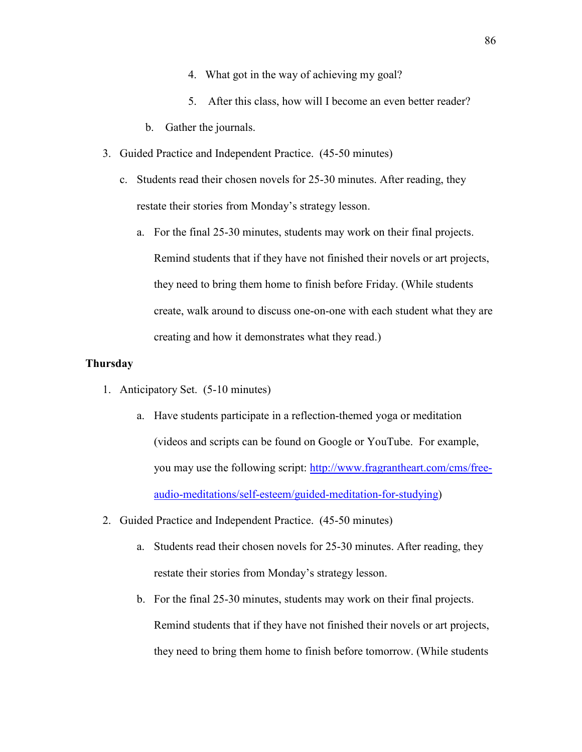4. What got in the way of achieving my goal?

5. After this class, how will I become an even better reader?

b. Gather the journals.

3. Guided Practice and Independent Practice. (45-50 minutes)

   c. Students read their chosen novels for 25-30 minutes. After reading, they restate their stories from Monday's strategy lesson.

      a. For the final 25-30 minutes, students may work on their final projects. Remind students that if they have not finished their novels or art projects, they need to bring them home to finish before Friday. (While students create, walk around to discuss one-on-one with each student what they are creating and how it demonstrates what they read.)

**Thursday**

1. Anticipatory Set. (5-10 minutes)

   a. Have students participate in a reflection-themed yoga or meditation (videos and scripts can be found on Google or YouTube. For example, you may use the following script: [http://www.fragrantheart.com/cms/free-audio-meditations/self-esteem/guided-meditation-for-studying](http://www.fragrantheart.com/cms/free-audio-meditations/self-esteem/guided-meditation-for-studying))

2. Guided Practice and Independent Practice. (45-50 minutes)

   a. Students read their chosen novels for 25-30 minutes. After reading, they restate their stories from Monday's strategy lesson.

   b. For the final 25-30 minutes, students may work on their final projects. Remind students that if they have not finished their novels or art projects, they need to bring them home to finish before tomorrow. (While students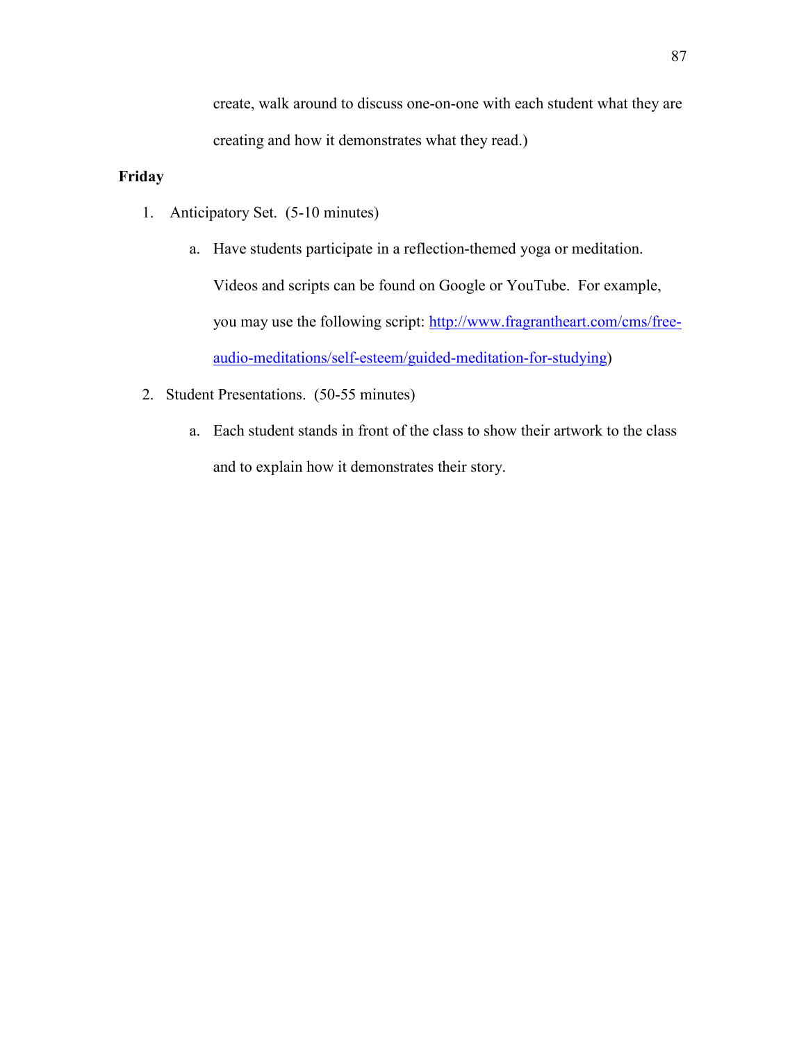create, walk around to discuss one-on-one with each student what they are creating and how it demonstrates what they read.)

**Friday**

1. Anticipatory Set. (5-10 minutes)
   a. Have students participate in a reflection-themed yoga or meditation. Videos and scripts can be found on Google or YouTube. For example, you may use the following script: http://www.fragrantheart.com/cms/free-audio-meditations/self-esteem/guided-meditation-for-studying)
2. Student Presentations. (50-55 minutes)
   a. Each student stands in front of the class to show their artwork to the class and to explain how it demonstrates their story.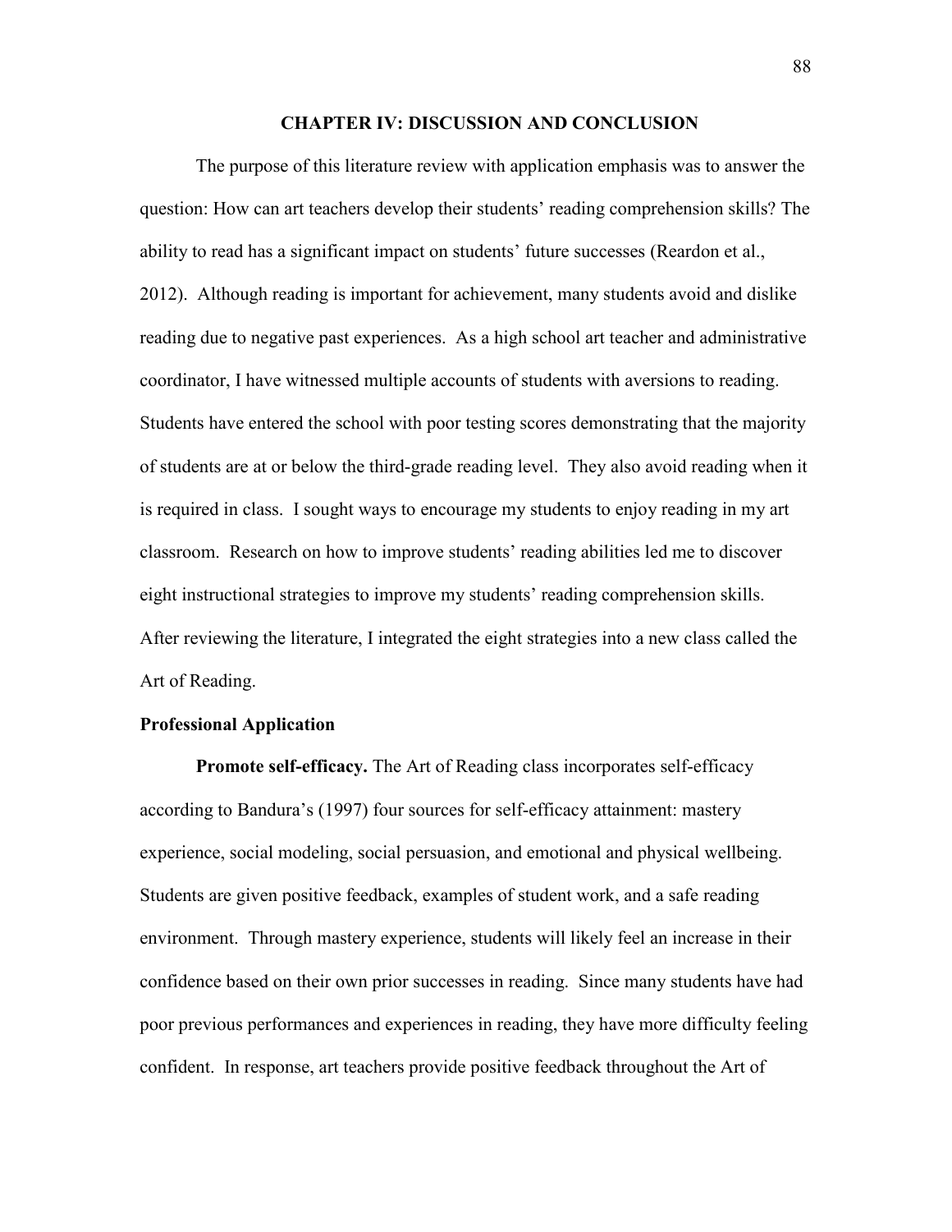# CHAPTER IV: DISCUSSION AND CONCLUSION

The purpose of this literature review with application emphasis was to answer the question: How can art teachers develop their students' reading comprehension skills? The ability to read has a significant impact on students' future successes (Reardon et al., 2012). Although reading is important for achievement, many students avoid and dislike reading due to negative past experiences. As a high school art teacher and administrative coordinator, I have witnessed multiple accounts of students with aversions to reading. Students have entered the school with poor testing scores demonstrating that the majority of students are at or below the third-grade reading level. They also avoid reading when it is required in class. I sought ways to encourage my students to enjoy reading in my art classroom. Research on how to improve students' reading abilities led me to discover eight instructional strategies to improve my students' reading comprehension skills. After reviewing the literature, I integrated the eight strategies into a new class called the Art of Reading.

## Professional Application

**Promote self-efficacy.** The Art of Reading class incorporates self-efficacy according to Bandura's (1997) four sources for self-efficacy attainment: mastery experience, social modeling, social persuasion, and emotional and physical wellbeing. Students are given positive feedback, examples of student work, and a safe reading environment. Through mastery experience, students will likely feel an increase in their confidence based on their own prior successes in reading. Since many students have had poor previous performances and experiences in reading, they have more difficulty feeling confident. In response, art teachers provide positive feedback throughout the Art of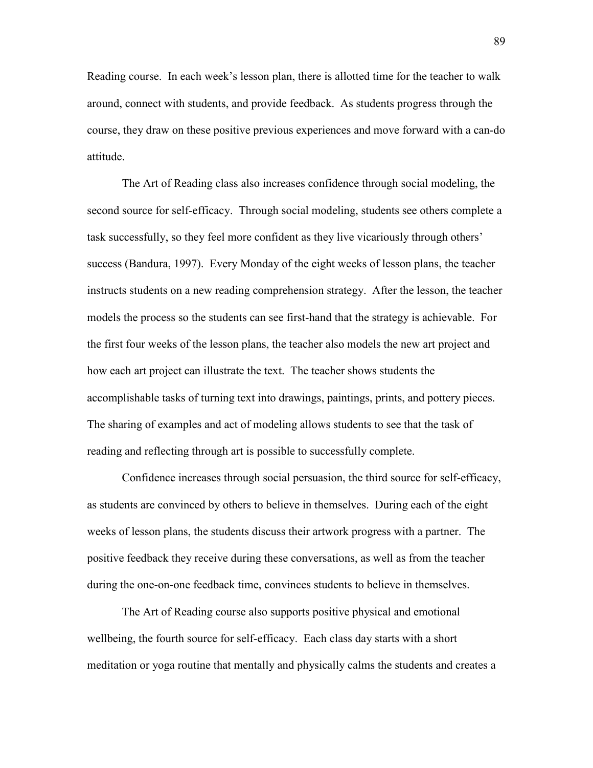Reading course. In each week's lesson plan, there is allotted time for the teacher to walk around, connect with students, and provide feedback. As students progress through the course, they draw on these positive previous experiences and move forward with a can-do attitude.

The Art of Reading class also increases confidence through social modeling, the second source for self-efficacy. Through social modeling, students see others complete a task successfully, so they feel more confident as they live vicariously through others' success (Bandura, 1997). Every Monday of the eight weeks of lesson plans, the teacher instructs students on a new reading comprehension strategy. After the lesson, the teacher models the process so the students can see first-hand that the strategy is achievable. For the first four weeks of the lesson plans, the teacher also models the new art project and how each art project can illustrate the text. The teacher shows students the accomplishable tasks of turning text into drawings, paintings, prints, and pottery pieces. The sharing of examples and act of modeling allows students to see that the task of reading and reflecting through art is possible to successfully complete.

Confidence increases through social persuasion, the third source for self-efficacy, as students are convinced by others to believe in themselves. During each of the eight weeks of lesson plans, the students discuss their artwork progress with a partner. The positive feedback they receive during these conversations, as well as from the teacher during the one-on-one feedback time, convinces students to believe in themselves.

The Art of Reading course also supports positive physical and emotional wellbeing, the fourth source for self-efficacy. Each class day starts with a short meditation or yoga routine that mentally and physically calms the students and creates a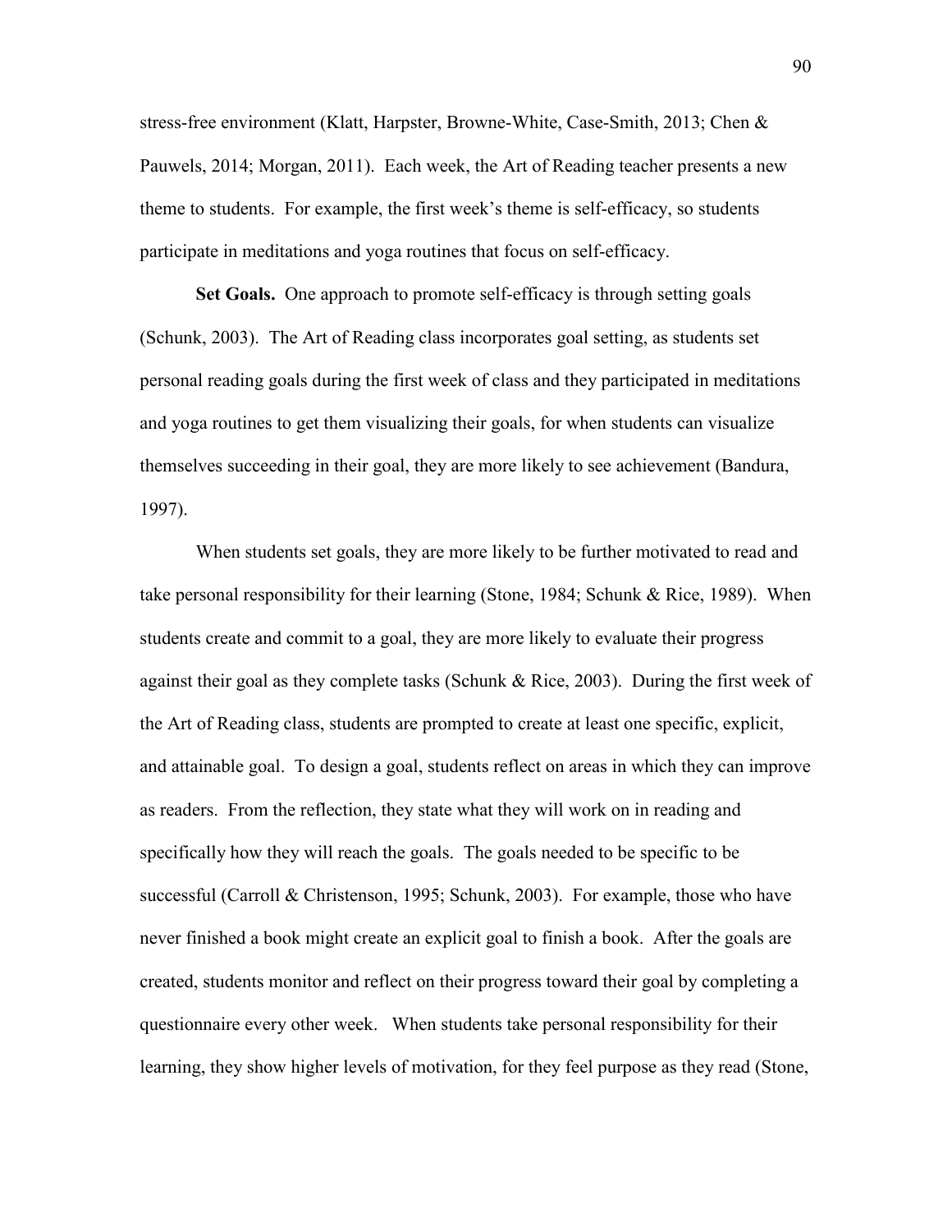stress-free environment (Klatt, Harpster, Browne-White, Case-Smith, 2013; Chen & Pauwels, 2014; Morgan, 2011). Each week, the Art of Reading teacher presents a new theme to students. For example, the first week's theme is self-efficacy, so students participate in meditations and yoga routines that focus on self-efficacy.

**Set Goals.** One approach to promote self-efficacy is through setting goals (Schunk, 2003). The Art of Reading class incorporates goal setting, as students set personal reading goals during the first week of class and they participated in meditations and yoga routines to get them visualizing their goals, for when students can visualize themselves succeeding in their goal, they are more likely to see achievement (Bandura, 1997).

When students set goals, they are more likely to be further motivated to read and take personal responsibility for their learning (Stone, 1984; Schunk & Rice, 1989). When students create and commit to a goal, they are more likely to evaluate their progress against their goal as they complete tasks (Schunk & Rice, 2003). During the first week of the Art of Reading class, students are prompted to create at least one specific, explicit, and attainable goal. To design a goal, students reflect on areas in which they can improve as readers. From the reflection, they state what they will work on in reading and specifically how they will reach the goals. The goals needed to be specific to be successful (Carroll & Christenson, 1995; Schunk, 2003). For example, those who have never finished a book might create an explicit goal to finish a book. After the goals are created, students monitor and reflect on their progress toward their goal by completing a questionnaire every other week. When students take personal responsibility for their learning, they show higher levels of motivation, for they feel purpose as they read (Stone,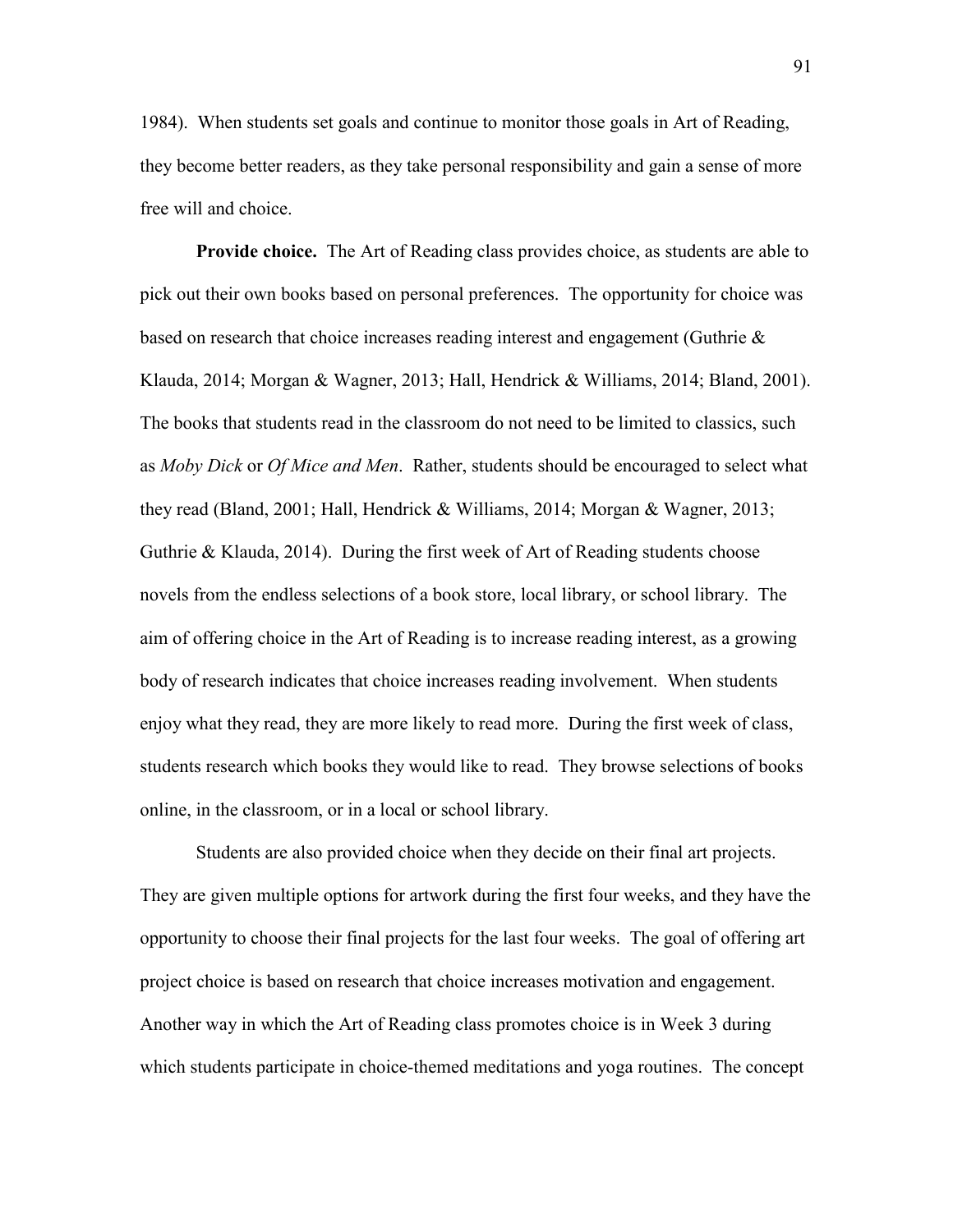1984). When students set goals and continue to monitor those goals in Art of Reading, they become better readers, as they take personal responsibility and gain a sense of more free will and choice.

**Provide choice.** The Art of Reading class provides choice, as students are able to pick out their own books based on personal preferences. The opportunity for choice was based on research that choice increases reading interest and engagement (Guthrie & Klauda, 2014; Morgan & Wagner, 2013; Hall, Hendrick & Williams, 2014; Bland, 2001). The books that students read in the classroom do not need to be limited to classics, such as *Moby Dick* or *Of Mice and Men*. Rather, students should be encouraged to select what they read (Bland, 2001; Hall, Hendrick & Williams, 2014; Morgan & Wagner, 2013; Guthrie & Klauda, 2014). During the first week of Art of Reading students choose novels from the endless selections of a book store, local library, or school library. The aim of offering choice in the Art of Reading is to increase reading interest, as a growing body of research indicates that choice increases reading involvement. When students enjoy what they read, they are more likely to read more. During the first week of class, students research which books they would like to read. They browse selections of books online, in the classroom, or in a local or school library.

Students are also provided choice when they decide on their final art projects. They are given multiple options for artwork during the first four weeks, and they have the opportunity to choose their final projects for the last four weeks. The goal of offering art project choice is based on research that choice increases motivation and engagement. Another way in which the Art of Reading class promotes choice is in Week 3 during which students participate in choice-themed meditations and yoga routines. The concept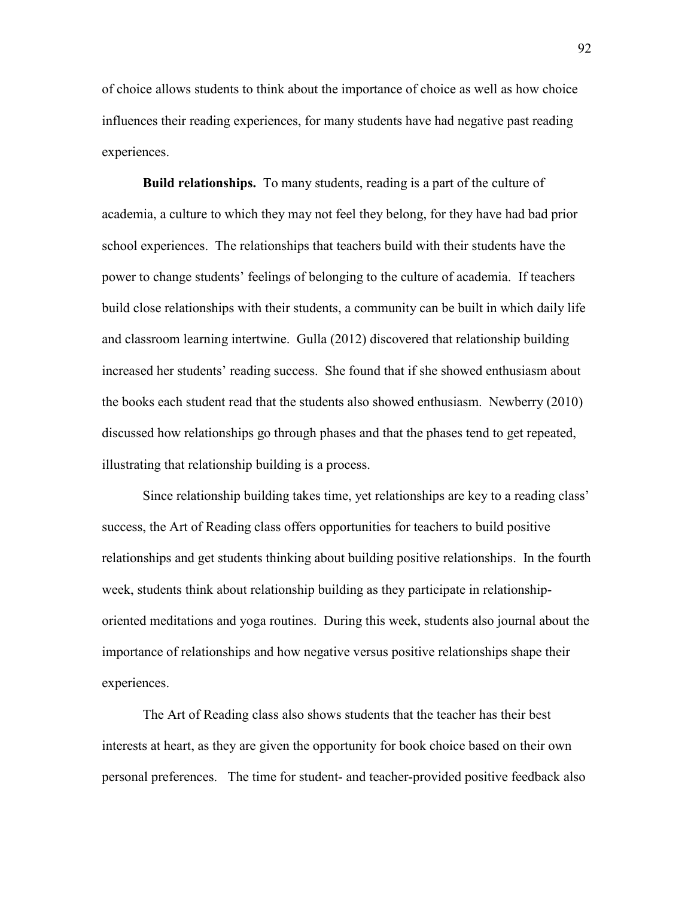of choice allows students to think about the importance of choice as well as how choice influences their reading experiences, for many students have had negative past reading experiences.

**Build relationships.** To many students, reading is a part of the culture of academia, a culture to which they may not feel they belong, for they have had bad prior school experiences. The relationships that teachers build with their students have the power to change students' feelings of belonging to the culture of academia. If teachers build close relationships with their students, a community can be built in which daily life and classroom learning intertwine. Gulla (2012) discovered that relationship building increased her students' reading success. She found that if she showed enthusiasm about the books each student read that the students also showed enthusiasm. Newberry (2010) discussed how relationships go through phases and that the phases tend to get repeated, illustrating that relationship building is a process.

Since relationship building takes time, yet relationships are key to a reading class' success, the Art of Reading class offers opportunities for teachers to build positive relationships and get students thinking about building positive relationships. In the fourth week, students think about relationship building as they participate in relationship-oriented meditations and yoga routines. During this week, students also journal about the importance of relationships and how negative versus positive relationships shape their experiences.

The Art of Reading class also shows students that the teacher has their best interests at heart, as they are given the opportunity for book choice based on their own personal preferences. The time for student- and teacher-provided positive feedback also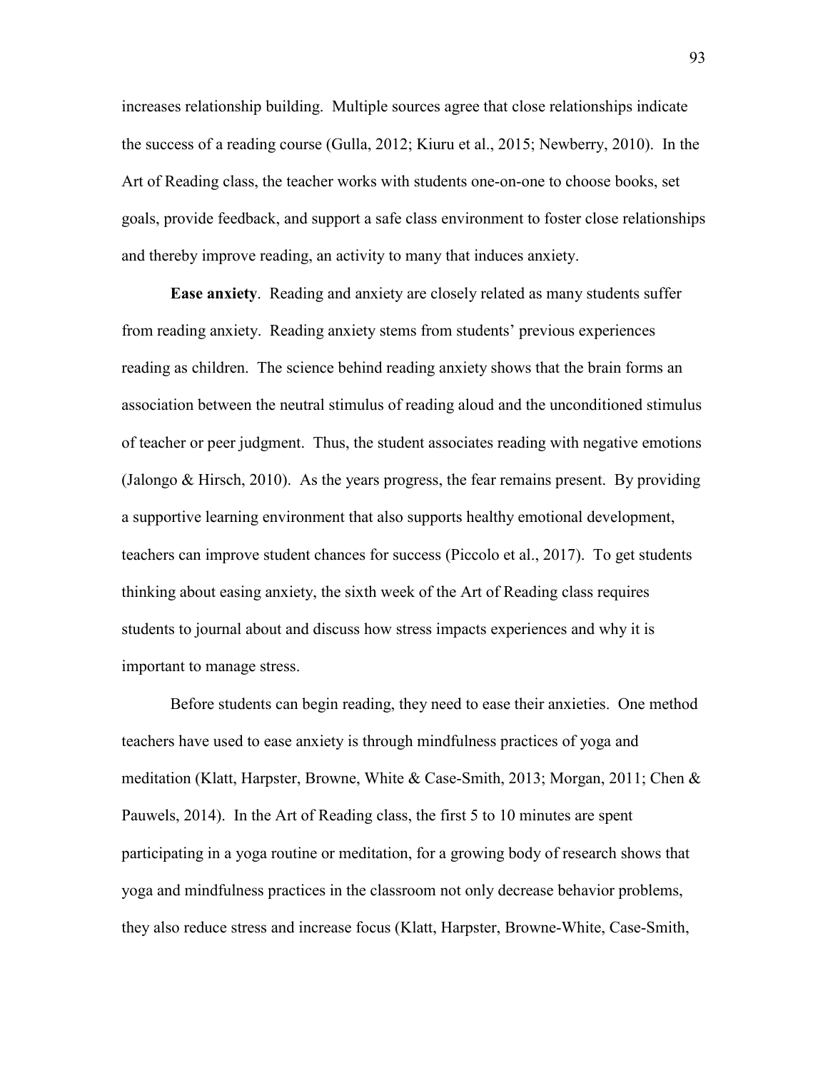increases relationship building. Multiple sources agree that close relationships indicate the success of a reading course (Gulla, 2012; Kiuru et al., 2015; Newberry, 2010). In the Art of Reading class, the teacher works with students one-on-one to choose books, set goals, provide feedback, and support a safe class environment to foster close relationships and thereby improve reading, an activity to many that induces anxiety.

**Ease anxiety**. Reading and anxiety are closely related as many students suffer from reading anxiety. Reading anxiety stems from students' previous experiences reading as children. The science behind reading anxiety shows that the brain forms an association between the neutral stimulus of reading aloud and the unconditioned stimulus of teacher or peer judgment. Thus, the student associates reading with negative emotions (Jalongo & Hirsch, 2010). As the years progress, the fear remains present. By providing a supportive learning environment that also supports healthy emotional development, teachers can improve student chances for success (Piccolo et al., 2017). To get students thinking about easing anxiety, the sixth week of the Art of Reading class requires students to journal about and discuss how stress impacts experiences and why it is important to manage stress.

Before students can begin reading, they need to ease their anxieties. One method teachers have used to ease anxiety is through mindfulness practices of yoga and meditation (Klatt, Harpster, Browne, White & Case-Smith, 2013; Morgan, 2011; Chen & Pauwels, 2014). In the Art of Reading class, the first 5 to 10 minutes are spent participating in a yoga routine or meditation, for a growing body of research shows that yoga and mindfulness practices in the classroom not only decrease behavior problems, they also reduce stress and increase focus (Klatt, Harpster, Browne-White, Case-Smith,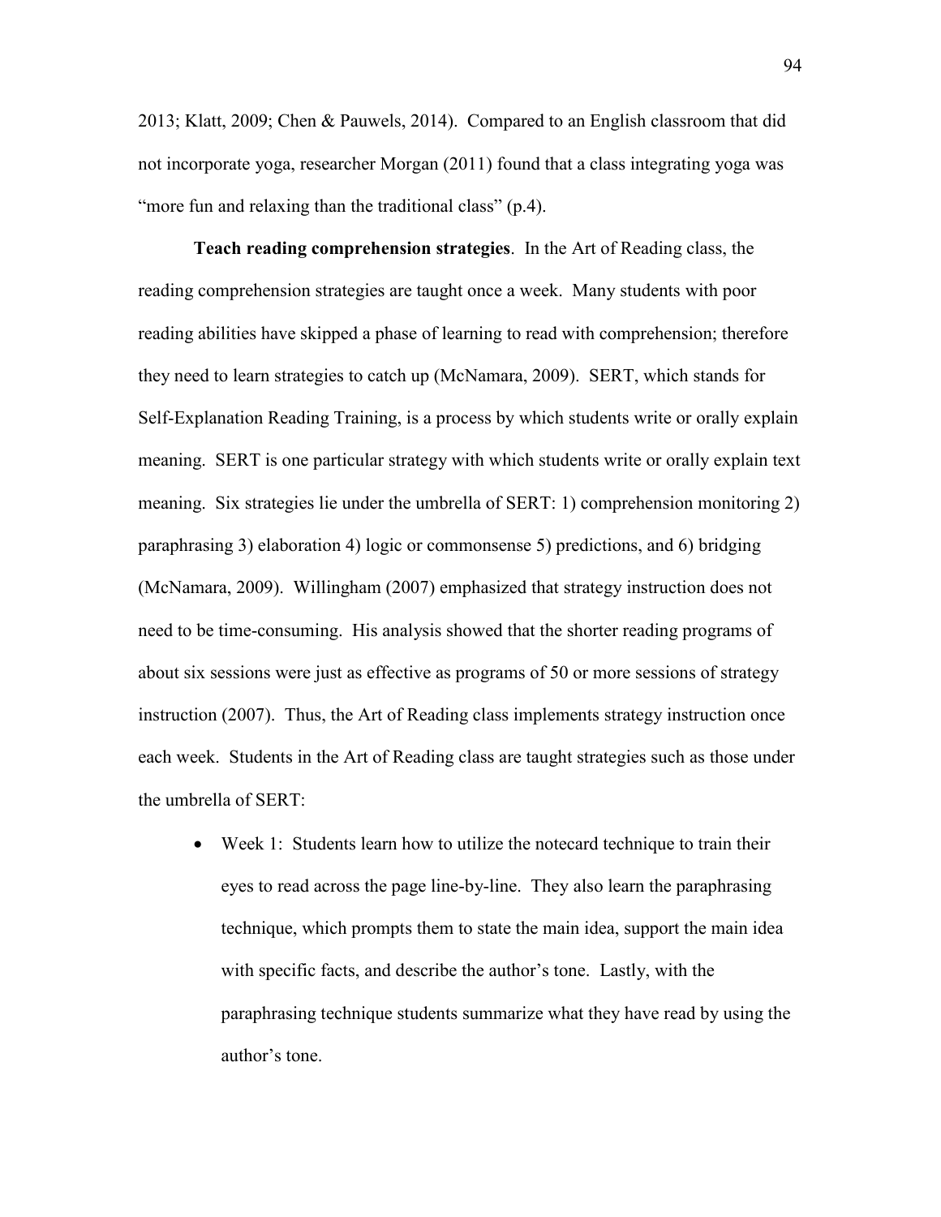2013; Klatt, 2009; Chen & Pauwels, 2014). Compared to an English classroom that did not incorporate yoga, researcher Morgan (2011) found that a class integrating yoga was "more fun and relaxing than the traditional class" (p.4).

**Teach reading comprehension strategies**. In the Art of Reading class, the reading comprehension strategies are taught once a week. Many students with poor reading abilities have skipped a phase of learning to read with comprehension; therefore they need to learn strategies to catch up (McNamara, 2009). SERT, which stands for Self-Explanation Reading Training, is a process by which students write or orally explain meaning. SERT is one particular strategy with which students write or orally explain text meaning. Six strategies lie under the umbrella of SERT: 1) comprehension monitoring 2) paraphrasing 3) elaboration 4) logic or commonsense 5) predictions, and 6) bridging (McNamara, 2009). Willingham (2007) emphasized that strategy instruction does not need to be time-consuming. His analysis showed that the shorter reading programs of about six sessions were just as effective as programs of 50 or more sessions of strategy instruction (2007). Thus, the Art of Reading class implements strategy instruction once each week. Students in the Art of Reading class are taught strategies such as those under the umbrella of SERT:

- Week 1: Students learn how to utilize the notecard technique to train their eyes to read across the page line-by-line. They also learn the paraphrasing technique, which prompts them to state the main idea, support the main idea with specific facts, and describe the author's tone. Lastly, with the paraphrasing technique students summarize what they have read by using the author's tone.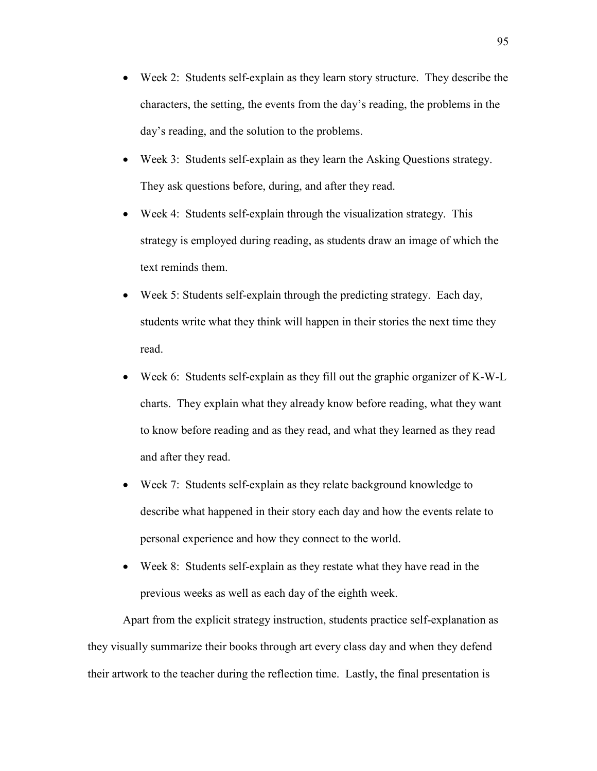- Week 2: Students self-explain as they learn story structure. They describe the characters, the setting, the events from the day's reading, the problems in the day's reading, and the solution to the problems.
- Week 3: Students self-explain as they learn the Asking Questions strategy. They ask questions before, during, and after they read.
- Week 4: Students self-explain through the visualization strategy. This strategy is employed during reading, as students draw an image of which the text reminds them.
- Week 5: Students self-explain through the predicting strategy. Each day, students write what they think will happen in their stories the next time they read.
- Week 6: Students self-explain as they fill out the graphic organizer of K-W-L charts. They explain what they already know before reading, what they want to know before reading and as they read, and what they learned as they read and after they read.
- Week 7: Students self-explain as they relate background knowledge to describe what happened in their story each day and how the events relate to personal experience and how they connect to the world.
- Week 8: Students self-explain as they restate what they have read in the previous weeks as well as each day of the eighth week.

Apart from the explicit strategy instruction, students practice self-explanation as they visually summarize their books through art every class day and when they defend their artwork to the teacher during the reflection time. Lastly, the final presentation is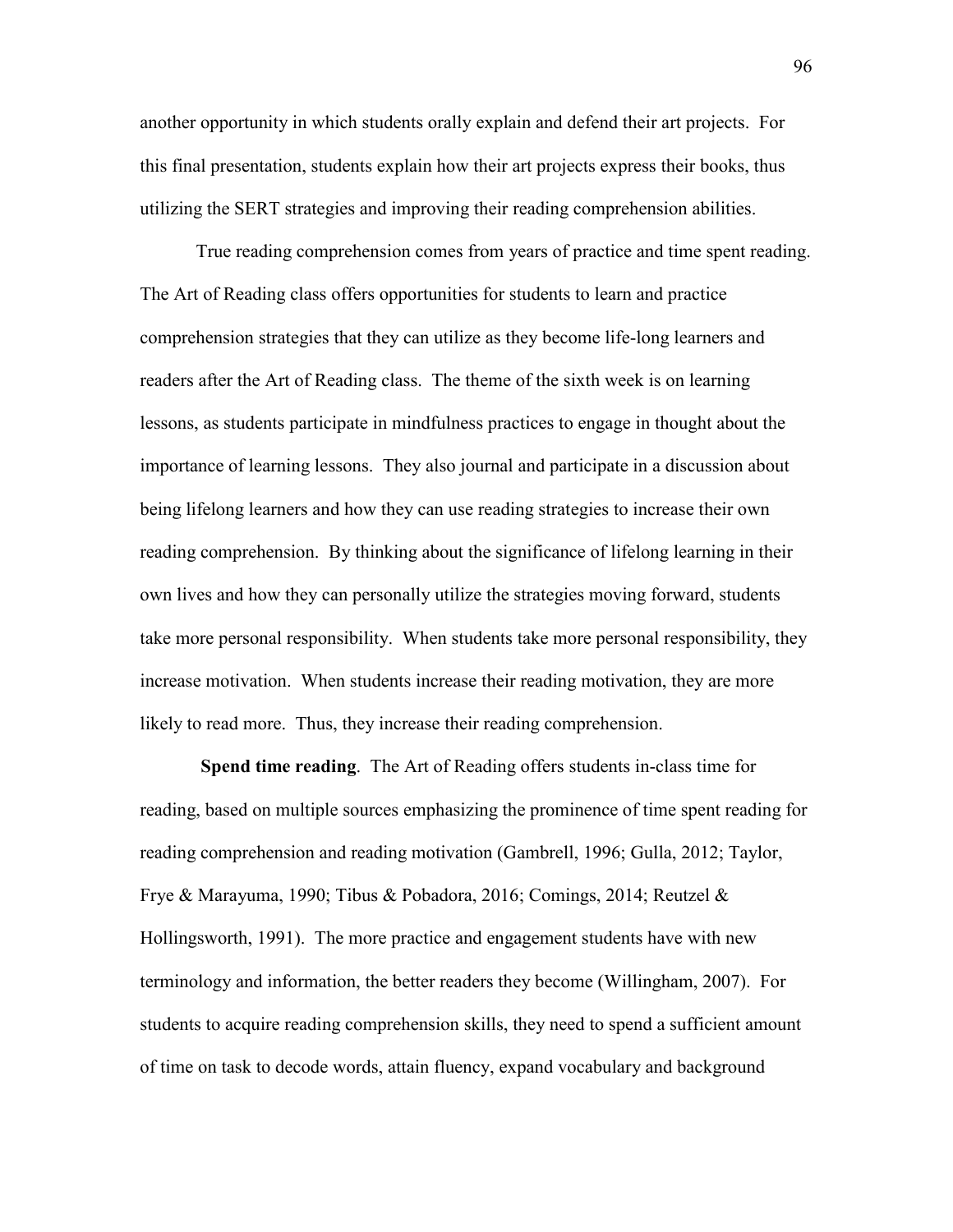another opportunity in which students orally explain and defend their art projects. For this final presentation, students explain how their art projects express their books, thus utilizing the SERT strategies and improving their reading comprehension abilities.

True reading comprehension comes from years of practice and time spent reading. The Art of Reading class offers opportunities for students to learn and practice comprehension strategies that they can utilize as they become life-long learners and readers after the Art of Reading class. The theme of the sixth week is on learning lessons, as students participate in mindfulness practices to engage in thought about the importance of learning lessons. They also journal and participate in a discussion about being lifelong learners and how they can use reading strategies to increase their own reading comprehension. By thinking about the significance of lifelong learning in their own lives and how they can personally utilize the strategies moving forward, students take more personal responsibility. When students take more personal responsibility, they increase motivation. When students increase their reading motivation, they are more likely to read more. Thus, they increase their reading comprehension.

**Spend time reading**. The Art of Reading offers students in-class time for reading, based on multiple sources emphasizing the prominence of time spent reading for reading comprehension and reading motivation (Gambrell, 1996; Gulla, 2012; Taylor, Frye & Marayuma, 1990; Tibus & Pobadora, 2016; Comings, 2014; Reutzel & Hollingsworth, 1991). The more practice and engagement students have with new terminology and information, the better readers they become (Willingham, 2007). For students to acquire reading comprehension skills, they need to spend a sufficient amount of time on task to decode words, attain fluency, expand vocabulary and background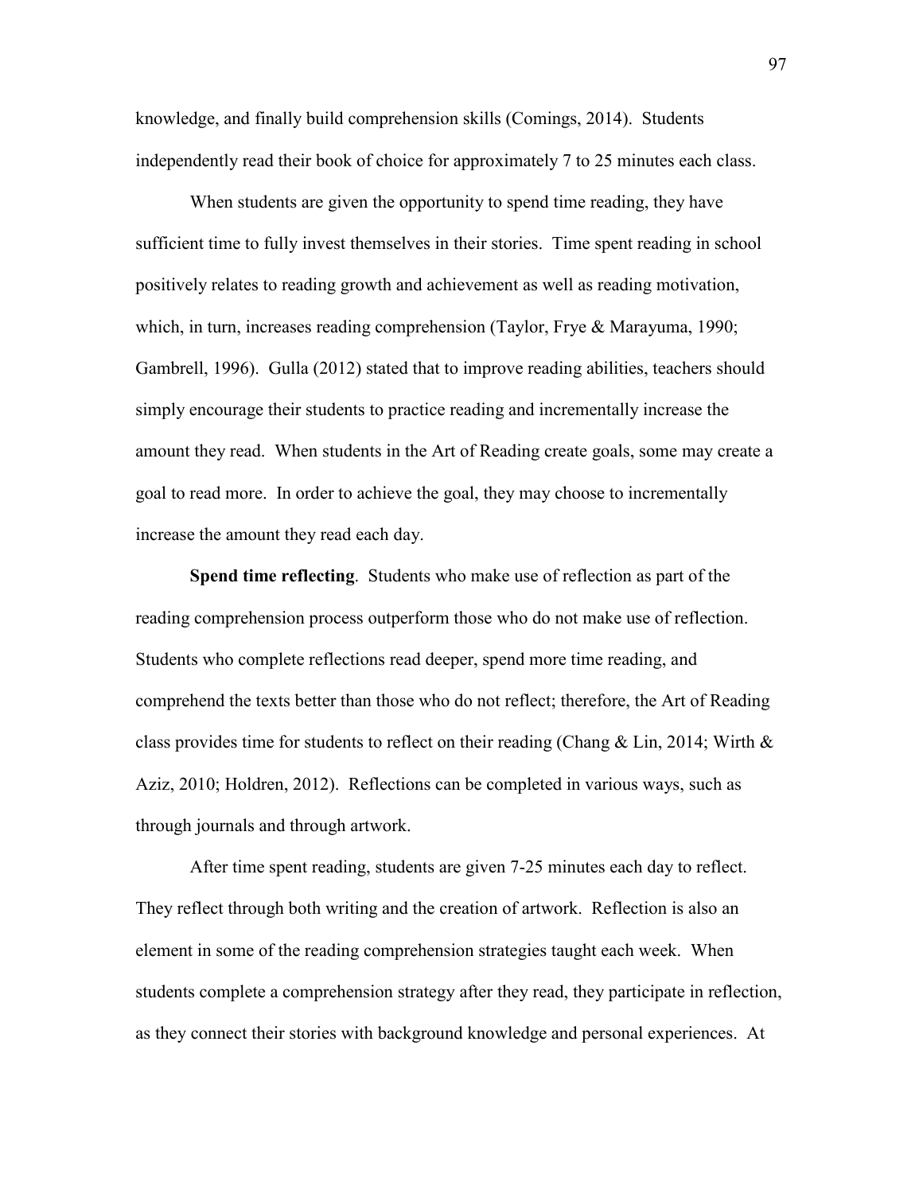knowledge, and finally build comprehension skills (Comings, 2014). Students independently read their book of choice for approximately 7 to 25 minutes each class.

When students are given the opportunity to spend time reading, they have sufficient time to fully invest themselves in their stories. Time spent reading in school positively relates to reading growth and achievement as well as reading motivation, which, in turn, increases reading comprehension (Taylor, Frye & Marayuma, 1990; Gambrell, 1996). Gulla (2012) stated that to improve reading abilities, teachers should simply encourage their students to practice reading and incrementally increase the amount they read. When students in the Art of Reading create goals, some may create a goal to read more. In order to achieve the goal, they may choose to incrementally increase the amount they read each day.

**Spend time reflecting**. Students who make use of reflection as part of the reading comprehension process outperform those who do not make use of reflection. Students who complete reflections read deeper, spend more time reading, and comprehend the texts better than those who do not reflect; therefore, the Art of Reading class provides time for students to reflect on their reading (Chang & Lin, 2014; Wirth & Aziz, 2010; Holdren, 2012). Reflections can be completed in various ways, such as through journals and through artwork.

After time spent reading, students are given 7-25 minutes each day to reflect. They reflect through both writing and the creation of artwork. Reflection is also an element in some of the reading comprehension strategies taught each week. When students complete a comprehension strategy after they read, they participate in reflection, as they connect their stories with background knowledge and personal experiences. At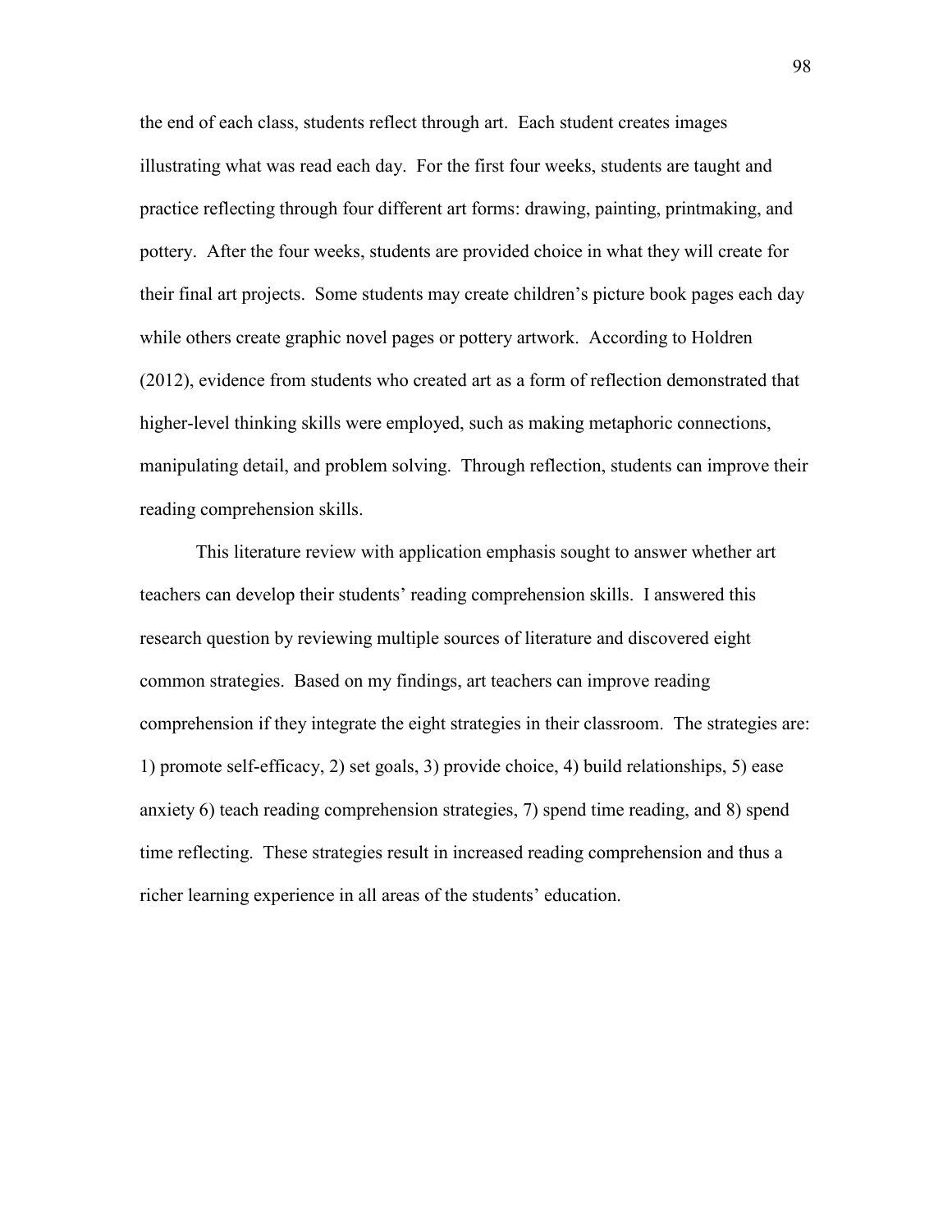the end of each class, students reflect through art. Each student creates images illustrating what was read each day. For the first four weeks, students are taught and practice reflecting through four different art forms: drawing, painting, printmaking, and pottery. After the four weeks, students are provided choice in what they will create for their final art projects. Some students may create children's picture book pages each day while others create graphic novel pages or pottery artwork. According to Holdren (2012), evidence from students who created art as a form of reflection demonstrated that higher-level thinking skills were employed, such as making metaphoric connections, manipulating detail, and problem solving. Through reflection, students can improve their reading comprehension skills.

This literature review with application emphasis sought to answer whether art teachers can develop their students' reading comprehension skills. I answered this research question by reviewing multiple sources of literature and discovered eight common strategies. Based on my findings, art teachers can improve reading comprehension if they integrate the eight strategies in their classroom. The strategies are: 1) promote self-efficacy, 2) set goals, 3) provide choice, 4) build relationships, 5) ease anxiety 6) teach reading comprehension strategies, 7) spend time reading, and 8) spend time reflecting. These strategies result in increased reading comprehension and thus a richer learning experience in all areas of the students' education.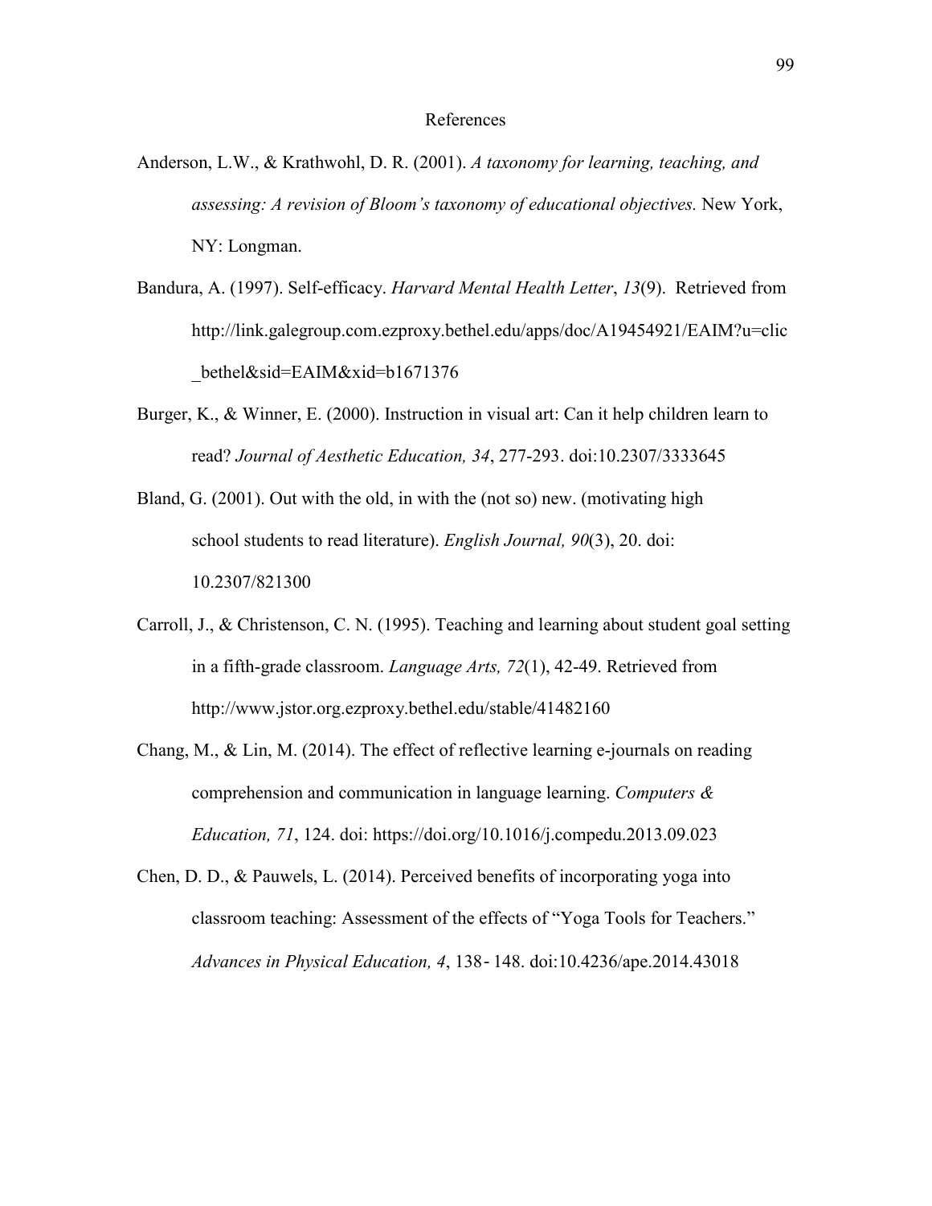# References

Anderson, L.W., & Krathwohl, D. R. (2001). *A taxonomy for learning, teaching, and assessing: A revision of Bloom's taxonomy of educational objectives.* New York, NY: Longman.

Bandura, A. (1997). Self-efficacy. *Harvard Mental Health Letter*, *13*(9). Retrieved from http://link.galegroup.com.ezproxy.bethel.edu/apps/doc/A19454921/EAIM?u=clic_bethel&sid=EAIM&xid=b1671376

Burger, K., & Winner, E. (2000). Instruction in visual art: Can it help children learn to read? *Journal of Aesthetic Education, 34*, 277-293. doi:10.2307/3333645

Bland, G. (2001). Out with the old, in with the (not so) new. (motivating high school students to read literature). *English Journal, 90*(3), 20. doi: 10.2307/821300

Carroll, J., & Christenson, C. N. (1995). Teaching and learning about student goal setting in a fifth-grade classroom. *Language Arts, 72*(1), 42-49. Retrieved from http://www.jstor.org.ezproxy.bethel.edu/stable/41482160

Chang, M., & Lin, M. (2014). The effect of reflective learning e-journals on reading comprehension and communication in language learning. *Computers & Education, 71*, 124. doi: https://doi.org/10.1016/j.compedu.2013.09.023

Chen, D. D., & Pauwels, L. (2014). Perceived benefits of incorporating yoga into classroom teaching: Assessment of the effects of "Yoga Tools for Teachers." *Advances in Physical Education, 4*, 138- 148. doi:10.4236/ape.2014.43018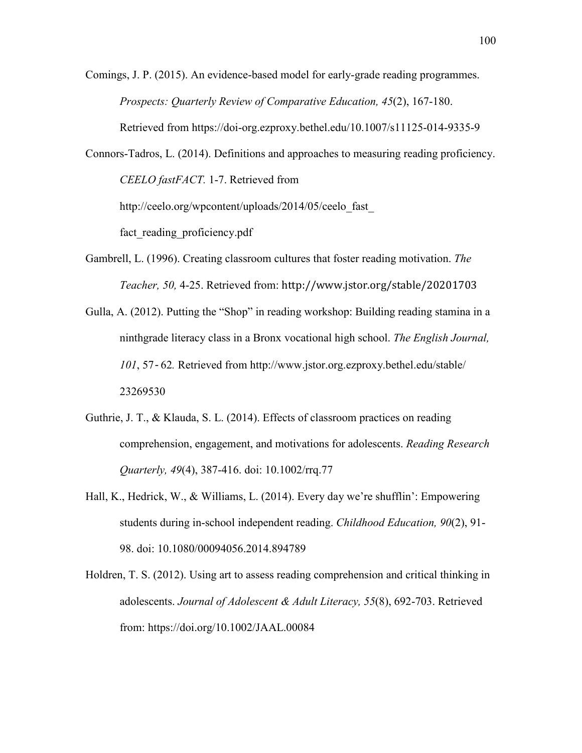Comings, J. P. (2015). An evidence-based model for early-grade reading programmes. *Prospects: Quarterly Review of Comparative Education, 45*(2), 167-180. Retrieved from https://doi-org.ezproxy.bethel.edu/10.1007/s11125-014-9335-9

Connors-Tadros, L. (2014). Definitions and approaches to measuring reading proficiency. *CEELO fastFACT.* 1-7. Retrieved from http://ceelo.org/wpcontent/uploads/2014/05/ceelo_fast_fact_reading_proficiency.pdf

Gambrell, L. (1996). Creating classroom cultures that foster reading motivation. *The Teacher, 50,* 4-25. Retrieved from: http://www.jstor.org/stable/20201703

Gulla, A. (2012). Putting the "Shop" in reading workshop: Building reading stamina in a ninthgrade literacy class in a Bronx vocational high school. *The English Journal, 101*, 57- 62*.* Retrieved from http://www.jstor.org.ezproxy.bethel.edu/stable/23269530

Guthrie, J. T., & Klauda, S. L. (2014). Effects of classroom practices on reading comprehension, engagement, and motivations for adolescents. *Reading Research Quarterly, 49*(4), 387-416. doi: 10.1002/rrq.77

Hall, K., Hedrick, W., & Williams, L. (2014). Every day we're shufflin': Empowering students during in-school independent reading. *Childhood Education, 90*(2), 91-98. doi: 10.1080/00094056.2014.894789

Holdren, T. S. (2012). Using art to assess reading comprehension and critical thinking in adolescents. *Journal of Adolescent & Adult Literacy, 55*(8), 692-703. Retrieved from: https://doi.org/10.1002/JAAL.00084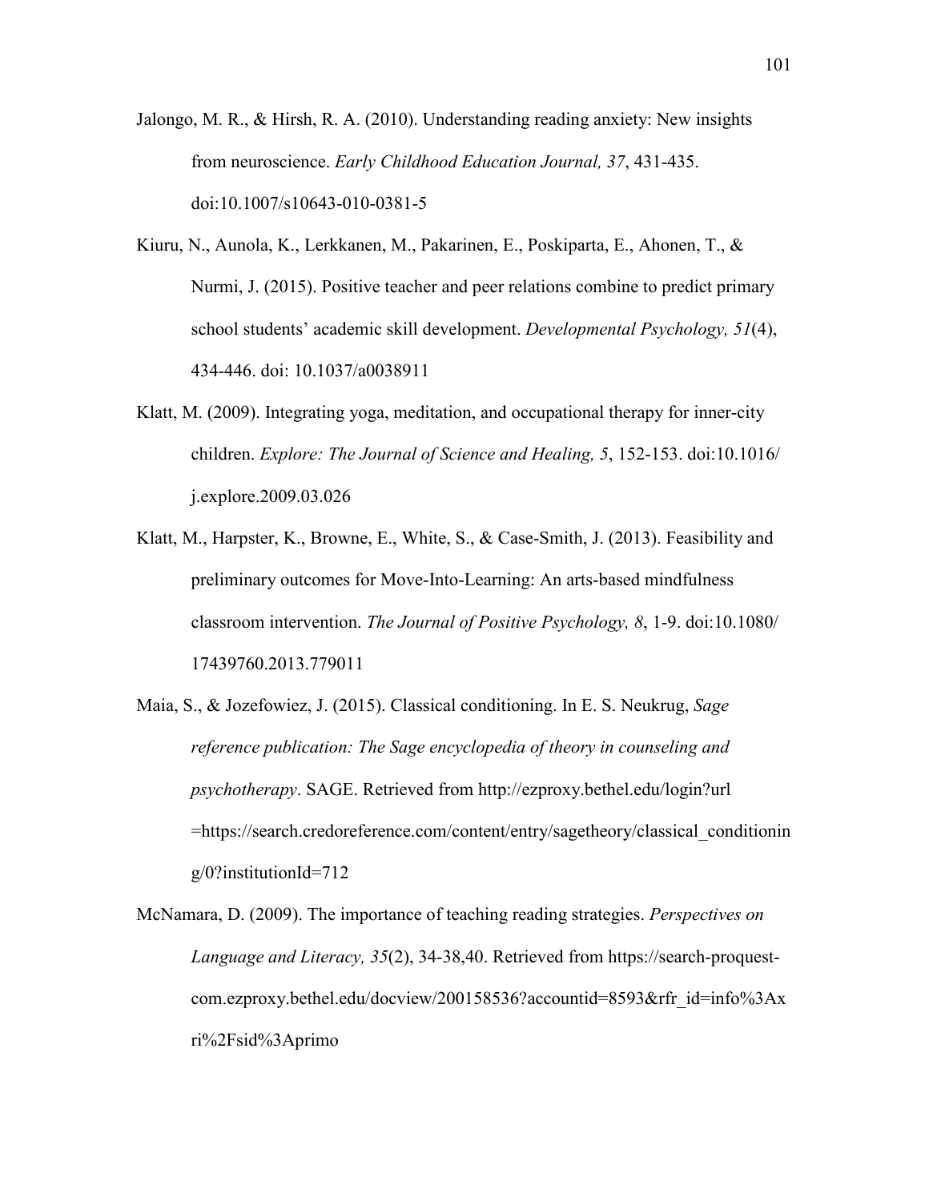Jalongo, M. R., & Hirsh, R. A. (2010). Understanding reading anxiety: New insights from neuroscience. *Early Childhood Education Journal, 37*, 431-435. doi:10.1007/s10643-010-0381-5

Kiuru, N., Aunola, K., Lerkkanen, M., Pakarinen, E., Poskiparta, E., Ahonen, T., & Nurmi, J. (2015). Positive teacher and peer relations combine to predict primary school students' academic skill development. *Developmental Psychology, 51*(4), 434-446. doi: 10.1037/a0038911

Klatt, M. (2009). Integrating yoga, meditation, and occupational therapy for inner-city children. *Explore: The Journal of Science and Healing, 5*, 152-153. doi:10.1016/j.explore.2009.03.026

Klatt, M., Harpster, K., Browne, E., White, S., & Case-Smith, J. (2013). Feasibility and preliminary outcomes for Move-Into-Learning: An arts-based mindfulness classroom intervention. *The Journal of Positive Psychology, 8*, 1-9. doi:10.1080/17439760.2013.779011

Maia, S., & Jozefowiez, J. (2015). Classical conditioning. In E. S. Neukrug, *Sage reference publication: The Sage encyclopedia of theory in counseling and psychotherapy*. SAGE. Retrieved from http://ezproxy.bethel.edu/login?url=https://search.credoreference.com/content/entry/sagetheory/classical_conditioning/0?institutionId=712

McNamara, D. (2009). The importance of teaching reading strategies. *Perspectives on Language and Literacy, 35*(2), 34-38,40. Retrieved from https://search-proquest-com.ezproxy.bethel.edu/docview/200158536?accountid=8593&rfr_id=info%3Axri%2Fsid%3Aprimo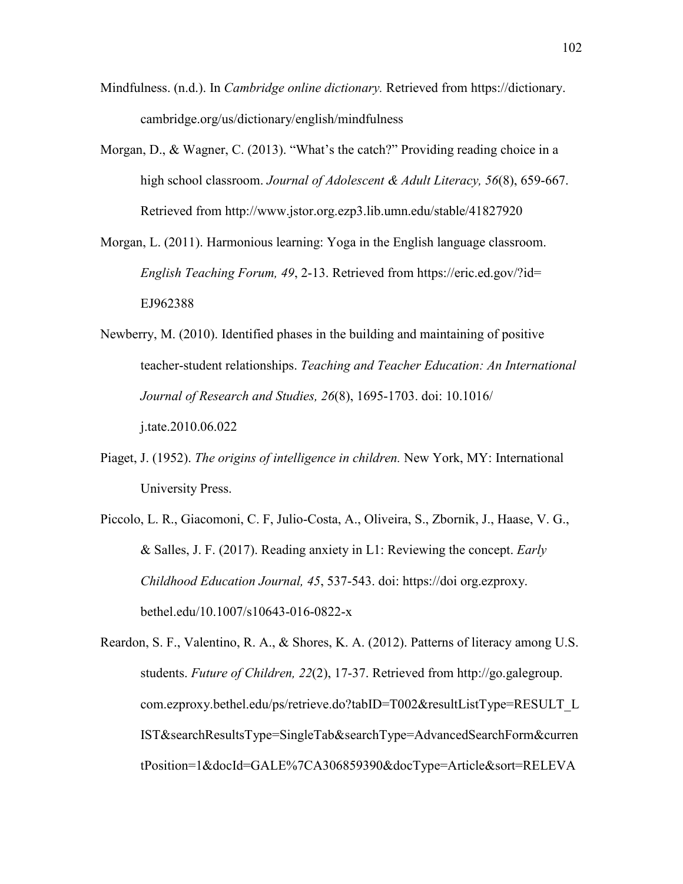Mindfulness. (n.d.). In *Cambridge online dictionary.* Retrieved from https://dictionary.cambridge.org/us/dictionary/english/mindfulness

Morgan, D., & Wagner, C. (2013). "What's the catch?" Providing reading choice in a high school classroom. *Journal of Adolescent & Adult Literacy, 56*(8), 659-667. Retrieved from http://www.jstor.org.ezp3.lib.umn.edu/stable/41827920

Morgan, L. (2011). Harmonious learning: Yoga in the English language classroom. *English Teaching Forum, 49*, 2-13. Retrieved from https://eric.ed.gov/?id=EJ962388

Newberry, M. (2010). Identified phases in the building and maintaining of positive teacher-student relationships. *Teaching and Teacher Education: An International Journal of Research and Studies, 26*(8), 1695-1703. doi: 10.1016/j.tate.2010.06.022

Piaget, J. (1952). *The origins of intelligence in children.* New York, MY: International University Press.

Piccolo, L. R., Giacomoni, C. F, Julio-Costa, A., Oliveira, S., Zbornik, J., Haase, V. G., & Salles, J. F. (2017). Reading anxiety in L1: Reviewing the concept. *Early Childhood Education Journal, 45*, 537-543. doi: https://doi org.ezproxy.bethel.edu/10.1007/s10643-016-0822-x

Reardon, S. F., Valentino, R. A., & Shores, K. A. (2012). Patterns of literacy among U.S. students. *Future of Children, 22*(2), 17-37. Retrieved from http://go.galegroup.com.ezproxy.bethel.edu/ps/retrieve.do?tabID=T002&resultListType=RESULT_LIST&searchResultsType=SingleTab&searchType=AdvancedSearchForm&currentPosition=1&docId=GALE%7CA306859390&docType=Article&sort=RELEVA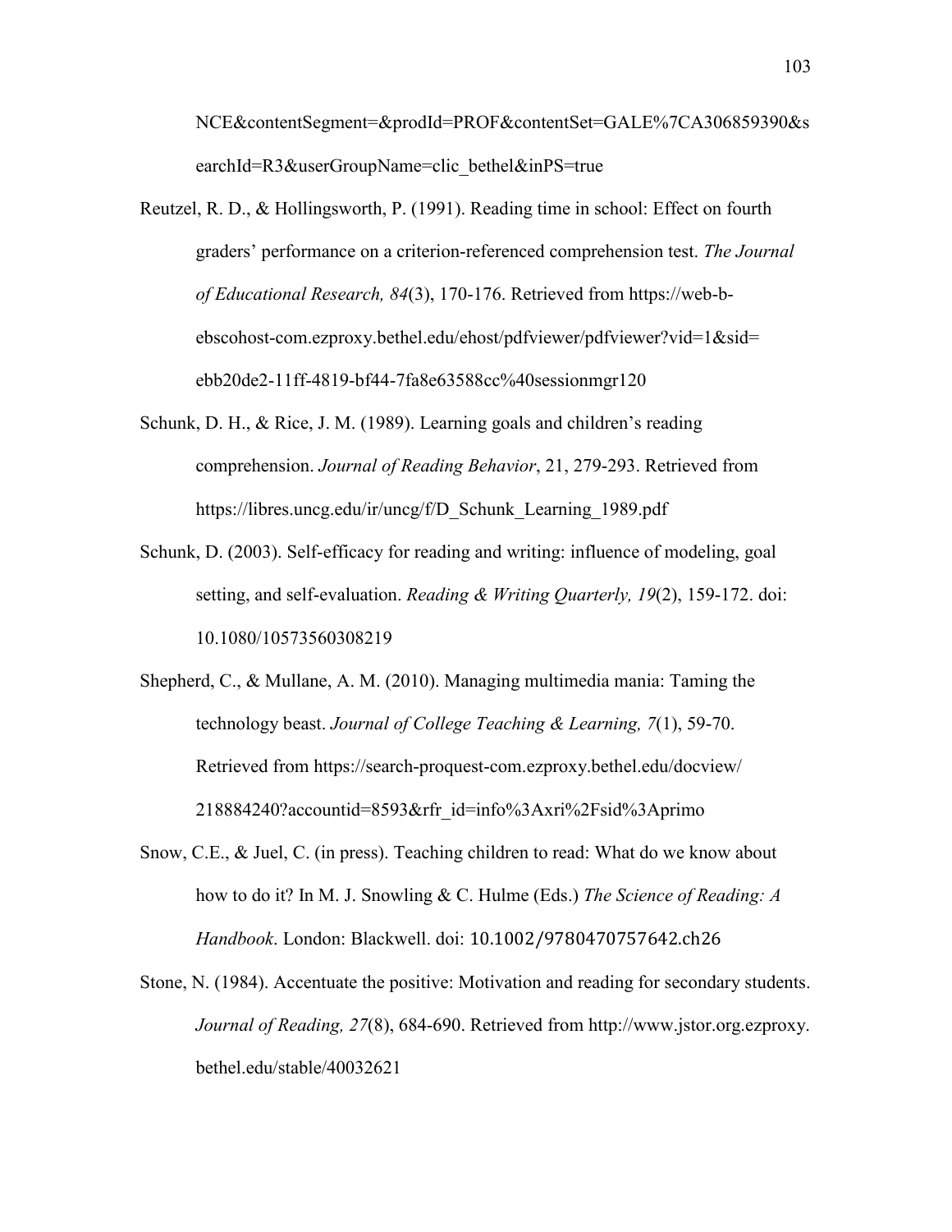NCE&contentSegment=&prodId=PROF&contentSet=GALE%7CA306859390&searchId=R3&userGroupName=clic_bethel&inPS=true

Reutzel, R. D., & Hollingsworth, P. (1991). Reading time in school: Effect on fourth graders' performance on a criterion-referenced comprehension test. *The Journal of Educational Research, 84*(3), 170-176. Retrieved from https://web-b-ebscohost-com.ezproxy.bethel.edu/ehost/pdfviewer/pdfviewer?vid=1&sid=ebb20de2-11ff-4819-bf44-7fa8e63588cc%40sessionmgr120

Schunk, D. H., & Rice, J. M. (1989). Learning goals and children's reading comprehension. *Journal of Reading Behavior*, 21, 279-293. Retrieved from https://libres.uncg.edu/ir/uncg/f/D_Schunk_Learning_1989.pdf

Schunk, D. (2003). Self-efficacy for reading and writing: influence of modeling, goal setting, and self-evaluation. *Reading & Writing Quarterly, 19*(2), 159-172. doi: 10.1080/10573560308219

Shepherd, C., & Mullane, A. M. (2010). Managing multimedia mania: Taming the technology beast. *Journal of College Teaching & Learning, 7*(1), 59-70. Retrieved from https://search-proquest-com.ezproxy.bethel.edu/docview/218884240?accountid=8593&rfr_id=info%3Axri%2Fsid%3Aprimo

Snow, C.E., & Juel, C. (in press). Teaching children to read: What do we know about how to do it? In M. J. Snowling & C. Hulme (Eds.) *The Science of Reading: A Handbook*. London: Blackwell. doi: 10.1002/9780470757642.ch26

Stone, N. (1984). Accentuate the positive: Motivation and reading for secondary students. *Journal of Reading, 27*(8), 684-690. Retrieved from http://www.jstor.org.ezproxy.bethel.edu/stable/40032621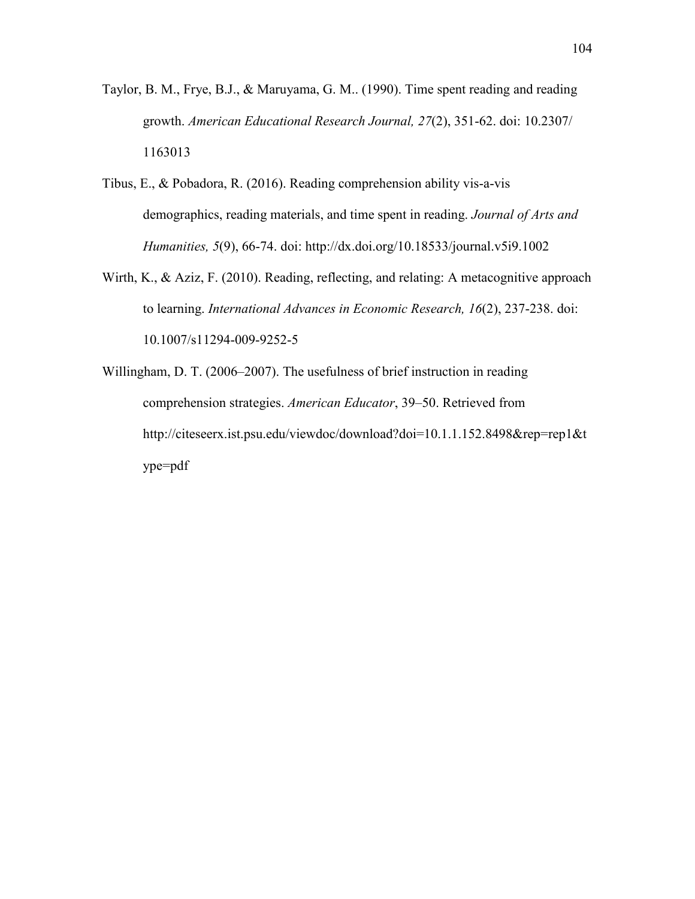Taylor, B. M., Frye, B.J., & Maruyama, G. M.. (1990). Time spent reading and reading growth. *American Educational Research Journal, 27*(2), 351-62. doi: 10.2307/1163013

Tibus, E., & Pobadora, R. (2016). Reading comprehension ability vis-a-vis demographics, reading materials, and time spent in reading. *Journal of Arts and Humanities, 5*(9), 66-74. doi: http://dx.doi.org/10.18533/journal.v5i9.1002

Wirth, K., & Aziz, F. (2010). Reading, reflecting, and relating: A metacognitive approach to learning. *International Advances in Economic Research, 16*(2), 237-238. doi: 10.1007/s11294-009-9252-5

Willingham, D. T. (2006–2007). The usefulness of brief instruction in reading comprehension strategies. *American Educator*, 39–50. Retrieved from http://citeseerx.ist.psu.edu/viewdoc/download?doi=10.1.1.152.8498&rep=rep1&type=pdf